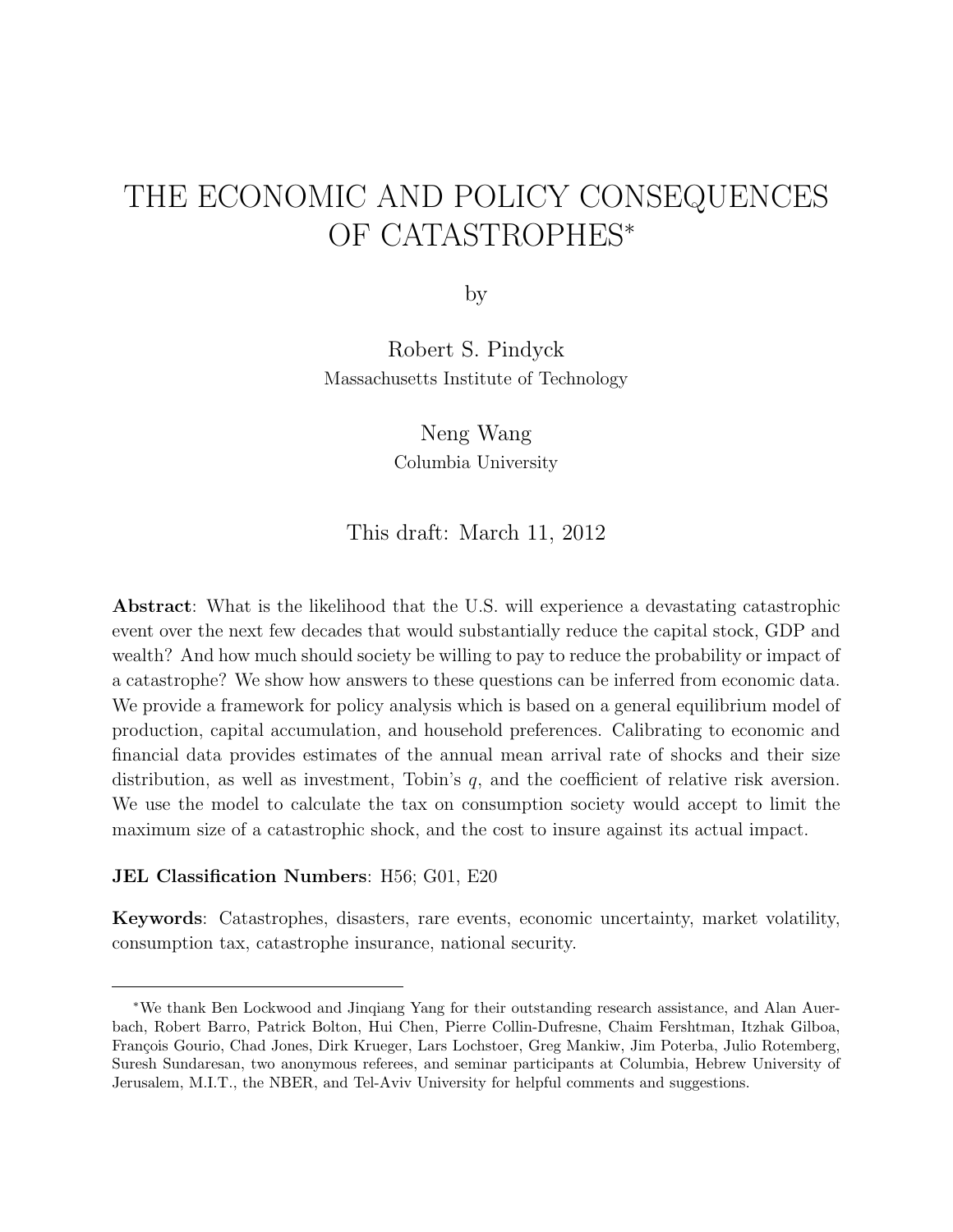# THE ECONOMIC AND POLICY CONSEQUENCES OF CATASTROPHES*

by

Robert S. Pindyck
Massachusetts Institute of Technology

Neng Wang
Columbia University

This draft: March 11, 2012

**Abstract**: What is the likelihood that the U.S. will experience a devastating catastrophic event over the next few decades that would substantially reduce the capital stock, GDP and wealth? And how much should society be willing to pay to reduce the probability or impact of a catastrophe? We show how answers to these questions can be inferred from economic data. We provide a framework for policy analysis which is based on a general equilibrium model of production, capital accumulation, and household preferences. Calibrating to economic and financial data provides estimates of the annual mean arrival rate of shocks and their size distribution, as well as investment, Tobin's $q$, and the coefficient of relative risk aversion. We use the model to calculate the tax on consumption society would accept to limit the maximum size of a catastrophic shock, and the cost to insure against its actual impact.

**JEL Classification Numbers**: H56; G01, E20

**Keywords**: Catastrophes, disasters, rare events, economic uncertainty, market volatility, consumption tax, catastrophe insurance, national security.

---

*We thank Ben Lockwood and Jinqiang Yang for their outstanding research assistance, and Alan Auerbach, Robert Barro, Patrick Bolton, Hui Chen, Pierre Collin-Dufresne, Chaim Fershtman, Itzhak Gilboa, François Gourio, Chad Jones, Dirk Krueger, Lars Lochstoer, Greg Mankiw, Jim Poterba, Julio Rotemberg, Suresh Sundaresan, two anonymous referees, and seminar participants at Columbia, Hebrew University of Jerusalem, M.I.T., the NBER, and Tel-Aviv University for helpful comments and suggestions.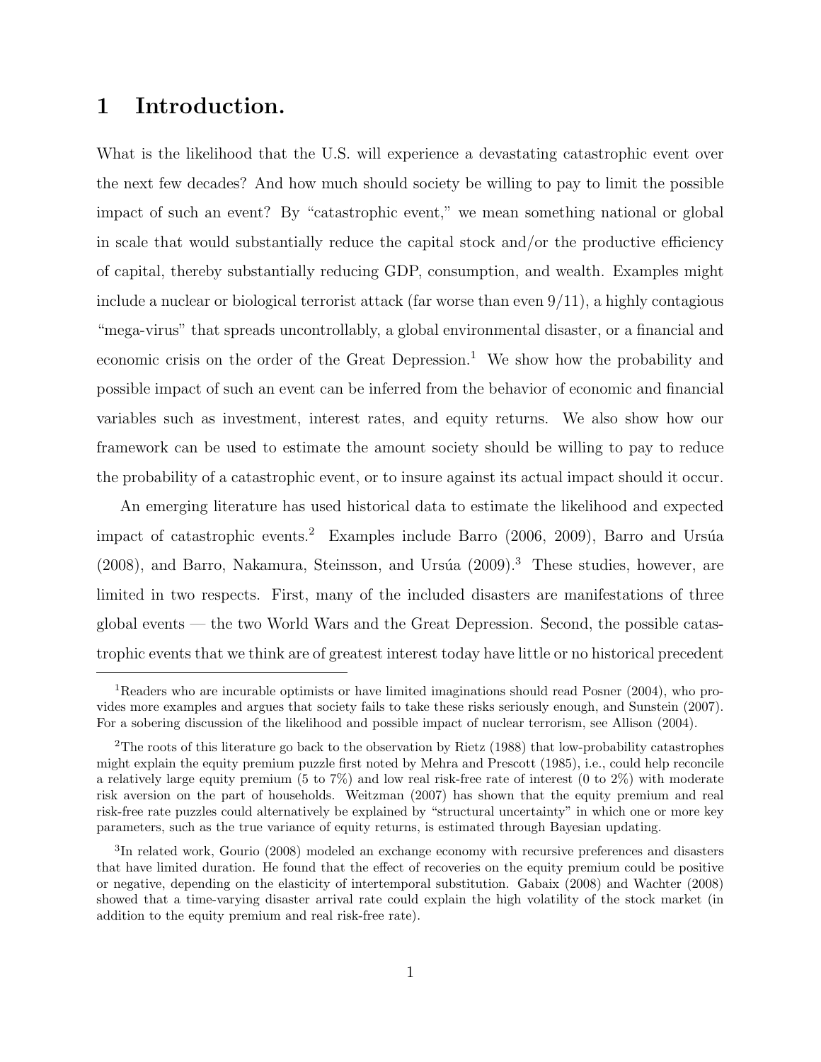# 1 Introduction.

What is the likelihood that the U.S. will experience a devastating catastrophic event over the next few decades? And how much should society be willing to pay to limit the possible impact of such an event? By "catastrophic event," we mean something national or global in scale that would substantially reduce the capital stock and/or the productive efficiency of capital, thereby substantially reducing GDP, consumption, and wealth. Examples might include a nuclear or biological terrorist attack (far worse than even 9/11), a highly contagious "mega-virus" that spreads uncontrollably, a global environmental disaster, or a financial and economic crisis on the order of the Great Depression.[1] We show how the probability and possible impact of such an event can be inferred from the behavior of economic and financial variables such as investment, interest rates, and equity returns. We also show how our framework can be used to estimate the amount society should be willing to pay to reduce the probability of a catastrophic event, or to insure against its actual impact should it occur.

An emerging literature has used historical data to estimate the likelihood and expected impact of catastrophic events.[2] Examples include Barro (2006, 2009), Barro and Ursúa (2008), and Barro, Nakamura, Steinsson, and Ursúa (2009).[3] These studies, however, are limited in two respects. First, many of the included disasters are manifestations of three global events — the two World Wars and the Great Depression. Second, the possible catastrophic events that we think are of greatest interest today have little or no historical precedent

[1] Readers who are incurable optimists or have limited imaginations should read Posner (2004), who provides more examples and argues that society fails to take these risks seriously enough, and Sunstein (2007). For a sobering discussion of the likelihood and possible impact of nuclear terrorism, see Allison (2004).

[2] The roots of this literature go back to the observation by Rietz (1988) that low-probability catastrophes might explain the equity premium puzzle first noted by Mehra and Prescott (1985), i.e., could help reconcile a relatively large equity premium (5 to 7%) and low real risk-free rate of interest (0 to 2%) with moderate risk aversion on the part of households. Weitzman (2007) has shown that the equity premium and real risk-free rate puzzles could alternatively be explained by "structural uncertainty" in which one or more key parameters, such as the true variance of equity returns, is estimated through Bayesian updating.

[3] In related work, Gourio (2008) modeled an exchange economy with recursive preferences and disasters that have limited duration. He found that the effect of recoveries on the equity premium could be positive or negative, depending on the elasticity of intertemporal substitution. Gabaix (2008) and Wachter (2008) showed that a time-varying disaster arrival rate could explain the high volatility of the stock market (in addition to the equity premium and real risk-free rate).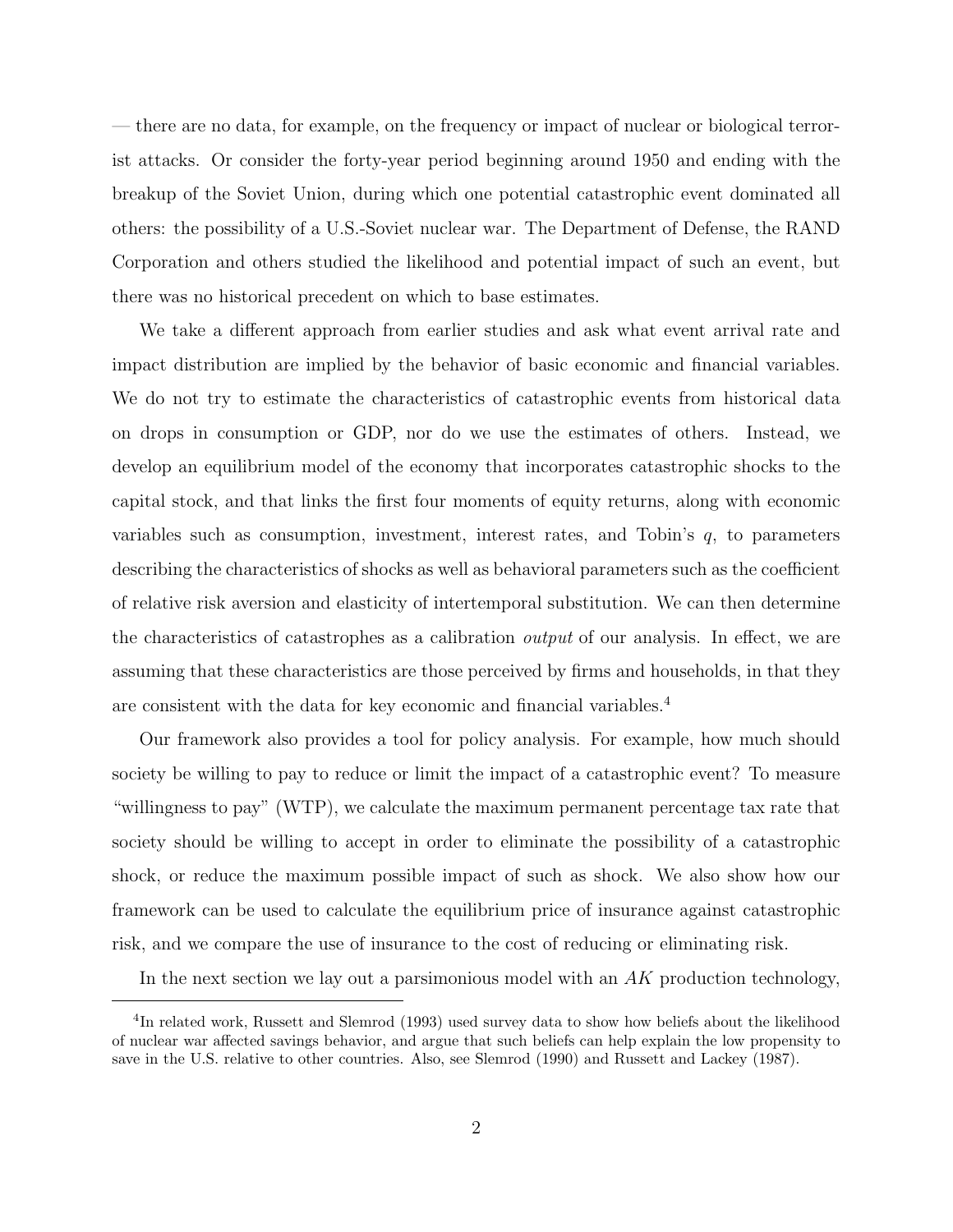— there are no data, for example, on the frequency or impact of nuclear or biological terrorist attacks. Or consider the forty-year period beginning around 1950 and ending with the breakup of the Soviet Union, during which one potential catastrophic event dominated all others: the possibility of a U.S.-Soviet nuclear war. The Department of Defense, the RAND Corporation and others studied the likelihood and potential impact of such an event, but there was no historical precedent on which to base estimates.

We take a different approach from earlier studies and ask what event arrival rate and impact distribution are implied by the behavior of basic economic and financial variables. We do not try to estimate the characteristics of catastrophic events from historical data on drops in consumption or GDP, nor do we use the estimates of others. Instead, we develop an equilibrium model of the economy that incorporates catastrophic shocks to the capital stock, and that links the first four moments of equity returns, along with economic variables such as consumption, investment, interest rates, and Tobin's $q$, to parameters describing the characteristics of shocks as well as behavioral parameters such as the coefficient of relative risk aversion and elasticity of intertemporal substitution. We can then determine the characteristics of catastrophes as a calibration *output* of our analysis. In effect, we are assuming that these characteristics are those perceived by firms and households, in that they are consistent with the data for key economic and financial variables.[4]

Our framework also provides a tool for policy analysis. For example, how much should society be willing to pay to reduce or limit the impact of a catastrophic event? To measure "willingness to pay" (WTP), we calculate the maximum permanent percentage tax rate that society should be willing to accept in order to eliminate the possibility of a catastrophic shock, or reduce the maximum possible impact of such as shock. We also show how our framework can be used to calculate the equilibrium price of insurance against catastrophic risk, and we compare the use of insurance to the cost of reducing or eliminating risk.

In the next section we lay out a parsimonious model with an $AK$ production technology,

[4]In related work, Russett and Slemrod (1993) used survey data to show how beliefs about the likelihood of nuclear war affected savings behavior, and argue that such beliefs can help explain the low propensity to save in the U.S. relative to other countries. Also, see Slemrod (1990) and Russett and Lackey (1987).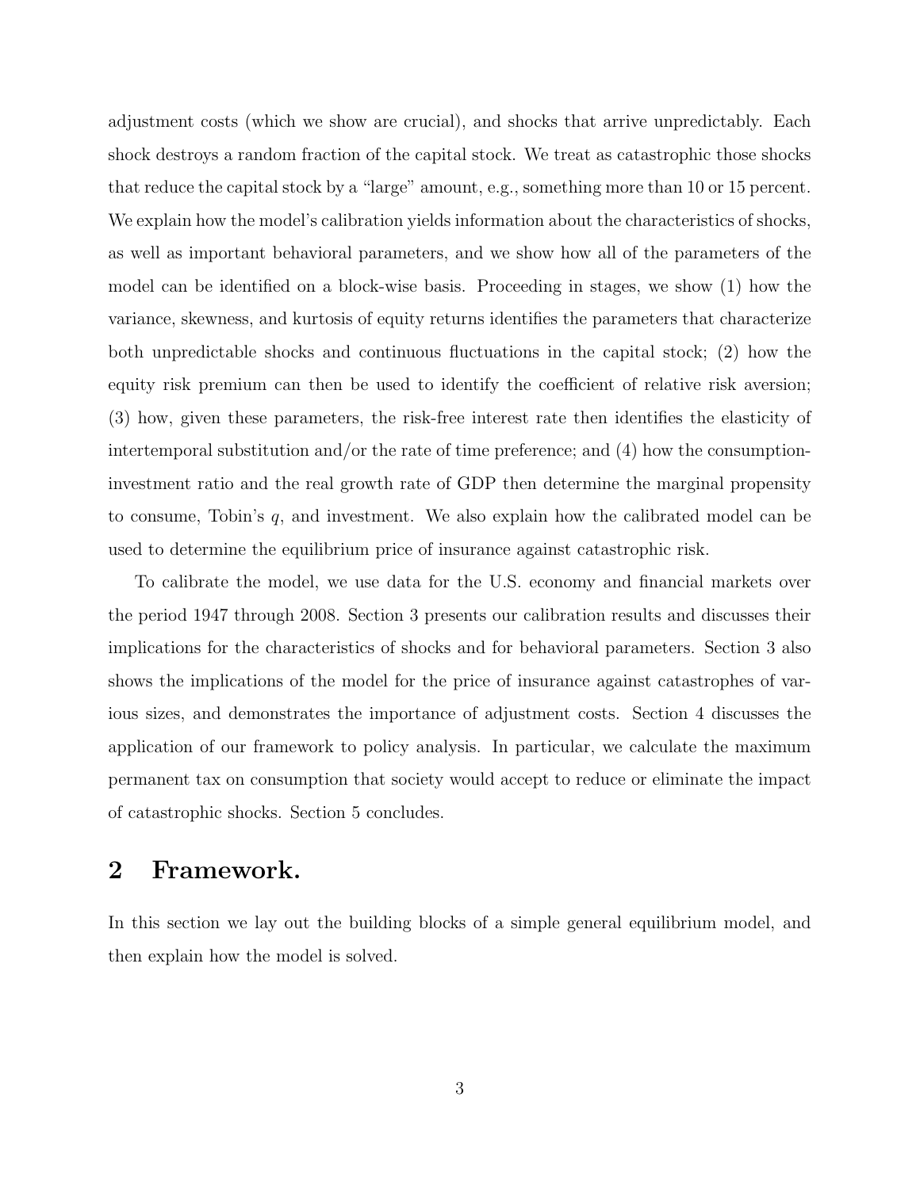adjustment costs (which we show are crucial), and shocks that arrive unpredictably. Each shock destroys a random fraction of the capital stock. We treat as catastrophic those shocks that reduce the capital stock by a "large" amount, e.g., something more than 10 or 15 percent. We explain how the model's calibration yields information about the characteristics of shocks, as well as important behavioral parameters, and we show how all of the parameters of the model can be identified on a block-wise basis. Proceeding in stages, we show (1) how the variance, skewness, and kurtosis of equity returns identifies the parameters that characterize both unpredictable shocks and continuous fluctuations in the capital stock; (2) how the equity risk premium can then be used to identify the coefficient of relative risk aversion; (3) how, given these parameters, the risk-free interest rate then identifies the elasticity of intertemporal substitution and/or the rate of time preference; and (4) how the consumption-investment ratio and the real growth rate of GDP then determine the marginal propensity to consume, Tobin's $q$, and investment. We also explain how the calibrated model can be used to determine the equilibrium price of insurance against catastrophic risk.

To calibrate the model, we use data for the U.S. economy and financial markets over the period 1947 through 2008. Section 3 presents our calibration results and discusses their implications for the characteristics of shocks and for behavioral parameters. Section 3 also shows the implications of the model for the price of insurance against catastrophes of various sizes, and demonstrates the importance of adjustment costs. Section 4 discusses the application of our framework to policy analysis. In particular, we calculate the maximum permanent tax on consumption that society would accept to reduce or eliminate the impact of catastrophic shocks. Section 5 concludes.

## 2 Framework.

In this section we lay out the building blocks of a simple general equilibrium model, and then explain how the model is solved.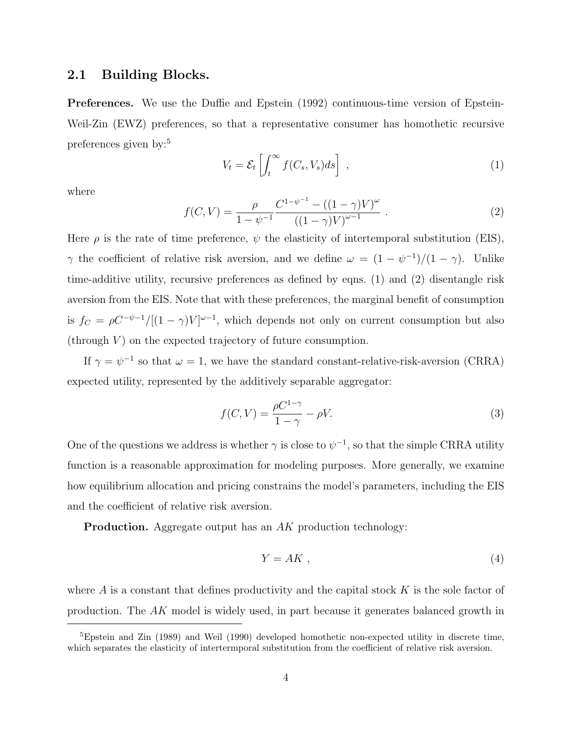## 2.1 Building Blocks.

**Preferences.** We use the Duffie and Epstein (1992) continuous-time version of Epstein-Weil-Zin (EWZ) preferences, so that a representative consumer has homothetic recursive preferences given by:[5]

$$V_t = \mathcal{E}_t \left[ \int_t^\infty f(C_s, V_s) ds \right] \ , \tag{1}$$

where

$$f(C, V) = \frac{\rho}{1 - \psi^{-1}} \frac{C^{1-\psi^{-1}} - ((1-\gamma)V)^{\omega}}{((1-\gamma)V)^{\omega - 1}} \ . \tag{2}$$

Here $\rho$ is the rate of time preference, $\psi$ the elasticity of intertemporal substitution (EIS), $\gamma$ the coefficient of relative risk aversion, and we define $\omega = (1 - \psi^{-1})/(1 - \gamma)$. Unlike time-additive utility, recursive preferences as defined by eqns. (1) and (2) disentangle risk aversion from the EIS. Note that with these preferences, the marginal benefit of consumption is $f_C = \rho C^{-\psi - 1}/[(1-\gamma)V]^{\omega - 1}$, which depends not only on current consumption but also (through $V$) on the expected trajectory of future consumption.

If $\gamma = \psi^{-1}$ so that $\omega = 1$, we have the standard constant-relative-risk-aversion (CRRA) expected utility, represented by the additively separable aggregator:

$$f(C, V) = \frac{\rho C^{1-\gamma}}{1 - \gamma} - \rho V. \tag{3}$$

One of the questions we address is whether $\gamma$ is close to $\psi^{-1}$, so that the simple CRRA utility function is a reasonable approximation for modeling purposes. More generally, we examine how equilibrium allocation and pricing constrains the model's parameters, including the EIS and the coefficient of relative risk aversion.

**Production.** Aggregate output has an $AK$ production technology:

$$Y = AK \ , \tag{4}$$

where $A$ is a constant that defines productivity and the capital stock $K$ is the sole factor of production. The $AK$ model is widely used, in part because it generates balanced growth in

[5] Epstein and Zin (1989) and Weil (1990) developed homothetic non-expected utility in discrete time, which separates the elasticity of intertermporal substitution from the coefficient of relative risk aversion.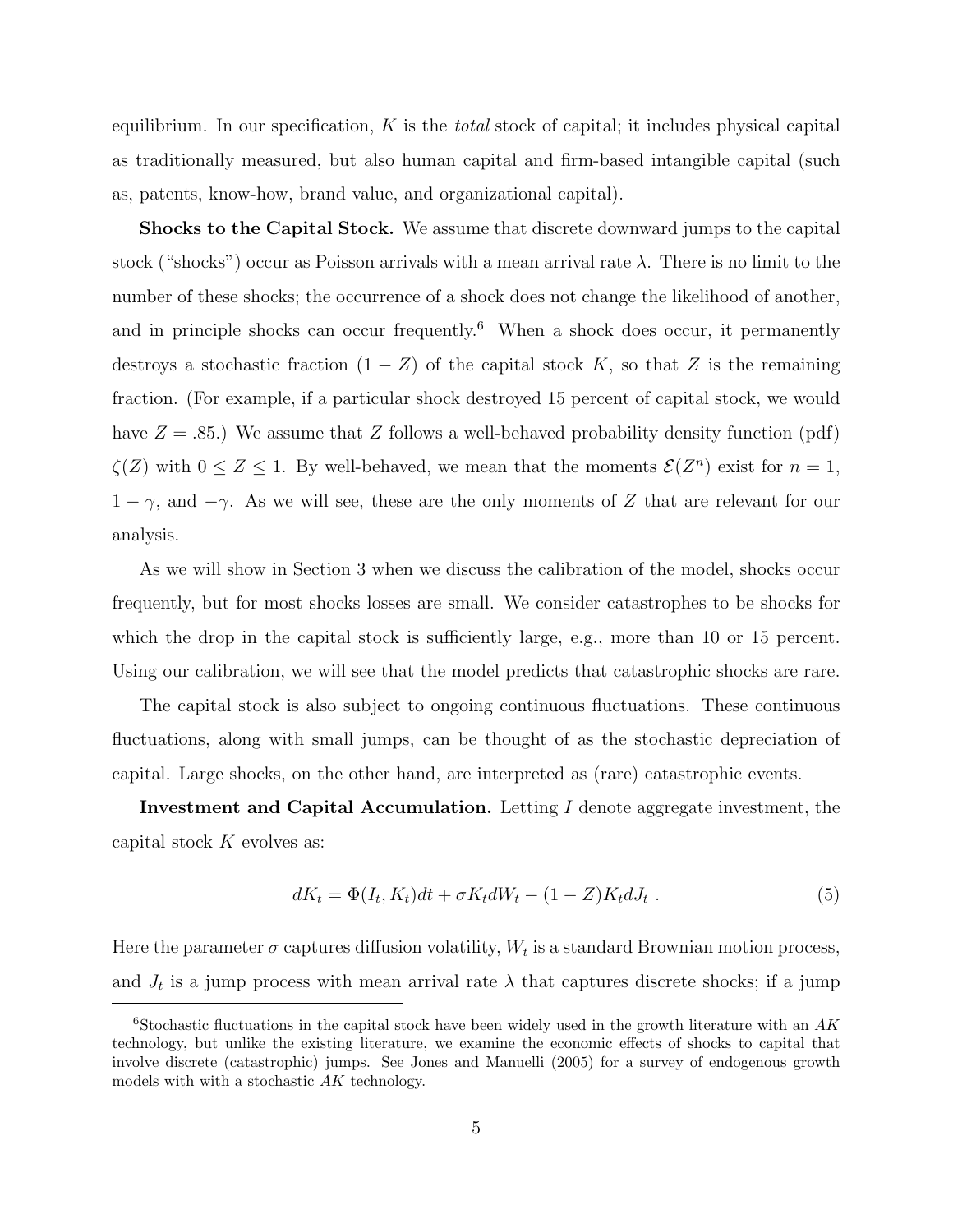equilibrium. In our specification, $K$ is the *total* stock of capital; it includes physical capital as traditionally measured, but also human capital and firm-based intangible capital (such as, patents, know-how, brand value, and organizational capital).

**Shocks to the Capital Stock.** We assume that discrete downward jumps to the capital stock ("shocks") occur as Poisson arrivals with a mean arrival rate $\lambda$. There is no limit to the number of these shocks; the occurrence of a shock does not change the likelihood of another, and in principle shocks can occur frequently.[6] When a shock does occur, it permanently destroys a stochastic fraction $(1 - Z)$ of the capital stock $K$, so that $Z$ is the remaining fraction. (For example, if a particular shock destroyed 15 percent of capital stock, we would have $Z = .85$.) We assume that $Z$ follows a well-behaved probability density function (pdf) $\zeta(Z)$ with $0 \leq Z \leq 1$. By well-behaved, we mean that the moments $\mathcal{E}(Z^n)$ exist for $n = 1$, $1 - \gamma$, and $-\gamma$. As we will see, these are the only moments of $Z$ that are relevant for our analysis.

As we will show in Section 3 when we discuss the calibration of the model, shocks occur frequently, but for most shocks losses are small. We consider catastrophes to be shocks for which the drop in the capital stock is sufficiently large, e.g., more than 10 or 15 percent. Using our calibration, we will see that the model predicts that catastrophic shocks are rare.

The capital stock is also subject to ongoing continuous fluctuations. These continuous fluctuations, along with small jumps, can be thought of as the stochastic depreciation of capital. Large shocks, on the other hand, are interpreted as (rare) catastrophic events.

**Investment and Capital Accumulation.** Letting $I$ denote aggregate investment, the capital stock $K$ evolves as:

$$dK_t = \Phi(I_t, K_t)dt + \sigma K_t dW_t - (1 - Z)K_t dJ_t \ . \tag{5}$$

Here the parameter $\sigma$ captures diffusion volatility, $W_t$ is a standard Brownian motion process, and $J_t$ is a jump process with mean arrival rate $\lambda$ that captures discrete shocks; if a jump

[6] Stochastic fluctuations in the capital stock have been widely used in the growth literature with an $AK$ technology, but unlike the existing literature, we examine the economic effects of shocks to capital that involve discrete (catastrophic) jumps. See Jones and Manuelli (2005) for a survey of endogenous growth models with with a stochastic $AK$ technology.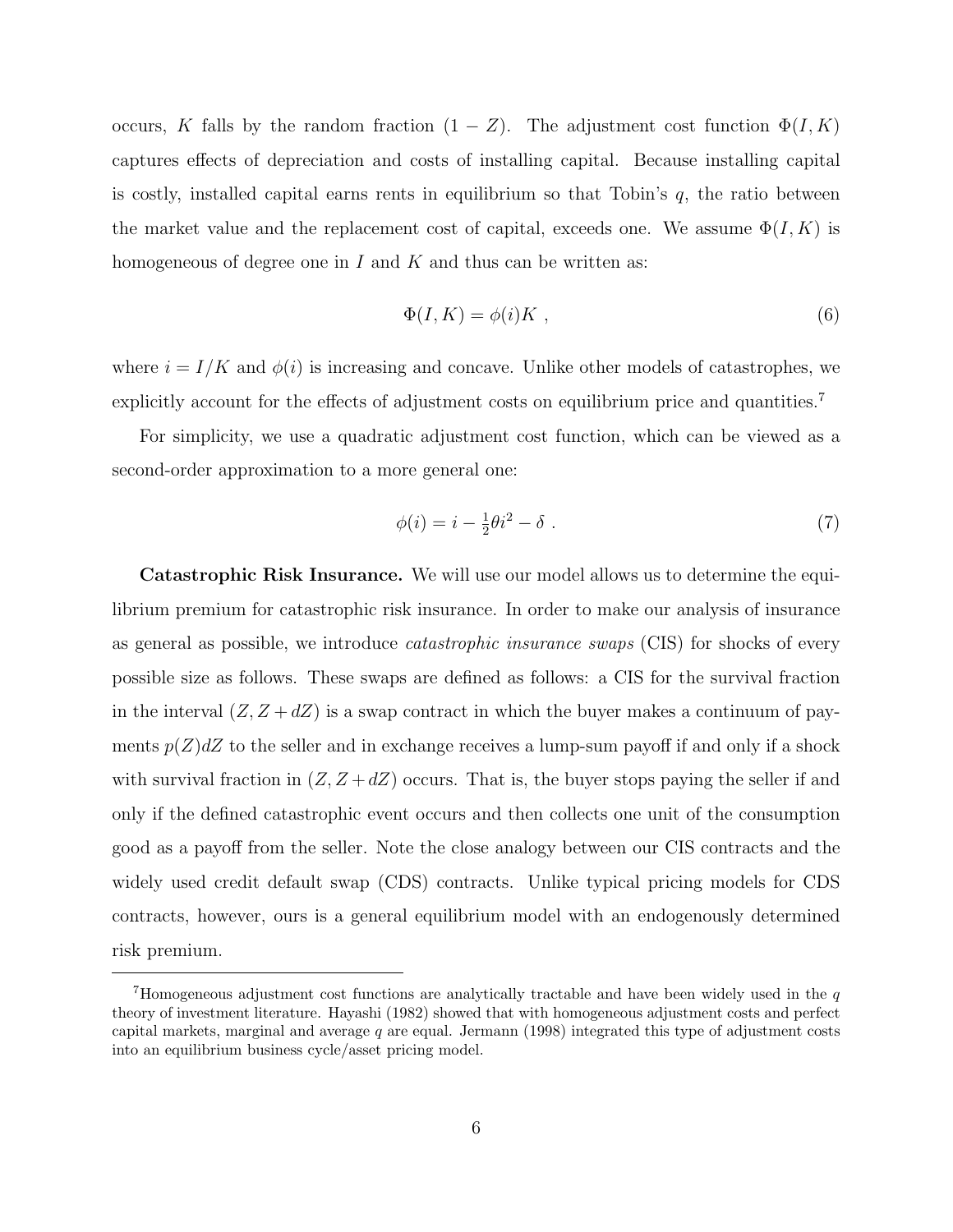occurs, $K$ falls by the random fraction $(1-Z)$. The adjustment cost function $\Phi(I,K)$ captures effects of depreciation and costs of installing capital. Because installing capital is costly, installed capital earns rents in equilibrium so that Tobin's $q$, the ratio between the market value and the replacement cost of capital, exceeds one. We assume $\Phi(I,K)$ is homogeneous of degree one in $I$ and $K$ and thus can be written as:

$$\Phi(I,K) = \phi(i)K \ , \tag{6}$$

where $i = I/K$ and $\phi(i)$ is increasing and concave. Unlike other models of catastrophes, we explicitly account for the effects of adjustment costs on equilibrium price and quantities.[7]

For simplicity, we use a quadratic adjustment cost function, which can be viewed as a second-order approximation to a more general one:

$$\phi(i) = i - \tfrac{1}{2}\theta i^2 - \delta \ . \tag{7}$$

**Catastrophic Risk Insurance.** We will use our model allows us to determine the equilibrium premium for catastrophic risk insurance. In order to make our analysis of insurance as general as possible, we introduce *catastrophic insurance swaps* (CIS) for shocks of every possible size as follows. These swaps are defined as follows: a CIS for the survival fraction in the interval $(Z, Z+dZ)$ is a swap contract in which the buyer makes a continuum of payments $p(Z)dZ$ to the seller and in exchange receives a lump-sum payoff if and only if a shock with survival fraction in $(Z, Z+dZ)$ occurs. That is, the buyer stops paying the seller if and only if the defined catastrophic event occurs and then collects one unit of the consumption good as a payoff from the seller. Note the close analogy between our CIS contracts and the widely used credit default swap (CDS) contracts. Unlike typical pricing models for CDS contracts, however, ours is a general equilibrium model with an endogenously determined risk premium.

[7] Homogeneous adjustment cost functions are analytically tractable and have been widely used in the $q$ theory of investment literature. Hayashi (1982) showed that with homogeneous adjustment costs and perfect capital markets, marginal and average $q$ are equal. Jermann (1998) integrated this type of adjustment costs into an equilibrium business cycle/asset pricing model.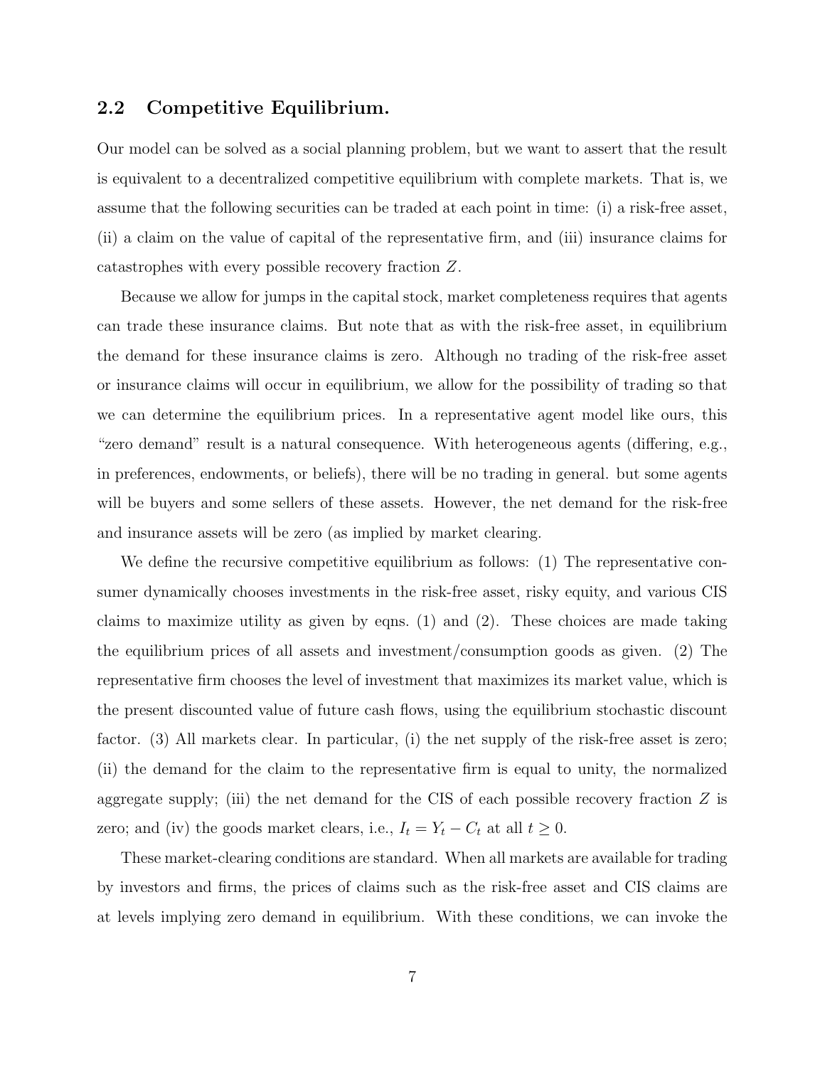## 2.2 Competitive Equilibrium.

Our model can be solved as a social planning problem, but we want to assert that the result is equivalent to a decentralized competitive equilibrium with complete markets. That is, we assume that the following securities can be traded at each point in time: (i) a risk-free asset, (ii) a claim on the value of capital of the representative firm, and (iii) insurance claims for catastrophes with every possible recovery fraction $Z$.

Because we allow for jumps in the capital stock, market completeness requires that agents can trade these insurance claims. But note that as with the risk-free asset, in equilibrium the demand for these insurance claims is zero. Although no trading of the risk-free asset or insurance claims will occur in equilibrium, we allow for the possibility of trading so that we can determine the equilibrium prices. In a representative agent model like ours, this "zero demand" result is a natural consequence. With heterogeneous agents (differing, e.g., in preferences, endowments, or beliefs), there will be no trading in general. but some agents will be buyers and some sellers of these assets. However, the net demand for the risk-free and insurance assets will be zero (as implied by market clearing.

We define the recursive competitive equilibrium as follows: (1) The representative consumer dynamically chooses investments in the risk-free asset, risky equity, and various CIS claims to maximize utility as given by eqns. (1) and (2). These choices are made taking the equilibrium prices of all assets and investment/consumption goods as given. (2) The representative firm chooses the level of investment that maximizes its market value, which is the present discounted value of future cash flows, using the equilibrium stochastic discount factor. (3) All markets clear. In particular, (i) the net supply of the risk-free asset is zero; (ii) the demand for the claim to the representative firm is equal to unity, the normalized aggregate supply; (iii) the net demand for the CIS of each possible recovery fraction $Z$ is zero; and (iv) the goods market clears, i.e., $I_t = Y_t - C_t$ at all $t \geq 0$.

These market-clearing conditions are standard. When all markets are available for trading by investors and firms, the prices of claims such as the risk-free asset and CIS claims are at levels implying zero demand in equilibrium. With these conditions, we can invoke the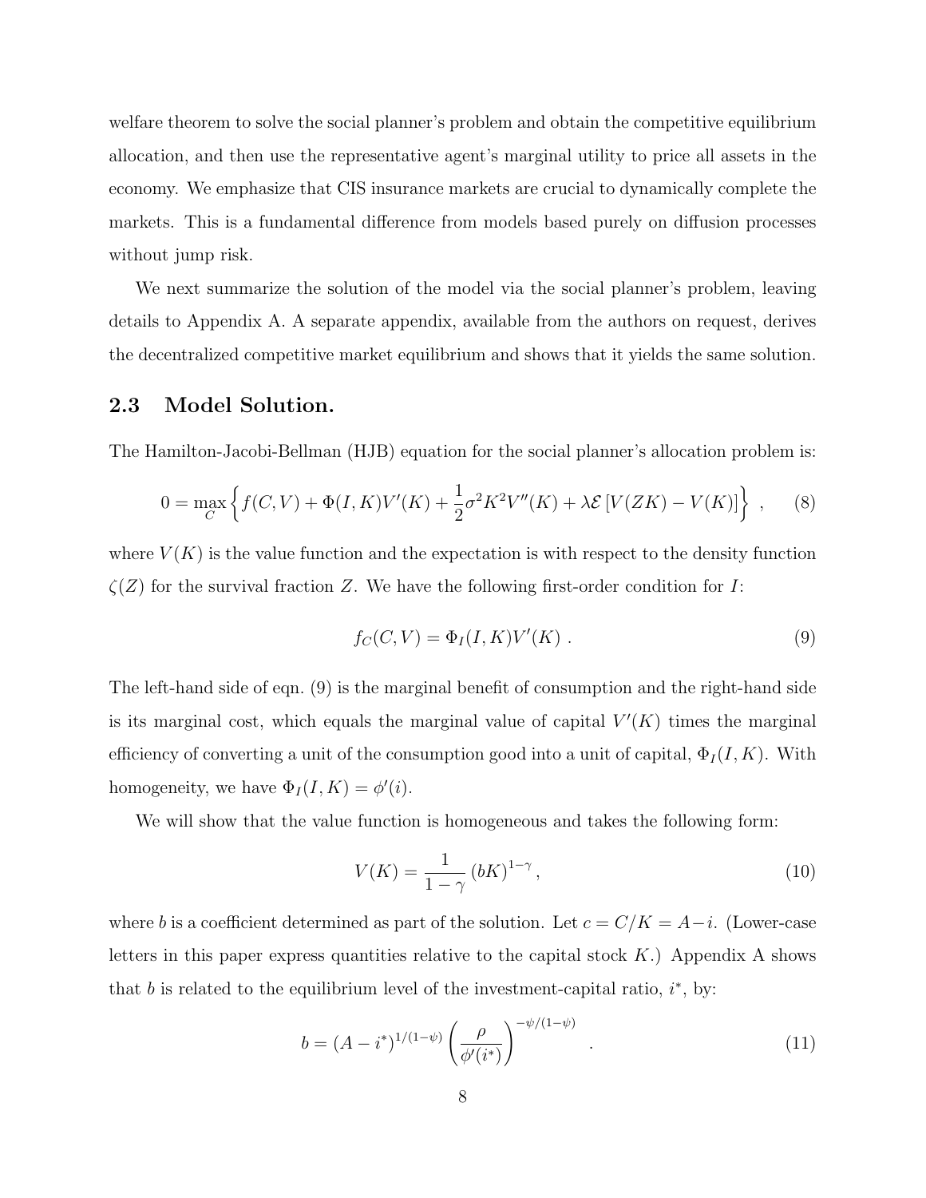welfare theorem to solve the social planner's problem and obtain the competitive equilibrium allocation, and then use the representative agent's marginal utility to price all assets in the economy. We emphasize that CIS insurance markets are crucial to dynamically complete the markets. This is a fundamental difference from models based purely on diffusion processes without jump risk.

We next summarize the solution of the model via the social planner's problem, leaving details to Appendix A. A separate appendix, available from the authors on request, derives the decentralized competitive market equilibrium and shows that it yields the same solution.

## 2.3 Model Solution.

The Hamilton-Jacobi-Bellman (HJB) equation for the social planner's allocation problem is:

$$0 = \max_{C} \left\{ f(C,V) + \Phi(I,K)V'(K) + \frac{1}{2}\sigma^2 K^2 V''(K) + \lambda \mathcal{E}\left[V(ZK) - V(K)\right] \right\} \,, \qquad (8)$$

where $V(K)$ is the value function and the expectation is with respect to the density function $\zeta(Z)$ for the survival fraction $Z$. We have the following first-order condition for $I$:

$$f_C(C,V) = \Phi_I(I,K)V'(K) \,. \qquad (9)$$

The left-hand side of eqn. (9) is the marginal benefit of consumption and the right-hand side is its marginal cost, which equals the marginal value of capital $V'(K)$ times the marginal efficiency of converting a unit of the consumption good into a unit of capital, $\Phi_I(I,K)$. With homogeneity, we have $\Phi_I(I,K) = \phi'(i)$.

We will show that the value function is homogeneous and takes the following form:

$$V(K) = \frac{1}{1-\gamma}\left(bK\right)^{1-\gamma}, \qquad (10)$$

where $b$ is a coefficient determined as part of the solution. Let $c = C/K = A - i$. (Lower-case letters in this paper express quantities relative to the capital stock $K$.) Appendix A shows that $b$ is related to the equilibrium level of the investment-capital ratio, $i^*$, by:

$$b = \left(A - i^*\right)^{1/(1-\psi)} \left(\frac{\rho}{\phi'(i^*)}\right)^{-\psi/(1-\psi)} \,. \qquad (11)$$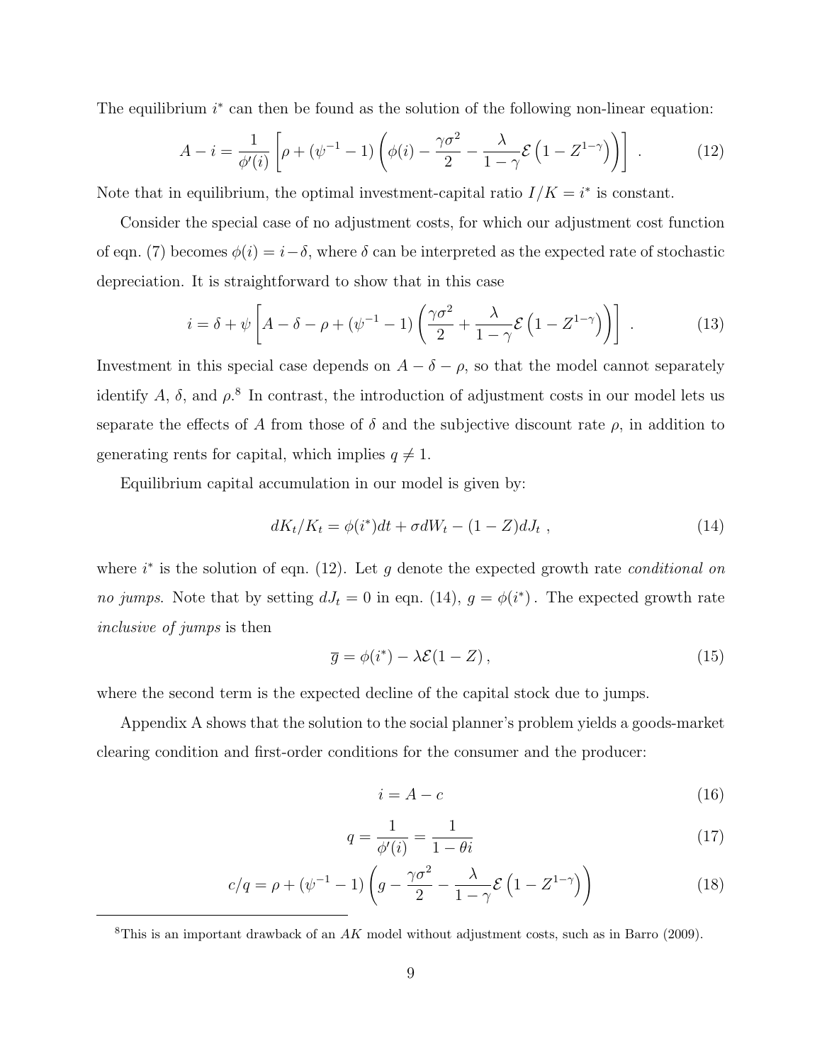The equilibrium $i^*$ can then be found as the solution of the following non-linear equation:

$$A - i = \frac{1}{\phi'(i)} \left[ \rho + (\psi^{-1} - 1) \left( \phi(i) - \frac{\gamma\sigma^2}{2} - \frac{\lambda}{1-\gamma} \mathcal{E}\left(1 - Z^{1-\gamma}\right) \right) \right] . \tag{12}$$

Note that in equilibrium, the optimal investment-capital ratio $I/K = i^*$ is constant.

Consider the special case of no adjustment costs, for which our adjustment cost function of eqn. (7) becomes $\phi(i) = i - \delta$, where $\delta$ can be interpreted as the expected rate of stochastic depreciation. It is straightforward to show that in this case

$$i = \delta + \psi \left[ A - \delta - \rho + (\psi^{-1} - 1) \left( \frac{\gamma\sigma^2}{2} + \frac{\lambda}{1-\gamma} \mathcal{E}\left(1 - Z^{1-\gamma}\right) \right) \right] . \tag{13}$$

Investment in this special case depends on $A - \delta - \rho$, so that the model cannot separately identify $A$, $\delta$, and $\rho$.[8] In contrast, the introduction of adjustment costs in our model lets us separate the effects of $A$ from those of $\delta$ and the subjective discount rate $\rho$, in addition to generating rents for capital, which implies $q \neq 1$.

Equilibrium capital accumulation in our model is given by:

$$dK_t/K_t = \phi(i^*)dt + \sigma dW_t - (1 - Z)dJ_t , \tag{14}$$

where $i^*$ is the solution of eqn. (12). Let $g$ denote the expected growth rate *conditional on no jumps*. Note that by setting $dJ_t = 0$ in eqn. (14), $g = \phi(i^*)$. The expected growth rate *inclusive of jumps* is then

$$\overline{g} = \phi(i^*) - \lambda\mathcal{E}(1 - Z) , \tag{15}$$

where the second term is the expected decline of the capital stock due to jumps.

Appendix A shows that the solution to the social planner's problem yields a goods-market clearing condition and first-order conditions for the consumer and the producer:

$$i = A - c \tag{16}$$

$$q = \frac{1}{\phi'(i)} = \frac{1}{1 - \theta i} \tag{17}$$

$$c/q = \rho + (\psi^{-1} - 1) \left( g - \frac{\gamma\sigma^2}{2} - \frac{\lambda}{1-\gamma} \mathcal{E}\left(1 - Z^{1-\gamma}\right) \right) \tag{18}$$

[8] This is an important drawback of an $AK$ model without adjustment costs, such as in Barro (2009).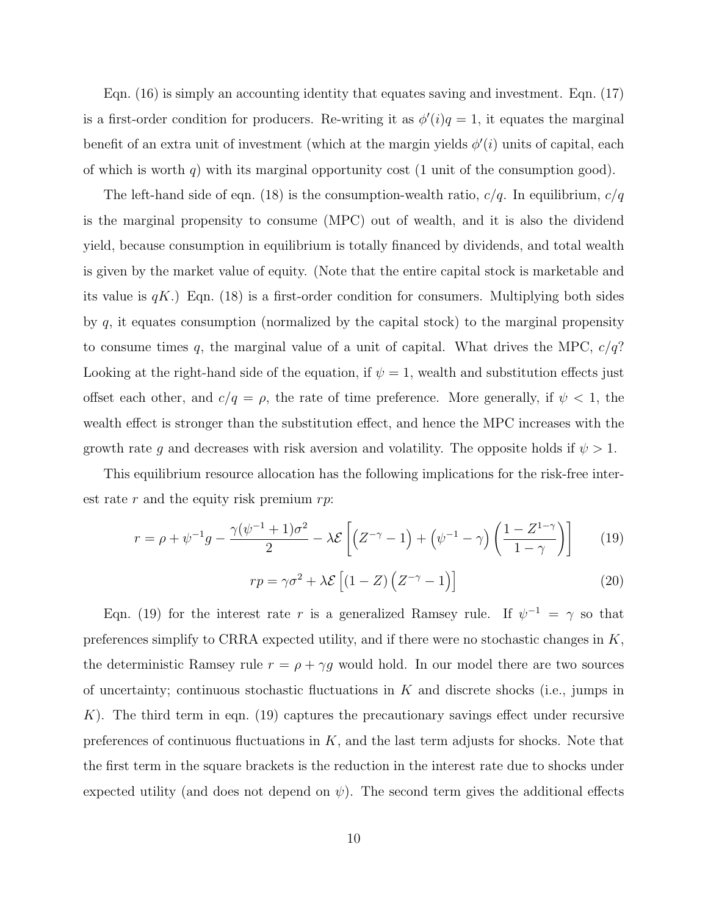Eqn. (16) is simply an accounting identity that equates saving and investment. Eqn. (17) is a first-order condition for producers. Re-writing it as $\phi'(i)q = 1$, it equates the marginal benefit of an extra unit of investment (which at the margin yields $\phi'(i)$ units of capital, each of which is worth $q$) with its marginal opportunity cost (1 unit of the consumption good).

The left-hand side of eqn. (18) is the consumption-wealth ratio, $c/q$. In equilibrium, $c/q$ is the marginal propensity to consume (MPC) out of wealth, and it is also the dividend yield, because consumption in equilibrium is totally financed by dividends, and total wealth is given by the market value of equity. (Note that the entire capital stock is marketable and its value is $qK$.) Eqn. (18) is a first-order condition for consumers. Multiplying both sides by $q$, it equates consumption (normalized by the capital stock) to the marginal propensity to consume times $q$, the marginal value of a unit of capital. What drives the MPC, $c/q$? Looking at the right-hand side of the equation, if $\psi = 1$, wealth and substitution effects just offset each other, and $c/q = \rho$, the rate of time preference. More generally, if $\psi < 1$, the wealth effect is stronger than the substitution effect, and hence the MPC increases with the growth rate $g$ and decreases with risk aversion and volatility. The opposite holds if $\psi > 1$.

This equilibrium resource allocation has the following implications for the risk-free interest rate $r$ and the equity risk premium $rp$:

$$r = \rho + \psi^{-1} g - \frac{\gamma(\psi^{-1} + 1)\sigma^2}{2} - \lambda \mathcal{E}\left[\left(Z^{-\gamma} - 1\right) + \left(\psi^{-1} - \gamma\right)\left(\frac{1 - Z^{1-\gamma}}{1 - \gamma}\right)\right] \tag{19}$$

$$rp = \gamma\sigma^2 + \lambda \mathcal{E}\left[(1 - Z)\left(Z^{-\gamma} - 1\right)\right] \tag{20}$$

Eqn. (19) for the interest rate $r$ is a generalized Ramsey rule. If $\psi^{-1} = \gamma$ so that preferences simplify to CRRA expected utility, and if there were no stochastic changes in $K$, the deterministic Ramsey rule $r = \rho + \gamma g$ would hold. In our model there are two sources of uncertainty; continuous stochastic fluctuations in $K$ and discrete shocks (i.e., jumps in $K$). The third term in eqn. (19) captures the precautionary savings effect under recursive preferences of continuous fluctuations in $K$, and the last term adjusts for shocks. Note that the first term in the square brackets is the reduction in the interest rate due to shocks under expected utility (and does not depend on $\psi$). The second term gives the additional effects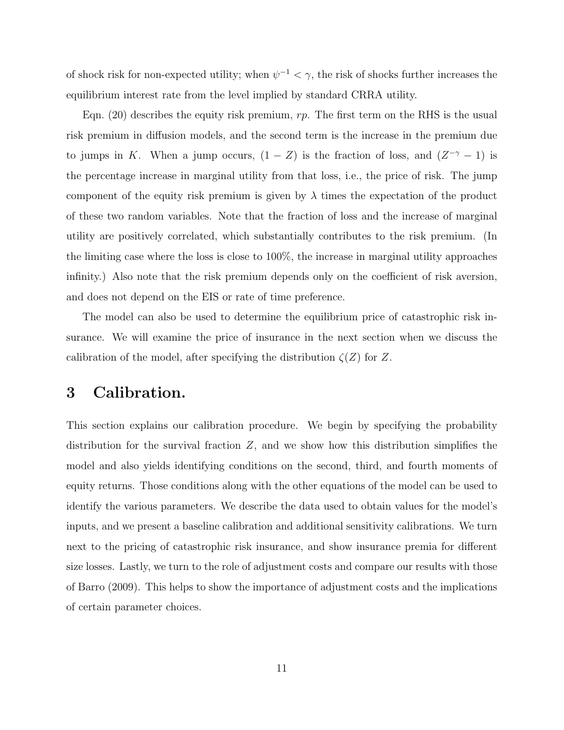of shock risk for non-expected utility; when $\psi^{-1} < \gamma$, the risk of shocks further increases the equilibrium interest rate from the level implied by standard CRRA utility.

Eqn. (20) describes the equity risk premium, $rp$. The first term on the RHS is the usual risk premium in diffusion models, and the second term is the increase in the premium due to jumps in $K$. When a jump occurs, $(1 - Z)$ is the fraction of loss, and $(Z^{-\gamma} - 1)$ is the percentage increase in marginal utility from that loss, i.e., the price of risk. The jump component of the equity risk premium is given by $\lambda$ times the expectation of the product of these two random variables. Note that the fraction of loss and the increase of marginal utility are positively correlated, which substantially contributes to the risk premium. (In the limiting case where the loss is close to 100%, the increase in marginal utility approaches infinity.) Also note that the risk premium depends only on the coefficient of risk aversion, and does not depend on the EIS or rate of time preference.

The model can also be used to determine the equilibrium price of catastrophic risk insurance. We will examine the price of insurance in the next section when we discuss the calibration of the model, after specifying the distribution $\zeta(Z)$ for $Z$.

# 3 Calibration.

This section explains our calibration procedure. We begin by specifying the probability distribution for the survival fraction $Z$, and we show how this distribution simplifies the model and also yields identifying conditions on the second, third, and fourth moments of equity returns. Those conditions along with the other equations of the model can be used to identify the various parameters. We describe the data used to obtain values for the model's inputs, and we present a baseline calibration and additional sensitivity calibrations. We turn next to the pricing of catastrophic risk insurance, and show insurance premia for different size losses. Lastly, we turn to the role of adjustment costs and compare our results with those of Barro (2009). This helps to show the importance of adjustment costs and the implications of certain parameter choices.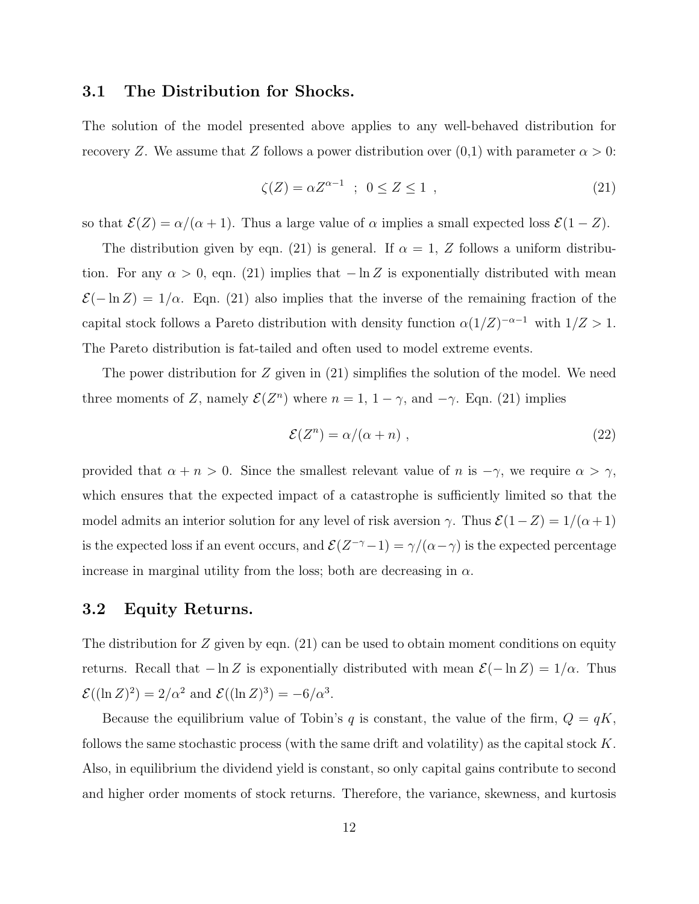### 3.1 The Distribution for Shocks.

The solution of the model presented above applies to any well-behaved distribution for recovery $Z$. We assume that $Z$ follows a power distribution over (0,1) with parameter $\alpha > 0$:

$$\zeta(Z) = \alpha Z^{\alpha-1} \ \ ; \ \ 0 \leq Z \leq 1 \ , \tag{21}$$

so that $\mathcal{E}(Z) = \alpha/(\alpha+1)$. Thus a large value of $\alpha$ implies a small expected loss $\mathcal{E}(1-Z)$.

The distribution given by eqn. (21) is general. If $\alpha = 1$, $Z$ follows a uniform distribution. For any $\alpha > 0$, eqn. (21) implies that $-\ln Z$ is exponentially distributed with mean $\mathcal{E}(-\ln Z) = 1/\alpha$. Eqn. (21) also implies that the inverse of the remaining fraction of the capital stock follows a Pareto distribution with density function $\alpha(1/Z)^{-\alpha-1}$ with $1/Z > 1$. The Pareto distribution is fat-tailed and often used to model extreme events.

The power distribution for $Z$ given in (21) simplifies the solution of the model. We need three moments of $Z$, namely $\mathcal{E}(Z^n)$ where $n = 1$, $1-\gamma$, and $-\gamma$. Eqn. (21) implies

$$\mathcal{E}(Z^n) = \alpha/(\alpha+n) \ , \tag{22}$$

provided that $\alpha + n > 0$. Since the smallest relevant value of $n$ is $-\gamma$, we require $\alpha > \gamma$, which ensures that the expected impact of a catastrophe is sufficiently limited so that the model admits an interior solution for any level of risk aversion $\gamma$. Thus $\mathcal{E}(1-Z) = 1/(\alpha+1)$ is the expected loss if an event occurs, and $\mathcal{E}(Z^{-\gamma}-1) = \gamma/(\alpha-\gamma)$ is the expected percentage increase in marginal utility from the loss; both are decreasing in $\alpha$.

### 3.2 Equity Returns.

The distribution for $Z$ given by eqn. (21) can be used to obtain moment conditions on equity returns. Recall that $-\ln Z$ is exponentially distributed with mean $\mathcal{E}(-\ln Z) = 1/\alpha$. Thus $\mathcal{E}((\ln Z)^2) = 2/\alpha^2$ and $\mathcal{E}((\ln Z)^3) = -6/\alpha^3$.

Because the equilibrium value of Tobin's $q$ is constant, the value of the firm, $Q = qK$, follows the same stochastic process (with the same drift and volatility) as the capital stock $K$. Also, in equilibrium the dividend yield is constant, so only capital gains contribute to second and higher order moments of stock returns. Therefore, the variance, skewness, and kurtosis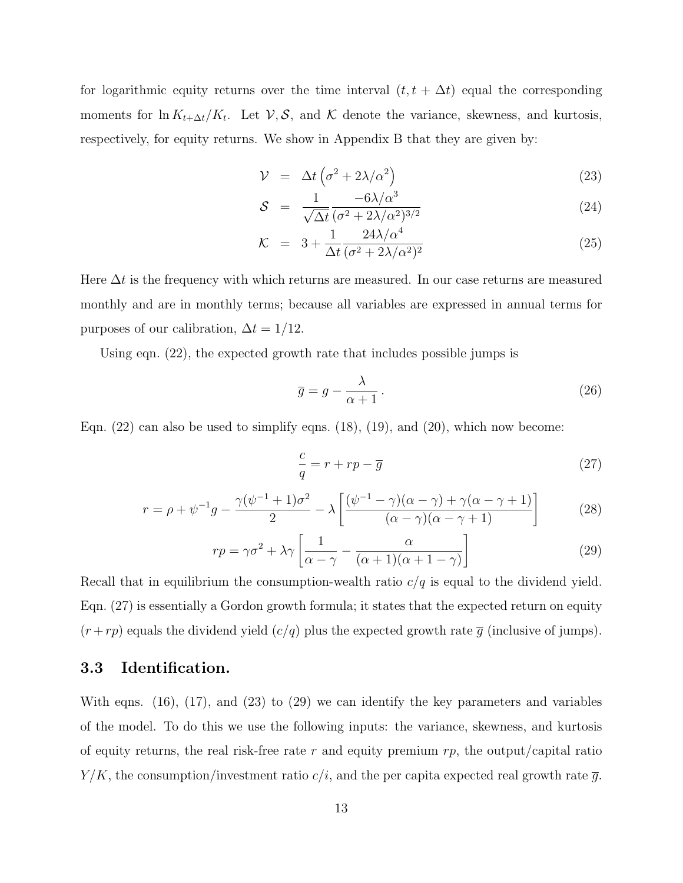for logarithmic equity returns over the time interval $(t, t + \Delta t)$ equal the corresponding moments for $\ln K_{t+\Delta t}/K_t$. Let $\mathcal{V}, \mathcal{S}$, and $\mathcal{K}$ denote the variance, skewness, and kurtosis, respectively, for equity returns. We show in Appendix B that they are given by:

$$\mathcal{V} = \Delta t \left(\sigma^2 + 2\lambda/\alpha^2\right) \tag{23}$$

$$\mathcal{S} = \frac{1}{\sqrt{\Delta t}} \frac{-6\lambda/\alpha^3}{(\sigma^2 + 2\lambda/\alpha^2)^{3/2}} \tag{24}$$

$$\mathcal{K} = 3 + \frac{1}{\Delta t} \frac{24\lambda/\alpha^4}{(\sigma^2 + 2\lambda/\alpha^2)^2} \tag{25}$$

Here $\Delta t$ is the frequency with which returns are measured. In our case returns are measured monthly and are in monthly terms; because all variables are expressed in annual terms for purposes of our calibration, $\Delta t = 1/12$.

Using eqn. (22), the expected growth rate that includes possible jumps is

$$\overline{g} = g - \frac{\lambda}{\alpha + 1}\,. \tag{26}$$

Eqn. (22) can also be used to simplify eqns. (18), (19), and (20), which now become:

$$\frac{c}{q} = r + rp - \overline{g} \tag{27}$$

$$r = \rho + \psi^{-1} g - \frac{\gamma(\psi^{-1} + 1)\sigma^2}{2} - \lambda \left[ \frac{(\psi^{-1} - \gamma)(\alpha - \gamma) + \gamma(\alpha - \gamma + 1)}{(\alpha - \gamma)(\alpha - \gamma + 1)} \right] \tag{28}$$

$$rp = \gamma\sigma^2 + \lambda\gamma \left[ \frac{1}{\alpha - \gamma} - \frac{\alpha}{(\alpha + 1)(\alpha + 1 - \gamma)} \right] \tag{29}$$

Recall that in equilibrium the consumption-wealth ratio $c/q$ is equal to the dividend yield. Eqn. (27) is essentially a Gordon growth formula; it states that the expected return on equity $(r + rp)$ equals the dividend yield $(c/q)$ plus the expected growth rate $\overline{g}$ (inclusive of jumps).

### 3.3 Identification.

With eqns. (16), (17), and (23) to (29) we can identify the key parameters and variables of the model. To do this we use the following inputs: the variance, skewness, and kurtosis of equity returns, the real risk-free rate $r$ and equity premium $rp$, the output/capital ratio $Y/K$, the consumption/investment ratio $c/i$, and the per capita expected real growth rate $\overline{g}$.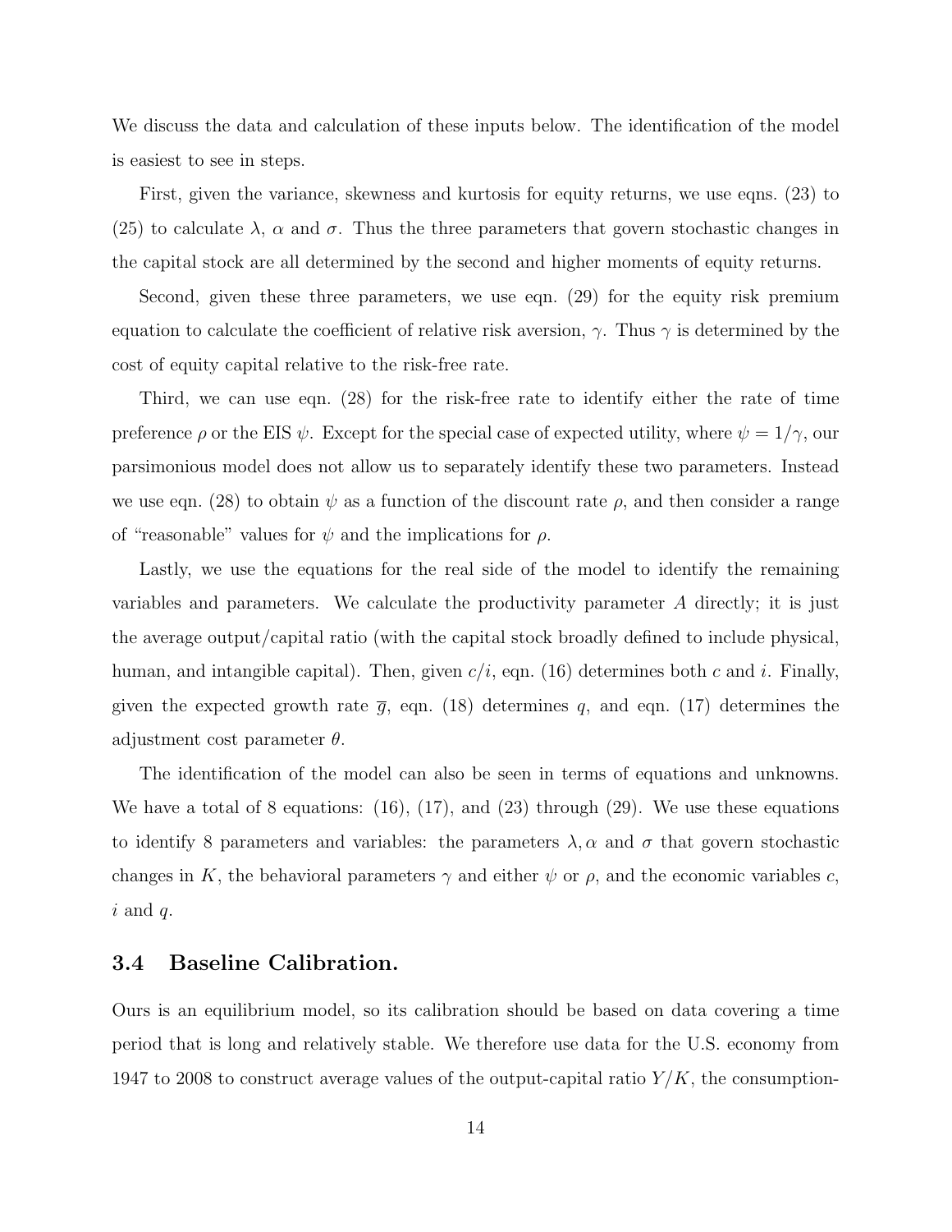We discuss the data and calculation of these inputs below. The identification of the model is easiest to see in steps.

First, given the variance, skewness and kurtosis for equity returns, we use eqns. (23) to (25) to calculate $\lambda$, $\alpha$ and $\sigma$. Thus the three parameters that govern stochastic changes in the capital stock are all determined by the second and higher moments of equity returns.

Second, given these three parameters, we use eqn. (29) for the equity risk premium equation to calculate the coefficient of relative risk aversion, $\gamma$. Thus $\gamma$ is determined by the cost of equity capital relative to the risk-free rate.

Third, we can use eqn. (28) for the risk-free rate to identify either the rate of time preference $\rho$ or the EIS $\psi$. Except for the special case of expected utility, where $\psi = 1/\gamma$, our parsimonious model does not allow us to separately identify these two parameters. Instead we use eqn. (28) to obtain $\psi$ as a function of the discount rate $\rho$, and then consider a range of "reasonable" values for $\psi$ and the implications for $\rho$.

Lastly, we use the equations for the real side of the model to identify the remaining variables and parameters. We calculate the productivity parameter $A$ directly; it is just the average output/capital ratio (with the capital stock broadly defined to include physical, human, and intangible capital). Then, given $c/i$, eqn. (16) determines both $c$ and $i$. Finally, given the expected growth rate $\overline{g}$, eqn. (18) determines $q$, and eqn. (17) determines the adjustment cost parameter $\theta$.

The identification of the model can also be seen in terms of equations and unknowns. We have a total of 8 equations: (16), (17), and (23) through (29). We use these equations to identify 8 parameters and variables: the parameters $\lambda, \alpha$ and $\sigma$ that govern stochastic changes in $K$, the behavioral parameters $\gamma$ and either $\psi$ or $\rho$, and the economic variables $c$, $i$ and $q$.

### 3.4 Baseline Calibration.

Ours is an equilibrium model, so its calibration should be based on data covering a time period that is long and relatively stable. We therefore use data for the U.S. economy from 1947 to 2008 to construct average values of the output-capital ratio $Y/K$, the consumption-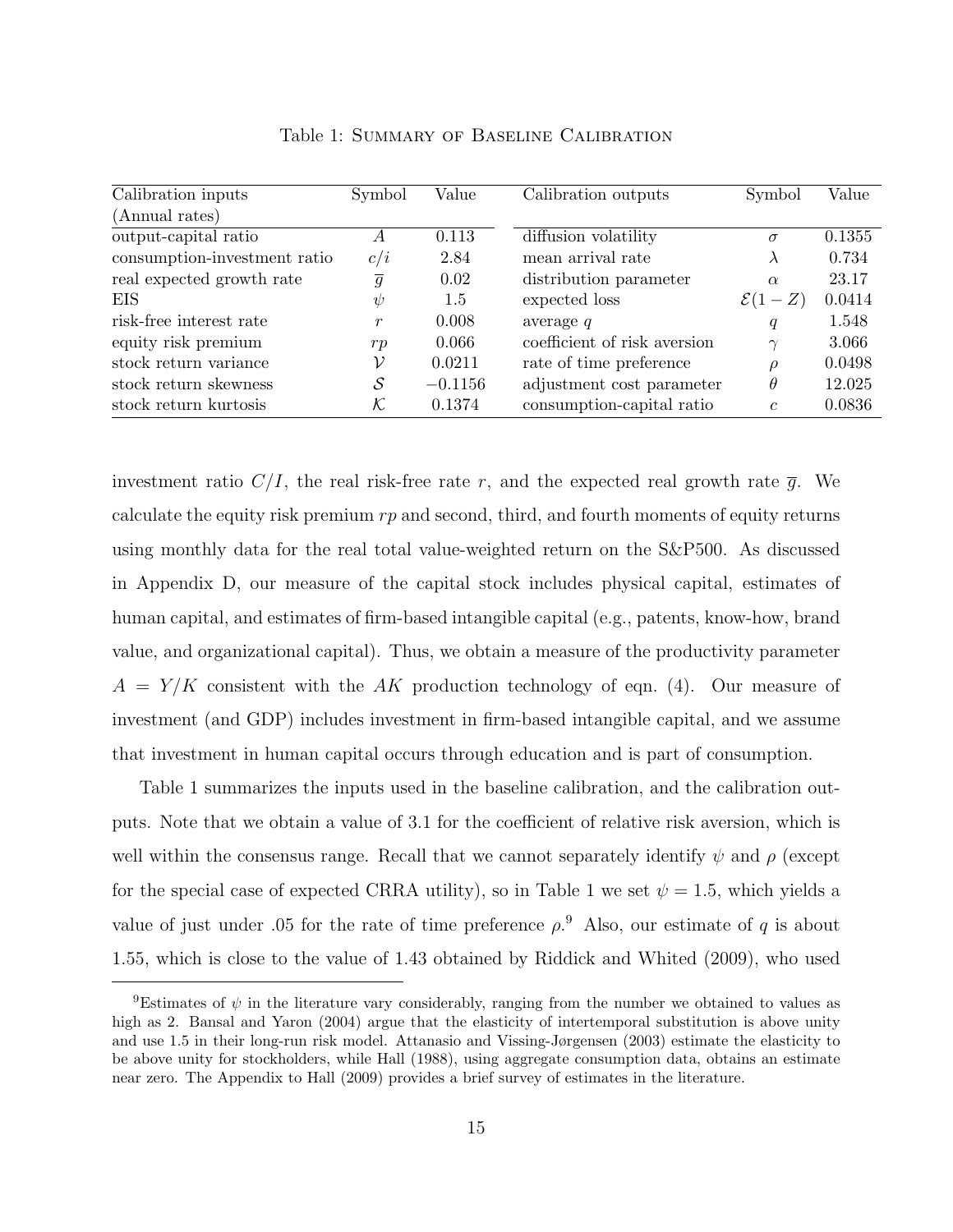Table 1: Summary of Baseline Calibration

| Calibration inputs (Annual rates) | Symbol | Value | Calibration outputs | Symbol | Value |
|---|---|---|---|---|---|
| output-capital ratio | $A$ | 0.113 | diffusion volatility | $\sigma$ | 0.1355 |
| consumption-investment ratio | $c/i$ | 2.84 | mean arrival rate | $\lambda$ | 0.734 |
| real expected growth rate | $\overline{g}$ | 0.02 | distribution parameter | $\alpha$ | 23.17 |
| EIS | $\psi$ | 1.5 | expected loss | $\mathcal{E}(1-Z)$ | 0.0414 |
| risk-free interest rate | $r$ | 0.008 | average $q$ | $q$ | 1.548 |
| equity risk premium | $rp$ | 0.066 | coefficient of risk aversion | $\gamma$ | 3.066 |
| stock return variance | $\mathcal{V}$ | 0.0211 | rate of time preference | $\rho$ | 0.0498 |
| stock return skewness | $\mathcal{S}$ | $-0.1156$ | adjustment cost parameter | $\theta$ | 12.025 |
| stock return kurtosis | $\mathcal{K}$ | 0.1374 | consumption-capital ratio | $c$ | 0.0836 |

investment ratio $C/I$, the real risk-free rate $r$, and the expected real growth rate $\overline{g}$. We calculate the equity risk premium $rp$ and second, third, and fourth moments of equity returns using monthly data for the real total value-weighted return on the S&P500. As discussed in Appendix D, our measure of the capital stock includes physical capital, estimates of human capital, and estimates of firm-based intangible capital (e.g., patents, know-how, brand value, and organizational capital). Thus, we obtain a measure of the productivity parameter $A = Y/K$ consistent with the $AK$ production technology of eqn. (4). Our measure of investment (and GDP) includes investment in firm-based intangible capital, and we assume that investment in human capital occurs through education and is part of consumption.

Table 1 summarizes the inputs used in the baseline calibration, and the calibration outputs. Note that we obtain a value of 3.1 for the coefficient of relative risk aversion, which is well within the consensus range. Recall that we cannot separately identify $\psi$ and $\rho$ (except for the special case of expected CRRA utility), so in Table 1 we set $\psi = 1.5$, which yields a value of just under .05 for the rate of time preference $\rho$.[9] Also, our estimate of $q$ is about 1.55, which is close to the value of 1.43 obtained by Riddick and Whited (2009), who used

[9]Estimates of $\psi$ in the literature vary considerably, ranging from the number we obtained to values as high as 2. Bansal and Yaron (2004) argue that the elasticity of intertemporal substitution is above unity and use 1.5 in their long-run risk model. Attanasio and Vissing-Jørgensen (2003) estimate the elasticity to be above unity for stockholders, while Hall (1988), using aggregate consumption data, obtains an estimate near zero. The Appendix to Hall (2009) provides a brief survey of estimates in the literature.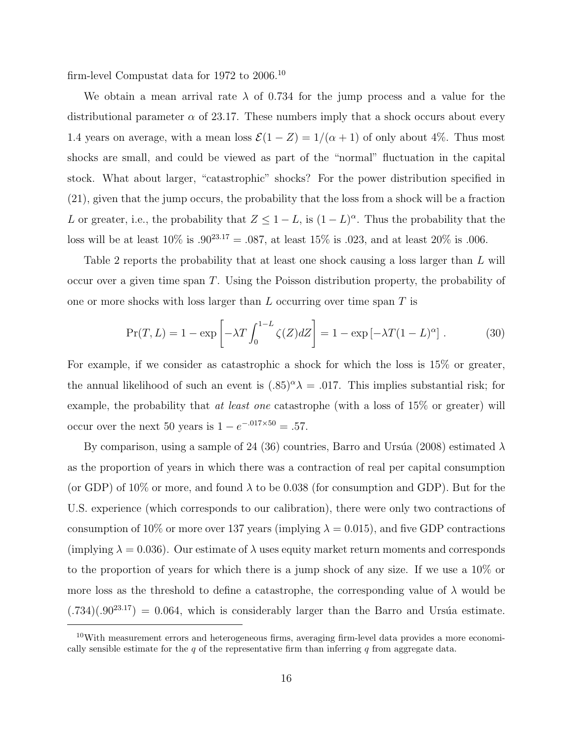firm-level Compustat data for 1972 to 2006.[10]

We obtain a mean arrival rate $\lambda$ of 0.734 for the jump process and a value for the distributional parameter $\alpha$ of 23.17. These numbers imply that a shock occurs about every 1.4 years on average, with a mean loss $\mathcal{E}(1-Z) = 1/(\alpha+1)$ of only about 4%. Thus most shocks are small, and could be viewed as part of the "normal" fluctuation in the capital stock. What about larger, "catastrophic" shocks? For the power distribution specified in (21), given that the jump occurs, the probability that the loss from a shock will be a fraction $L$ or greater, i.e., the probability that $Z \leq 1-L$, is $(1-L)^{\alpha}$. Thus the probability that the loss will be at least 10% is $.90^{23.17} = .087$, at least 15% is .023, and at least 20% is .006.

Table 2 reports the probability that at least one shock causing a loss larger than $L$ will occur over a given time span $T$. Using the Poisson distribution property, the probability of one or more shocks with loss larger than $L$ occurring over time span $T$ is

$$\Pr(T, L) = 1 - \exp\left[-\lambda T \int_0^{1-L} \zeta(Z) dZ\right] = 1 - \exp\left[-\lambda T (1-L)^{\alpha}\right]. \tag{30}$$

For example, if we consider as catastrophic a shock for which the loss is 15% or greater, the annual likelihood of such an event is $(.85)^{\alpha}\lambda = .017$. This implies substantial risk; for example, the probability that *at least one* catastrophe (with a loss of 15% or greater) will occur over the next 50 years is $1 - e^{-.017 \times 50} = .57$.

By comparison, using a sample of 24 (36) countries, Barro and Ursúa (2008) estimated $\lambda$ as the proportion of years in which there was a contraction of real per capital consumption (or GDP) of 10% or more, and found $\lambda$ to be 0.038 (for consumption and GDP). But for the U.S. experience (which corresponds to our calibration), there were only two contractions of consumption of 10% or more over 137 years (implying $\lambda = 0.015$), and five GDP contractions (implying $\lambda = 0.036$). Our estimate of $\lambda$ uses equity market return moments and corresponds to the proportion of years for which there is a jump shock of any size. If we use a 10% or more loss as the threshold to define a catastrophe, the corresponding value of $\lambda$ would be $(.734)(.90^{23.17}) = 0.064$, which is considerably larger than the Barro and Ursúa estimate.

[10] With measurement errors and heterogeneous firms, averaging firm-level data provides a more economically sensible estimate for the $q$ of the representative firm than inferring $q$ from aggregate data.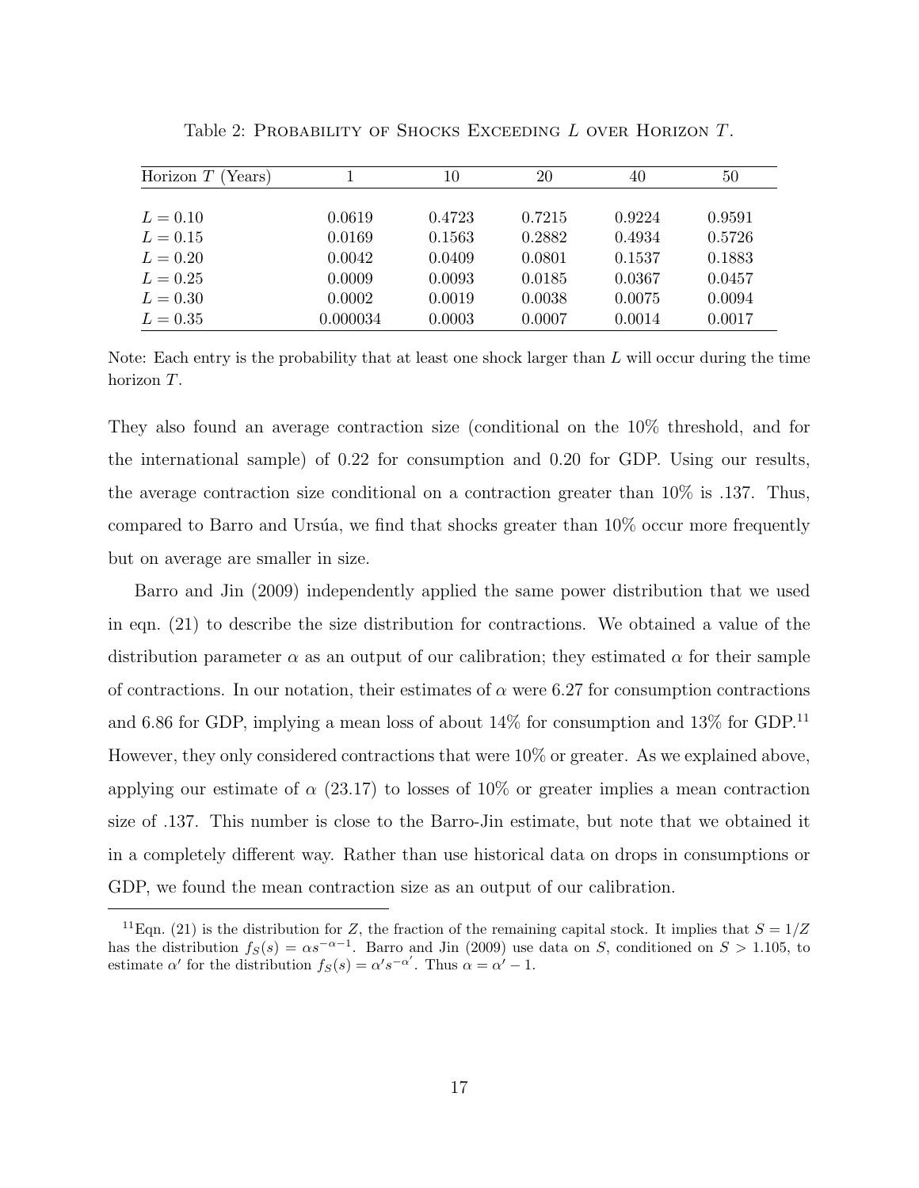Table 2: PROBABILITY OF SHOCKS EXCEEDING $L$ OVER HORIZON $T$.

| Horizon $T$ (Years) | 1 | 10 | 20 | 40 | 50 |
|---|---|---|---|---|---|
| $L = 0.10$ | 0.0619 | 0.4723 | 0.7215 | 0.9224 | 0.9591 |
| $L = 0.15$ | 0.0169 | 0.1563 | 0.2882 | 0.4934 | 0.5726 |
| $L = 0.20$ | 0.0042 | 0.0409 | 0.0801 | 0.1537 | 0.1883 |
| $L = 0.25$ | 0.0009 | 0.0093 | 0.0185 | 0.0367 | 0.0457 |
| $L = 0.30$ | 0.0002 | 0.0019 | 0.0038 | 0.0075 | 0.0094 |
| $L = 0.35$ | 0.000034 | 0.0003 | 0.0007 | 0.0014 | 0.0017 |

Note: Each entry is the probability that at least one shock larger than $L$ will occur during the time horizon $T$.

They also found an average contraction size (conditional on the 10% threshold, and for the international sample) of 0.22 for consumption and 0.20 for GDP. Using our results, the average contraction size conditional on a contraction greater than 10% is .137. Thus, compared to Barro and Ursúa, we find that shocks greater than 10% occur more frequently but on average are smaller in size.

Barro and Jin (2009) independently applied the same power distribution that we used in eqn. (21) to describe the size distribution for contractions. We obtained a value of the distribution parameter $\alpha$ as an output of our calibration; they estimated $\alpha$ for their sample of contractions. In our notation, their estimates of $\alpha$ were 6.27 for consumption contractions and 6.86 for GDP, implying a mean loss of about 14% for consumption and 13% for GDP.[11] However, they only considered contractions that were 10% or greater. As we explained above, applying our estimate of $\alpha$ (23.17) to losses of 10% or greater implies a mean contraction size of .137. This number is close to the Barro-Jin estimate, but note that we obtained it in a completely different way. Rather than use historical data on drops in consumptions or GDP, we found the mean contraction size as an output of our calibration.

[11] Eqn. (21) is the distribution for $Z$, the fraction of the remaining capital stock. It implies that $S = 1/Z$ has the distribution $f_S(s) = \alpha s^{-\alpha-1}$. Barro and Jin (2009) use data on $S$, conditioned on $S > 1.105$, to estimate $\alpha'$ for the distribution $f_S(s) = \alpha' s^{-\alpha'}$. Thus $\alpha = \alpha' - 1$.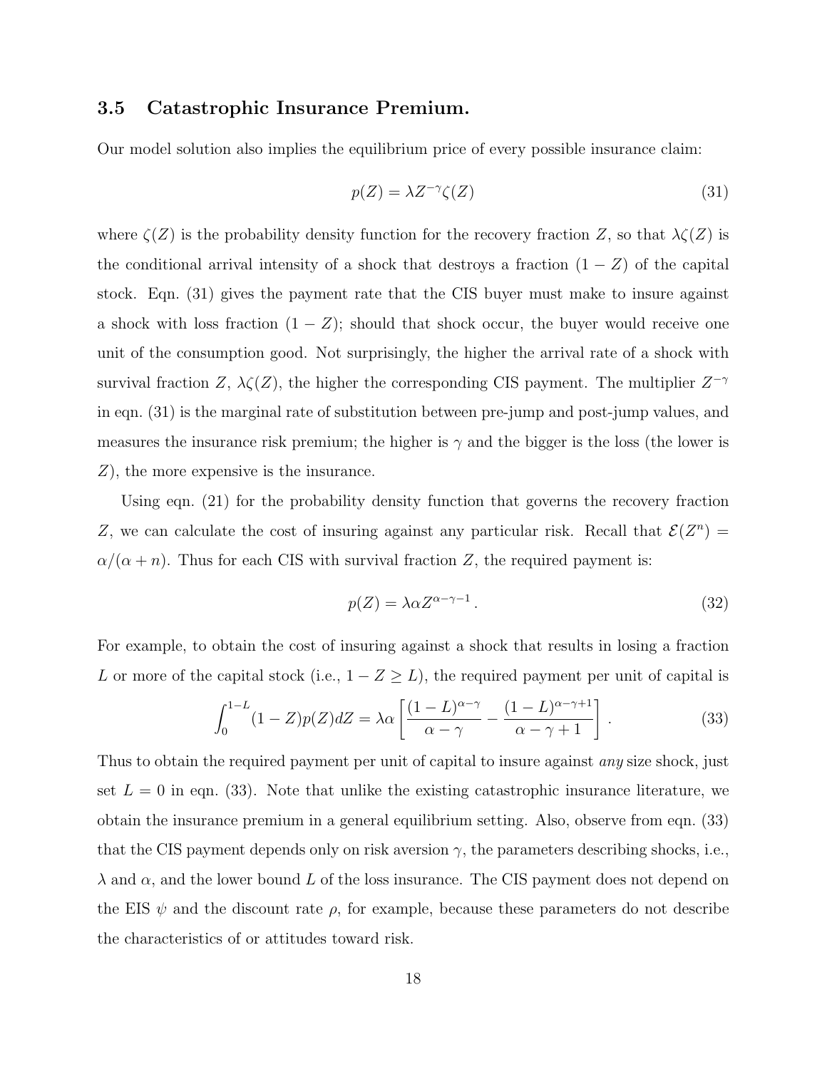### 3.5 Catastrophic Insurance Premium.

Our model solution also implies the equilibrium price of every possible insurance claim:

$$p(Z) = \lambda Z^{-\gamma} \zeta(Z) \tag{31}$$

where $\zeta(Z)$ is the probability density function for the recovery fraction $Z$, so that $\lambda\zeta(Z)$ is the conditional arrival intensity of a shock that destroys a fraction $(1 - Z)$ of the capital stock. Eqn. (31) gives the payment rate that the CIS buyer must make to insure against a shock with loss fraction $(1 - Z)$; should that shock occur, the buyer would receive one unit of the consumption good. Not surprisingly, the higher the arrival rate of a shock with survival fraction $Z$, $\lambda\zeta(Z)$, the higher the corresponding CIS payment. The multiplier $Z^{-\gamma}$ in eqn. (31) is the marginal rate of substitution between pre-jump and post-jump values, and measures the insurance risk premium; the higher is $\gamma$ and the bigger is the loss (the lower is $Z$), the more expensive is the insurance.

Using eqn. (21) for the probability density function that governs the recovery fraction $Z$, we can calculate the cost of insuring against any particular risk. Recall that $\mathcal{E}(Z^n) = \alpha/(\alpha + n)$. Thus for each CIS with survival fraction $Z$, the required payment is:

$$p(Z) = \lambda \alpha Z^{\alpha - \gamma - 1} \, . \tag{32}$$

For example, to obtain the cost of insuring against a shock that results in losing a fraction $L$ or more of the capital stock (i.e., $1 - Z \geq L$), the required payment per unit of capital is

$$\int_0^{1-L} (1 - Z) p(Z) dZ = \lambda \alpha \left[ \frac{(1 - L)^{\alpha - \gamma}}{\alpha - \gamma} - \frac{(1 - L)^{\alpha - \gamma + 1}}{\alpha - \gamma + 1} \right] . \tag{33}$$

Thus to obtain the required payment per unit of capital to insure against *any* size shock, just set $L = 0$ in eqn. (33). Note that unlike the existing catastrophic insurance literature, we obtain the insurance premium in a general equilibrium setting. Also, observe from eqn. (33) that the CIS payment depends only on risk aversion $\gamma$, the parameters describing shocks, i.e., $\lambda$ and $\alpha$, and the lower bound $L$ of the loss insurance. The CIS payment does not depend on the EIS $\psi$ and the discount rate $\rho$, for example, because these parameters do not describe the characteristics of or attitudes toward risk.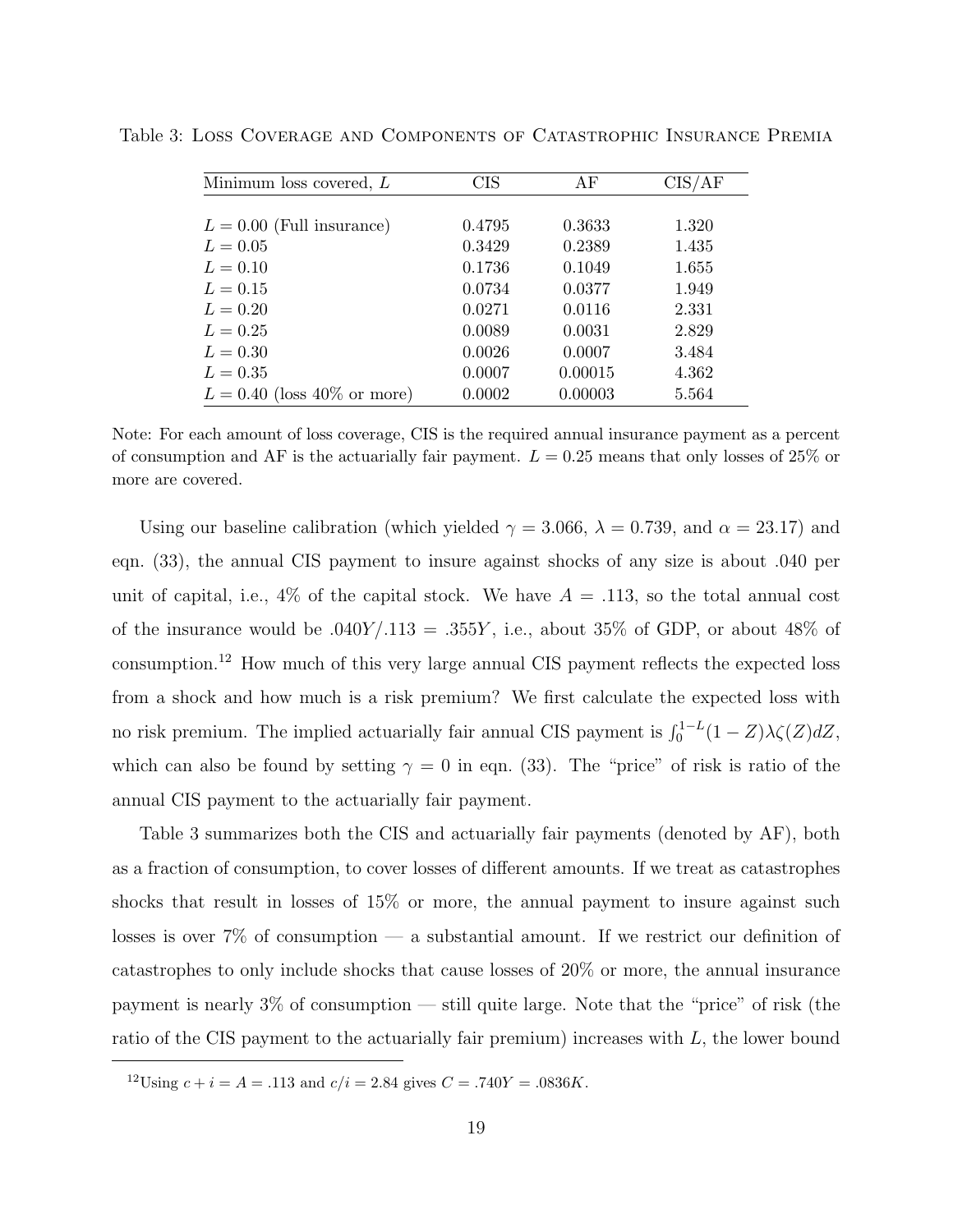Table 3: Loss Coverage and Components of Catastrophic Insurance Premia

| Minimum loss covered, $L$ | CIS | AF | CIS/AF |
|---|---|---|---|
| $L = 0.00$ (Full insurance) | 0.4795 | 0.3633 | 1.320 |
| $L = 0.05$ | 0.3429 | 0.2389 | 1.435 |
| $L = 0.10$ | 0.1736 | 0.1049 | 1.655 |
| $L = 0.15$ | 0.0734 | 0.0377 | 1.949 |
| $L = 0.20$ | 0.0271 | 0.0116 | 2.331 |
| $L = 0.25$ | 0.0089 | 0.0031 | 2.829 |
| $L = 0.30$ | 0.0026 | 0.0007 | 3.484 |
| $L = 0.35$ | 0.0007 | 0.00015 | 4.362 |
| $L = 0.40$ (loss 40% or more) | 0.0002 | 0.00003 | 5.564 |

Note: For each amount of loss coverage, CIS is the required annual insurance payment as a percent of consumption and AF is the actuarially fair payment. $L = 0.25$ means that only losses of 25% or more are covered.

Using our baseline calibration (which yielded $\gamma = 3.066$, $\lambda = 0.739$, and $\alpha = 23.17$) and eqn. (33), the annual CIS payment to insure against shocks of any size is about .040 per unit of capital, i.e., 4% of the capital stock. We have $A = .113$, so the total annual cost of the insurance would be $.040Y/.113 = .355Y$, i.e., about 35% of GDP, or about 48% of consumption.[12] How much of this very large annual CIS payment reflects the expected loss from a shock and how much is a risk premium? We first calculate the expected loss with no risk premium. The implied actuarially fair annual CIS payment is $\int_0^{1-L}(1-Z)\lambda\zeta(Z)dZ$, which can also be found by setting $\gamma = 0$ in eqn. (33). The "price" of risk is ratio of the annual CIS payment to the actuarially fair payment.

Table 3 summarizes both the CIS and actuarially fair payments (denoted by AF), both as a fraction of consumption, to cover losses of different amounts. If we treat as catastrophes shocks that result in losses of 15% or more, the annual payment to insure against such losses is over 7% of consumption — a substantial amount. If we restrict our definition of catastrophes to only include shocks that cause losses of 20% or more, the annual insurance payment is nearly 3% of consumption — still quite large. Note that the "price" of risk (the ratio of the CIS payment to the actuarially fair premium) increases with $L$, the lower bound

[12] Using $c + i = A = .113$ and $c/i = 2.84$ gives $C = .740Y = .0836K$.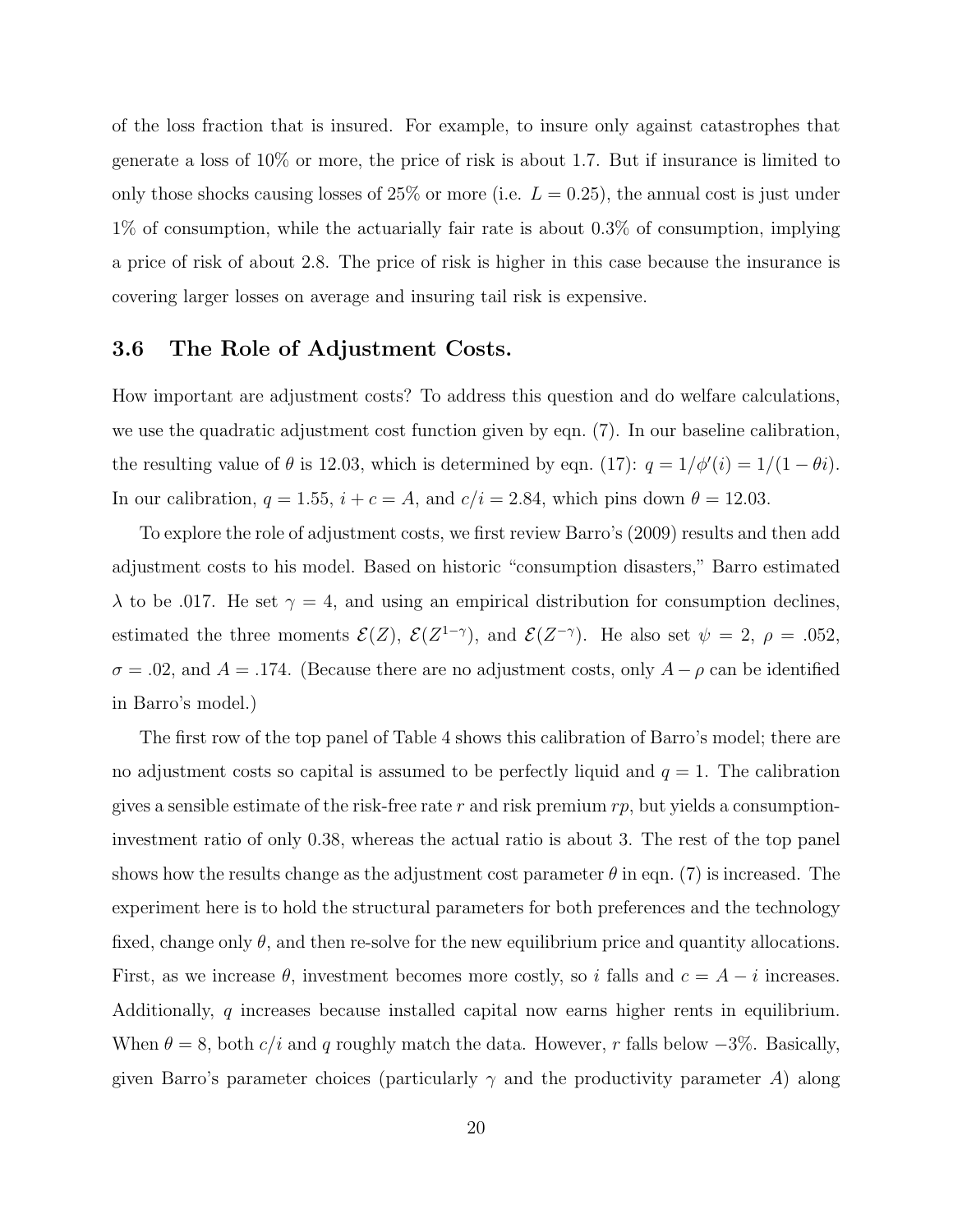of the loss fraction that is insured. For example, to insure only against catastrophes that generate a loss of 10% or more, the price of risk is about 1.7. But if insurance is limited to only those shocks causing losses of 25% or more (i.e. $L = 0.25$), the annual cost is just under 1% of consumption, while the actuarially fair rate is about 0.3% of consumption, implying a price of risk of about 2.8. The price of risk is higher in this case because the insurance is covering larger losses on average and insuring tail risk is expensive.

### 3.6 The Role of Adjustment Costs.

How important are adjustment costs? To address this question and do welfare calculations, we use the quadratic adjustment cost function given by eqn. (7). In our baseline calibration, the resulting value of $\theta$ is 12.03, which is determined by eqn. (17): $q = 1/\phi'(i) = 1/(1 - \theta i)$. In our calibration, $q = 1.55$, $i + c = A$, and $c/i = 2.84$, which pins down $\theta = 12.03$.

To explore the role of adjustment costs, we first review Barro's (2009) results and then add adjustment costs to his model. Based on historic "consumption disasters," Barro estimated $\lambda$ to be .017. He set $\gamma = 4$, and using an empirical distribution for consumption declines, estimated the three moments $\mathcal{E}(Z)$, $\mathcal{E}(Z^{1-\gamma})$, and $\mathcal{E}(Z^{-\gamma})$. He also set $\psi = 2$, $\rho = .052$, $\sigma = .02$, and $A = .174$. (Because there are no adjustment costs, only $A - \rho$ can be identified in Barro's model.)

The first row of the top panel of Table 4 shows this calibration of Barro's model; there are no adjustment costs so capital is assumed to be perfectly liquid and $q = 1$. The calibration gives a sensible estimate of the risk-free rate $r$ and risk premium $rp$, but yields a consumption-investment ratio of only 0.38, whereas the actual ratio is about 3. The rest of the top panel shows how the results change as the adjustment cost parameter $\theta$ in eqn. (7) is increased. The experiment here is to hold the structural parameters for both preferences and the technology fixed, change only $\theta$, and then re-solve for the new equilibrium price and quantity allocations. First, as we increase $\theta$, investment becomes more costly, so $i$ falls and $c = A - i$ increases. Additionally, $q$ increases because installed capital now earns higher rents in equilibrium. When $\theta = 8$, both $c/i$ and $q$ roughly match the data. However, $r$ falls below $-3\%$. Basically, given Barro's parameter choices (particularly $\gamma$ and the productivity parameter $A$) along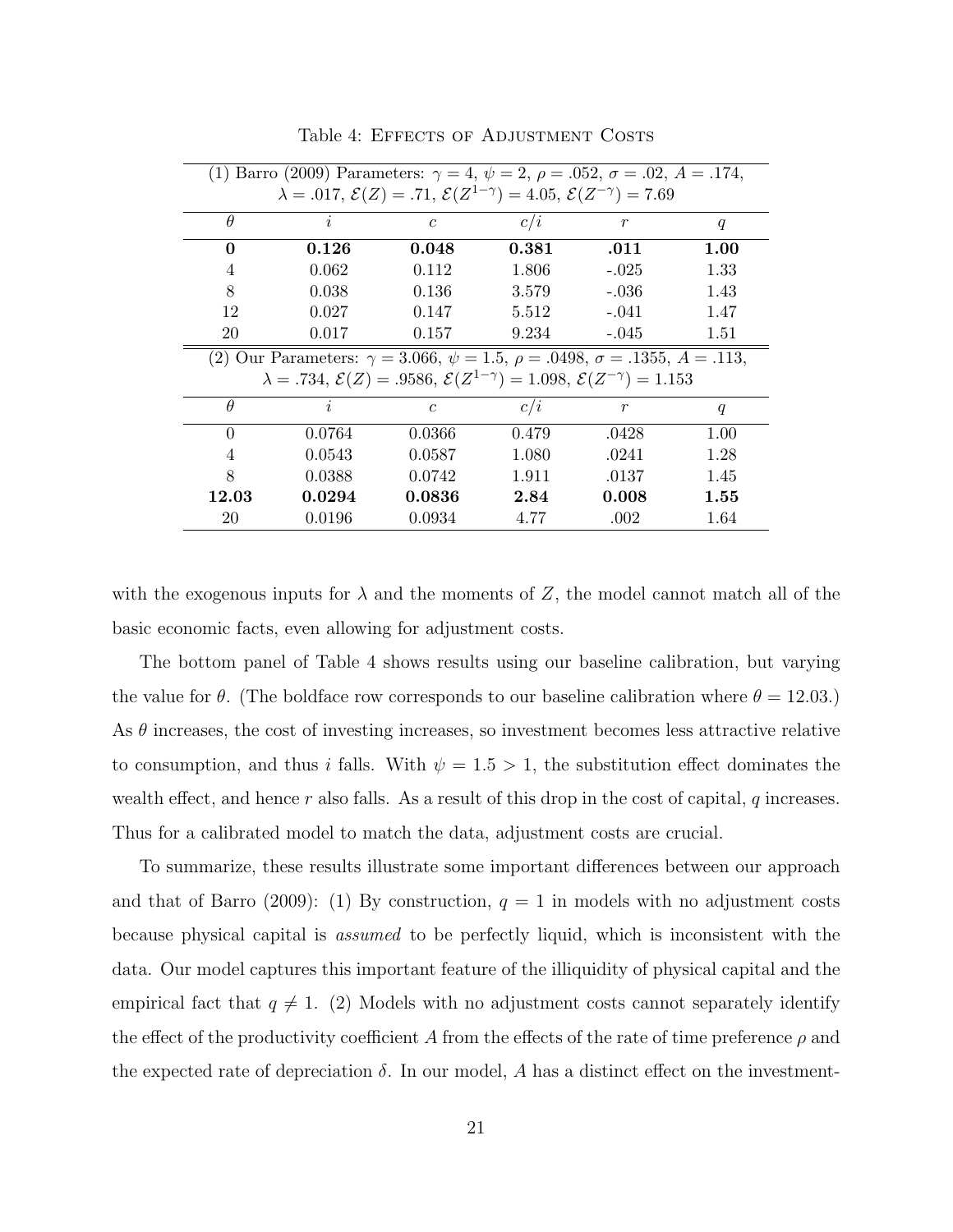Table 4: Effects of Adjustment Costs

| (1) Barro (2009) Parameters: $\gamma = 4$, $\psi = 2$, $\rho = .052$, $\sigma = .02$, $A = .174$, $\lambda = .017$, $\mathcal{E}(Z) = .71$, $\mathcal{E}(Z^{1-\gamma}) = 4.05$, $\mathcal{E}(Z^{-\gamma}) = 7.69$ | | | | | |
|---|---|---|---|---|---|
| $\theta$ | $i$ | $c$ | $c/i$ | $r$ | $q$ |
| **0** | **0.126** | **0.048** | **0.381** | **.011** | **1.00** |
| 4 | 0.062 | 0.112 | 1.806 | -.025 | 1.33 |
| 8 | 0.038 | 0.136 | 3.579 | -.036 | 1.43 |
| 12 | 0.027 | 0.147 | 5.512 | -.041 | 1.47 |
| 20 | 0.017 | 0.157 | 9.234 | -.045 | 1.51 |

| (2) Our Parameters: $\gamma = 3.066$, $\psi = 1.5$, $\rho = .0498$, $\sigma = .1355$, $A = .113$, $\lambda = .734$, $\mathcal{E}(Z) = .9586$, $\mathcal{E}(Z^{1-\gamma}) = 1.098$, $\mathcal{E}(Z^{-\gamma}) = 1.153$ | | | | | |
|---|---|---|---|---|---|
| $\theta$ | $i$ | $c$ | $c/i$ | $r$ | $q$ |
| 0 | 0.0764 | 0.0366 | 0.479 | .0428 | 1.00 |
| 4 | 0.0543 | 0.0587 | 1.080 | .0241 | 1.28 |
| 8 | 0.0388 | 0.0742 | 1.911 | .0137 | 1.45 |
| **12.03** | **0.0294** | **0.0836** | **2.84** | **0.008** | **1.55** |
| 20 | 0.0196 | 0.0934 | 4.77 | .002 | 1.64 |

with the exogenous inputs for $\lambda$ and the moments of $Z$, the model cannot match all of the basic economic facts, even allowing for adjustment costs.

The bottom panel of Table 4 shows results using our baseline calibration, but varying the value for $\theta$. (The boldface row corresponds to our baseline calibration where $\theta = 12.03$.) As $\theta$ increases, the cost of investing increases, so investment becomes less attractive relative to consumption, and thus $i$ falls. With $\psi = 1.5 > 1$, the substitution effect dominates the wealth effect, and hence $r$ also falls. As a result of this drop in the cost of capital, $q$ increases. Thus for a calibrated model to match the data, adjustment costs are crucial.

To summarize, these results illustrate some important differences between our approach and that of Barro (2009): (1) By construction, $q = 1$ in models with no adjustment costs because physical capital is *assumed* to be perfectly liquid, which is inconsistent with the data. Our model captures this important feature of the illiquidity of physical capital and the empirical fact that $q \neq 1$. (2) Models with no adjustment costs cannot separately identify the effect of the productivity coefficient $A$ from the effects of the rate of time preference $\rho$ and the expected rate of depreciation $\delta$. In our model, $A$ has a distinct effect on the investment-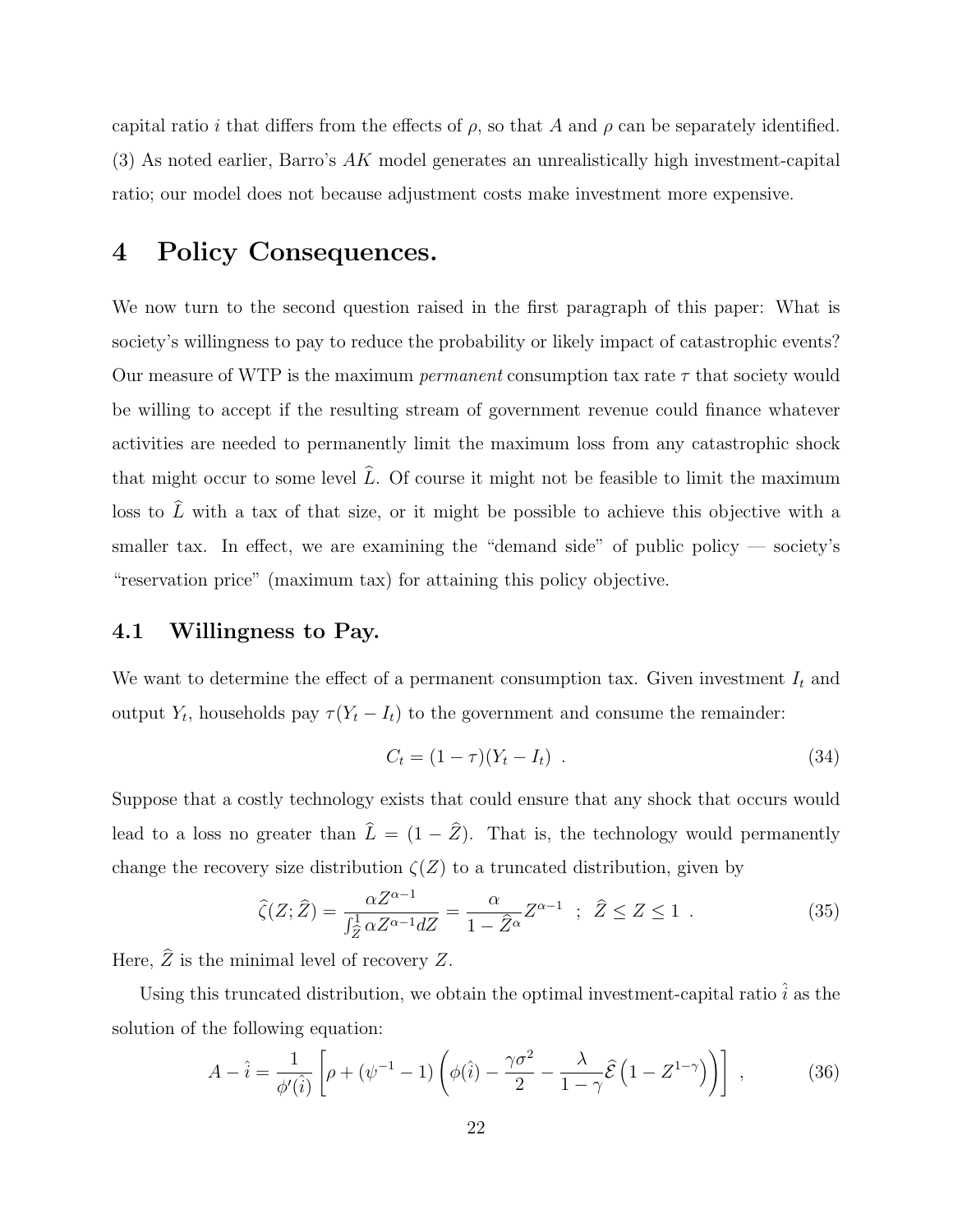capital ratio $i$ that differs from the effects of $\rho$, so that $A$ and $\rho$ can be separately identified. (3) As noted earlier, Barro's $AK$ model generates an unrealistically high investment-capital ratio; our model does not because adjustment costs make investment more expensive.

# 4 Policy Consequences.

We now turn to the second question raised in the first paragraph of this paper: What is society's willingness to pay to reduce the probability or likely impact of catastrophic events? Our measure of WTP is the maximum *permanent* consumption tax rate $\tau$ that society would be willing to accept if the resulting stream of government revenue could finance whatever activities are needed to permanently limit the maximum loss from any catastrophic shock that might occur to some level $\widehat{L}$. Of course it might not be feasible to limit the maximum loss to $\widehat{L}$ with a tax of that size, or it might be possible to achieve this objective with a smaller tax. In effect, we are examining the "demand side" of public policy — society's "reservation price" (maximum tax) for attaining this policy objective.

## 4.1 Willingness to Pay.

We want to determine the effect of a permanent consumption tax. Given investment $I_t$ and output $Y_t$, households pay $\tau(Y_t - I_t)$ to the government and consume the remainder:

$$C_t = (1-\tau)(Y_t - I_t) \ . \tag{34}$$

Suppose that a costly technology exists that could ensure that any shock that occurs would lead to a loss no greater than $\widehat{L} = (1 - \widehat{Z})$. That is, the technology would permanently change the recovery size distribution $\zeta(Z)$ to a truncated distribution, given by

$$\widehat{\zeta}(Z; \widehat{Z}) = \frac{\alpha Z^{\alpha-1}}{\int_{\widehat{Z}}^{1} \alpha Z^{\alpha-1} dZ} = \frac{\alpha}{1-\widehat{Z}^{\alpha}} Z^{\alpha-1} \ \ ; \ \ \widehat{Z} \leq Z \leq 1 \ . \tag{35}$$

Here, $\widehat{Z}$ is the minimal level of recovery $Z$.

Using this truncated distribution, we obtain the optimal investment-capital ratio $\hat{i}$ as the solution of the following equation:

$$A - \hat{i} = \frac{1}{\phi'(\hat{i})} \left[ \rho + (\psi^{-1} - 1) \left( \phi(\hat{i}) - \frac{\gamma \sigma^2}{2} - \frac{\lambda}{1-\gamma} \widehat{\mathcal{E}} \left( 1 - Z^{1-\gamma} \right) \right) \right] \ , \tag{36}$$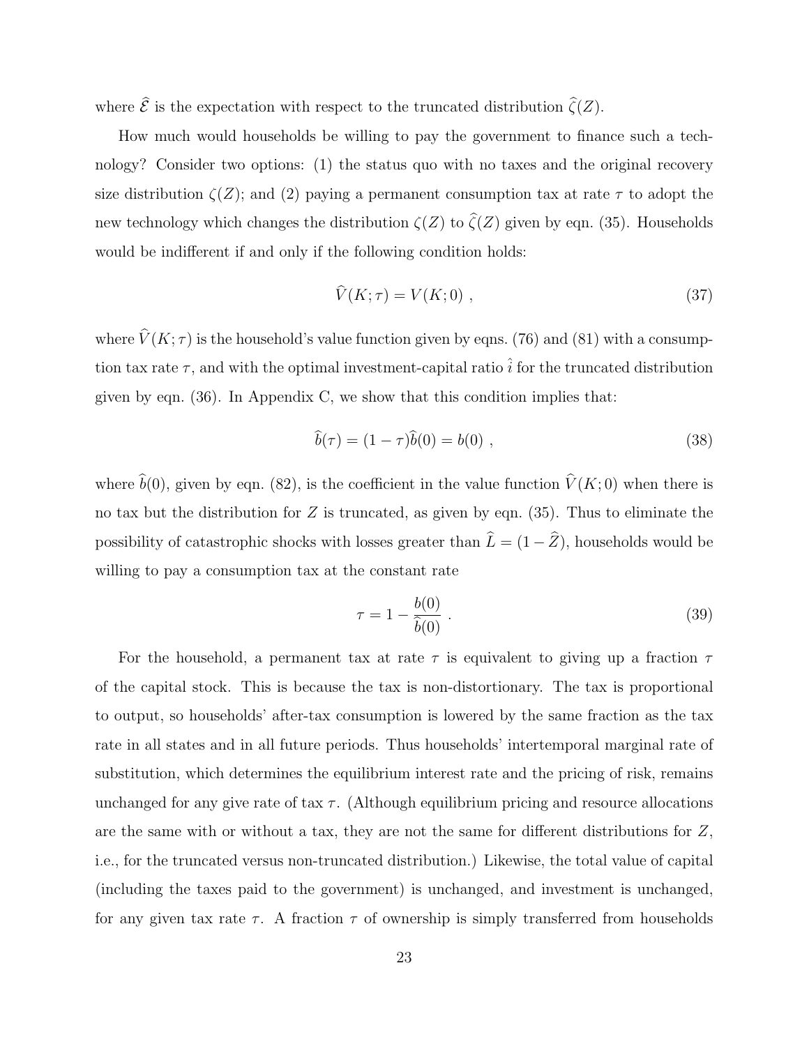where $\widehat{\mathcal{E}}$ is the expectation with respect to the truncated distribution $\widehat{\zeta}(Z)$.

How much would households be willing to pay the government to finance such a technology? Consider two options: (1) the status quo with no taxes and the original recovery size distribution $\zeta(Z)$; and (2) paying a permanent consumption tax at rate $\tau$ to adopt the new technology which changes the distribution $\zeta(Z)$ to $\widehat{\zeta}(Z)$ given by eqn. (35). Households would be indifferent if and only if the following condition holds:

$$\widehat{V}(K; \tau) = V(K; 0) \ , \tag{37}$$

where $\widehat{V}(K; \tau)$ is the household's value function given by eqns. (76) and (81) with a consumption tax rate $\tau$, and with the optimal investment-capital ratio $\hat{i}$ for the truncated distribution given by eqn. (36). In Appendix C, we show that this condition implies that:

$$\widehat{b}(\tau) = (1 - \tau)\widehat{b}(0) = b(0) \ , \tag{38}$$

where $\widehat{b}(0)$, given by eqn. (82), is the coefficient in the value function $\widehat{V}(K; 0)$ when there is no tax but the distribution for $Z$ is truncated, as given by eqn. (35). Thus to eliminate the possibility of catastrophic shocks with losses greater than $\widehat{L} = (1 - \widehat{Z})$, households would be willing to pay a consumption tax at the constant rate

$$\tau = 1 - \frac{b(0)}{\widehat{b}(0)} \ . \tag{39}$$

For the household, a permanent tax at rate $\tau$ is equivalent to giving up a fraction $\tau$ of the capital stock. This is because the tax is non-distortionary. The tax is proportional to output, so households' after-tax consumption is lowered by the same fraction as the tax rate in all states and in all future periods. Thus households' intertemporal marginal rate of substitution, which determines the equilibrium interest rate and the pricing of risk, remains unchanged for any give rate of tax $\tau$. (Although equilibrium pricing and resource allocations are the same with or without a tax, they are not the same for different distributions for $Z$, i.e., for the truncated versus non-truncated distribution.) Likewise, the total value of capital (including the taxes paid to the government) is unchanged, and investment is unchanged, for any given tax rate $\tau$. A fraction $\tau$ of ownership is simply transferred from households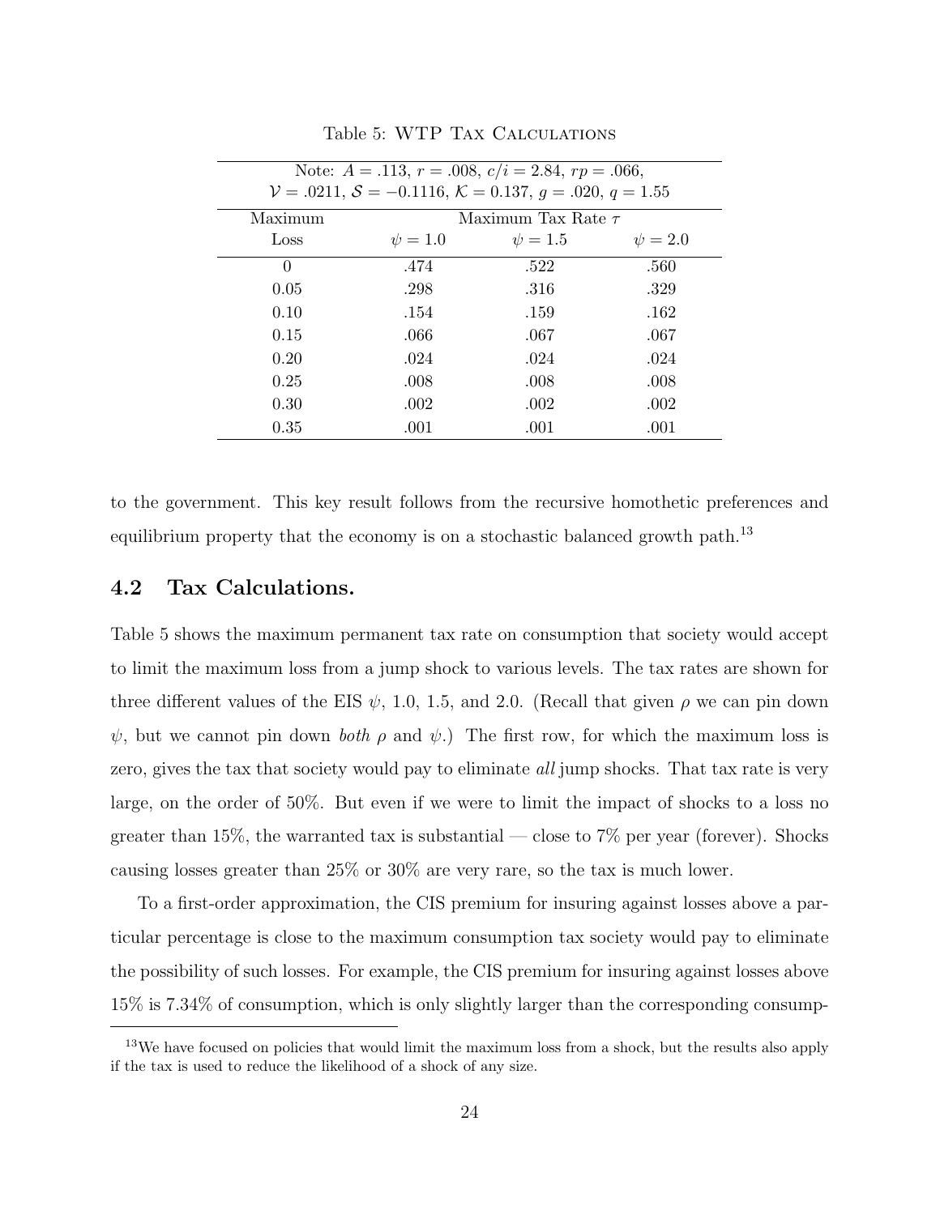Table 5: WTP Tax Calculations

| Note: $A = .113$, $r = .008$, $c/i = 2.84$, $rp = .066$, $\mathcal{V} = .0211$, $\mathcal{S} = -0.1116$, $\mathcal{K} = 0.137$, $g = .020$, $q = 1.55$ | | | |
|---|---|---|---|
| Maximum | Maximum Tax Rate $\tau$ | | |
| Loss | $\psi = 1.0$ | $\psi = 1.5$ | $\psi = 2.0$ |
| 0 | .474 | .522 | .560 |
| 0.05 | .298 | .316 | .329 |
| 0.10 | .154 | .159 | .162 |
| 0.15 | .066 | .067 | .067 |
| 0.20 | .024 | .024 | .024 |
| 0.25 | .008 | .008 | .008 |
| 0.30 | .002 | .002 | .002 |
| 0.35 | .001 | .001 | .001 |

to the government. This key result follows from the recursive homothetic preferences and equilibrium property that the economy is on a stochastic balanced growth path.[13]

## 4.2 Tax Calculations.

Table 5 shows the maximum permanent tax rate on consumption that society would accept to limit the maximum loss from a jump shock to various levels. The tax rates are shown for three different values of the EIS $\psi$, 1.0, 1.5, and 2.0. (Recall that given $\rho$ we can pin down $\psi$, but we cannot pin down *both* $\rho$ and $\psi$.) The first row, for which the maximum loss is zero, gives the tax that society would pay to eliminate *all* jump shocks. That tax rate is very large, on the order of 50%. But even if we were to limit the impact of shocks to a loss no greater than 15%, the warranted tax is substantial — close to 7% per year (forever). Shocks causing losses greater than 25% or 30% are very rare, so the tax is much lower.

To a first-order approximation, the CIS premium for insuring against losses above a particular percentage is close to the maximum consumption tax society would pay to eliminate the possibility of such losses. For example, the CIS premium for insuring against losses above 15% is 7.34% of consumption, which is only slightly larger than the corresponding consump-

[13] We have focused on policies that would limit the maximum loss from a shock, but the results also apply if the tax is used to reduce the likelihood of a shock of any size.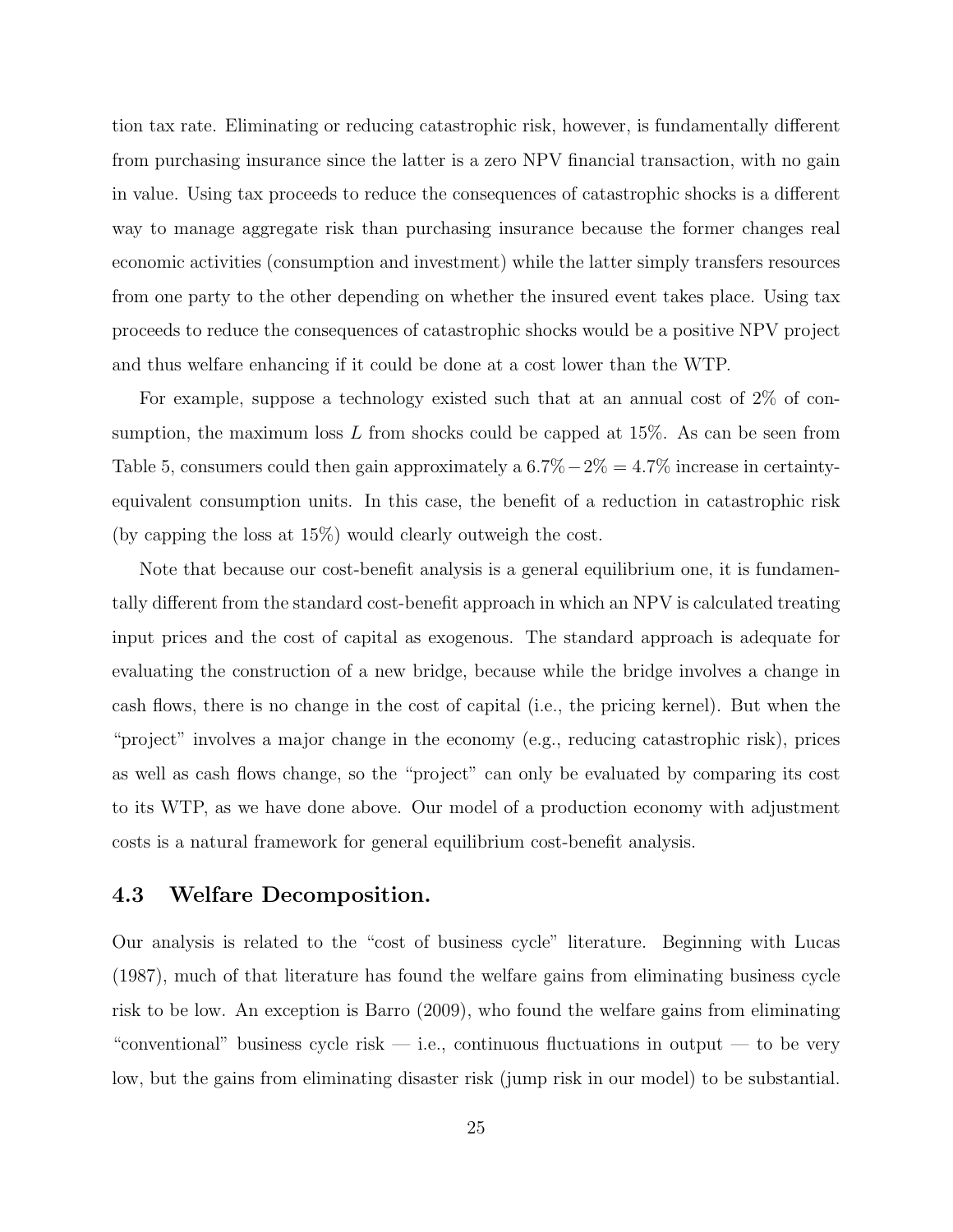tion tax rate. Eliminating or reducing catastrophic risk, however, is fundamentally different from purchasing insurance since the latter is a zero NPV financial transaction, with no gain in value. Using tax proceeds to reduce the consequences of catastrophic shocks is a different way to manage aggregate risk than purchasing insurance because the former changes real economic activities (consumption and investment) while the latter simply transfers resources from one party to the other depending on whether the insured event takes place. Using tax proceeds to reduce the consequences of catastrophic shocks would be a positive NPV project and thus welfare enhancing if it could be done at a cost lower than the WTP.

For example, suppose a technology existed such that at an annual cost of 2% of consumption, the maximum loss $L$ from shocks could be capped at 15%. As can be seen from Table 5, consumers could then gain approximately a $6.7\% - 2\% = 4.7\%$ increase in certainty-equivalent consumption units. In this case, the benefit of a reduction in catastrophic risk (by capping the loss at 15%) would clearly outweigh the cost.

Note that because our cost-benefit analysis is a general equilibrium one, it is fundamentally different from the standard cost-benefit approach in which an NPV is calculated treating input prices and the cost of capital as exogenous. The standard approach is adequate for evaluating the construction of a new bridge, because while the bridge involves a change in cash flows, there is no change in the cost of capital (i.e., the pricing kernel). But when the "project" involves a major change in the economy (e.g., reducing catastrophic risk), prices as well as cash flows change, so the "project" can only be evaluated by comparing its cost to its WTP, as we have done above. Our model of a production economy with adjustment costs is a natural framework for general equilibrium cost-benefit analysis.

### 4.3 Welfare Decomposition.

Our analysis is related to the "cost of business cycle" literature. Beginning with Lucas (1987), much of that literature has found the welfare gains from eliminating business cycle risk to be low. An exception is Barro (2009), who found the welfare gains from eliminating "conventional" business cycle risk — i.e., continuous fluctuations in output — to be very low, but the gains from eliminating disaster risk (jump risk in our model) to be substantial.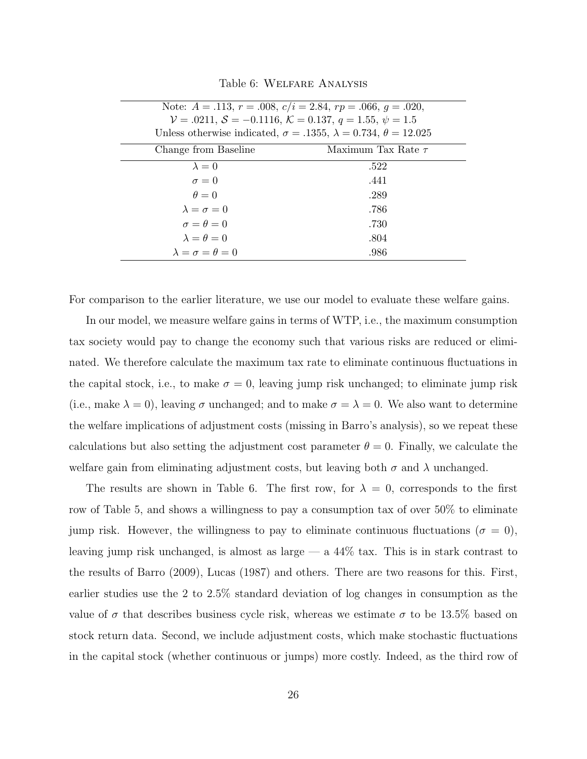Table 6: Welfare Analysis

| Note: $A = .113$, $r = .008$, $c/i = 2.84$, $rp = .066$, $g = .020$, $\mathcal{V} = .0211$, $\mathcal{S} = -0.1116$, $\mathcal{K} = 0.137$, $q = 1.55$, $\psi = 1.5$. Unless otherwise indicated, $\sigma = .1355$, $\lambda = 0.734$, $\theta = 12.025$ | |
|---|---|
| Change from Baseline | Maximum Tax Rate $\tau$ |
| $\lambda = 0$ | .522 |
| $\sigma = 0$ | .441 |
| $\theta = 0$ | .289 |
| $\lambda = \sigma = 0$ | .786 |
| $\sigma = \theta = 0$ | .730 |
| $\lambda = \theta = 0$ | .804 |
| $\lambda = \sigma = \theta = 0$ | .986 |

For comparison to the earlier literature, we use our model to evaluate these welfare gains.

In our model, we measure welfare gains in terms of WTP, i.e., the maximum consumption tax society would pay to change the economy such that various risks are reduced or eliminated. We therefore calculate the maximum tax rate to eliminate continuous fluctuations in the capital stock, i.e., to make $\sigma = 0$, leaving jump risk unchanged; to eliminate jump risk (i.e., make $\lambda = 0$), leaving $\sigma$ unchanged; and to make $\sigma = \lambda = 0$. We also want to determine the welfare implications of adjustment costs (missing in Barro's analysis), so we repeat these calculations but also setting the adjustment cost parameter $\theta = 0$. Finally, we calculate the welfare gain from eliminating adjustment costs, but leaving both $\sigma$ and $\lambda$ unchanged.

The results are shown in Table 6. The first row, for $\lambda = 0$, corresponds to the first row of Table 5, and shows a willingness to pay a consumption tax of over 50% to eliminate jump risk. However, the willingness to pay to eliminate continuous fluctuations ($\sigma = 0$), leaving jump risk unchanged, is almost as large — a 44% tax. This is in stark contrast to the results of Barro (2009), Lucas (1987) and others. There are two reasons for this. First, earlier studies use the 2 to 2.5% standard deviation of log changes in consumption as the value of $\sigma$ that describes business cycle risk, whereas we estimate $\sigma$ to be 13.5% based on stock return data. Second, we include adjustment costs, which make stochastic fluctuations in the capital stock (whether continuous or jumps) more costly. Indeed, as the third row of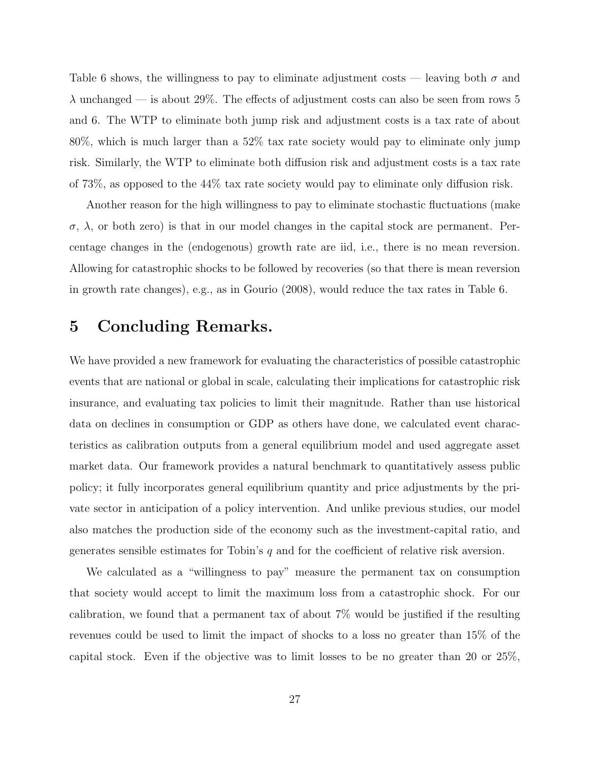Table 6 shows, the willingness to pay to eliminate adjustment costs — leaving both $\sigma$ and $\lambda$ unchanged — is about 29%. The effects of adjustment costs can also be seen from rows 5 and 6. The WTP to eliminate both jump risk and adjustment costs is a tax rate of about 80%, which is much larger than a 52% tax rate society would pay to eliminate only jump risk. Similarly, the WTP to eliminate both diffusion risk and adjustment costs is a tax rate of 73%, as opposed to the 44% tax rate society would pay to eliminate only diffusion risk.

Another reason for the high willingness to pay to eliminate stochastic fluctuations (make $\sigma$, $\lambda$, or both zero) is that in our model changes in the capital stock are permanent. Percentage changes in the (endogenous) growth rate are iid, i.e., there is no mean reversion. Allowing for catastrophic shocks to be followed by recoveries (so that there is mean reversion in growth rate changes), e.g., as in Gourio (2008), would reduce the tax rates in Table 6.

# 5 Concluding Remarks.

We have provided a new framework for evaluating the characteristics of possible catastrophic events that are national or global in scale, calculating their implications for catastrophic risk insurance, and evaluating tax policies to limit their magnitude. Rather than use historical data on declines in consumption or GDP as others have done, we calculated event characteristics as calibration outputs from a general equilibrium model and used aggregate asset market data. Our framework provides a natural benchmark to quantitatively assess public policy; it fully incorporates general equilibrium quantity and price adjustments by the private sector in anticipation of a policy intervention. And unlike previous studies, our model also matches the production side of the economy such as the investment-capital ratio, and generates sensible estimates for Tobin's $q$ and for the coefficient of relative risk aversion.

We calculated as a "willingness to pay" measure the permanent tax on consumption that society would accept to limit the maximum loss from a catastrophic shock. For our calibration, we found that a permanent tax of about 7% would be justified if the resulting revenues could be used to limit the impact of shocks to a loss no greater than 15% of the capital stock. Even if the objective was to limit losses to be no greater than 20 or 25%,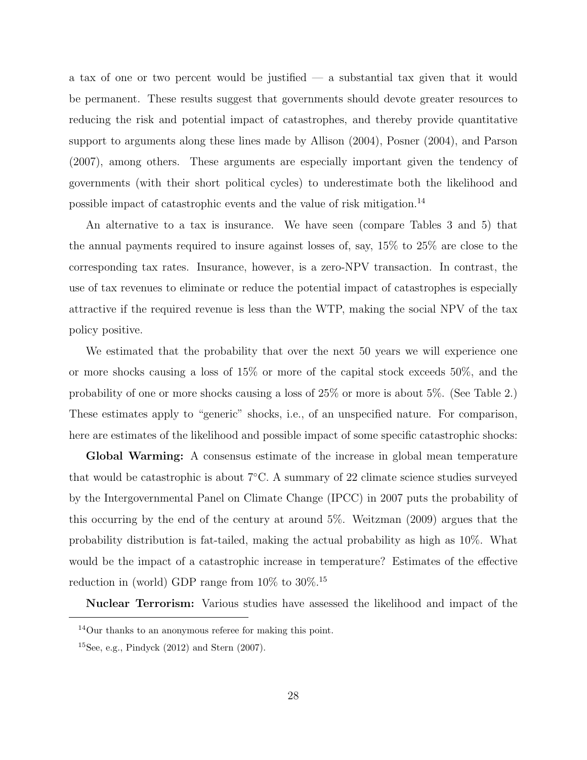a tax of one or two percent would be justified — a substantial tax given that it would be permanent. These results suggest that governments should devote greater resources to reducing the risk and potential impact of catastrophes, and thereby provide quantitative support to arguments along these lines made by Allison (2004), Posner (2004), and Parson (2007), among others. These arguments are especially important given the tendency of governments (with their short political cycles) to underestimate both the likelihood and possible impact of catastrophic events and the value of risk mitigation.[14]

An alternative to a tax is insurance. We have seen (compare Tables 3 and 5) that the annual payments required to insure against losses of, say, 15% to 25% are close to the corresponding tax rates. Insurance, however, is a zero-NPV transaction. In contrast, the use of tax revenues to eliminate or reduce the potential impact of catastrophes is especially attractive if the required revenue is less than the WTP, making the social NPV of the tax policy positive.

We estimated that the probability that over the next 50 years we will experience one or more shocks causing a loss of 15% or more of the capital stock exceeds 50%, and the probability of one or more shocks causing a loss of 25% or more is about 5%. (See Table 2.) These estimates apply to "generic" shocks, i.e., of an unspecified nature. For comparison, here are estimates of the likelihood and possible impact of some specific catastrophic shocks:

**Global Warming:** A consensus estimate of the increase in global mean temperature that would be catastrophic is about 7°C. A summary of 22 climate science studies surveyed by the Intergovernmental Panel on Climate Change (IPCC) in 2007 puts the probability of this occurring by the end of the century at around 5%. Weitzman (2009) argues that the probability distribution is fat-tailed, making the actual probability as high as 10%. What would be the impact of a catastrophic increase in temperature? Estimates of the effective reduction in (world) GDP range from 10% to 30%.[15]

**Nuclear Terrorism:** Various studies have assessed the likelihood and impact of the

[14] Our thanks to an anonymous referee for making this point.

[15] See, e.g., Pindyck (2012) and Stern (2007).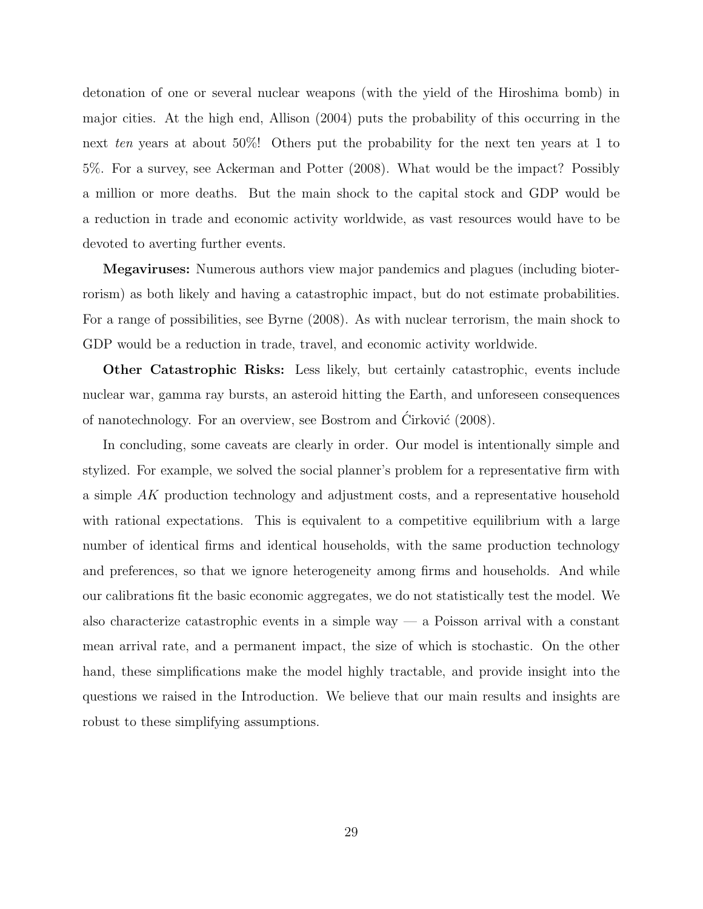detonation of one or several nuclear weapons (with the yield of the Hiroshima bomb) in major cities. At the high end, Allison (2004) puts the probability of this occurring in the next *ten* years at about 50%! Others put the probability for the next ten years at 1 to 5%. For a survey, see Ackerman and Potter (2008). What would be the impact? Possibly a million or more deaths. But the main shock to the capital stock and GDP would be a reduction in trade and economic activity worldwide, as vast resources would have to be devoted to averting further events.

**Megaviruses:** Numerous authors view major pandemics and plagues (including bioterrorism) as both likely and having a catastrophic impact, but do not estimate probabilities. For a range of possibilities, see Byrne (2008). As with nuclear terrorism, the main shock to GDP would be a reduction in trade, travel, and economic activity worldwide.

**Other Catastrophic Risks:** Less likely, but certainly catastrophic, events include nuclear war, gamma ray bursts, an asteroid hitting the Earth, and unforeseen consequences of nanotechnology. For an overview, see Bostrom and Ćirković (2008).

In concluding, some caveats are clearly in order. Our model is intentionally simple and stylized. For example, we solved the social planner's problem for a representative firm with a simple $AK$ production technology and adjustment costs, and a representative household with rational expectations. This is equivalent to a competitive equilibrium with a large number of identical firms and identical households, with the same production technology and preferences, so that we ignore heterogeneity among firms and households. And while our calibrations fit the basic economic aggregates, we do not statistically test the model. We also characterize catastrophic events in a simple way — a Poisson arrival with a constant mean arrival rate, and a permanent impact, the size of which is stochastic. On the other hand, these simplifications make the model highly tractable, and provide insight into the questions we raised in the Introduction. We believe that our main results and insights are robust to these simplifying assumptions.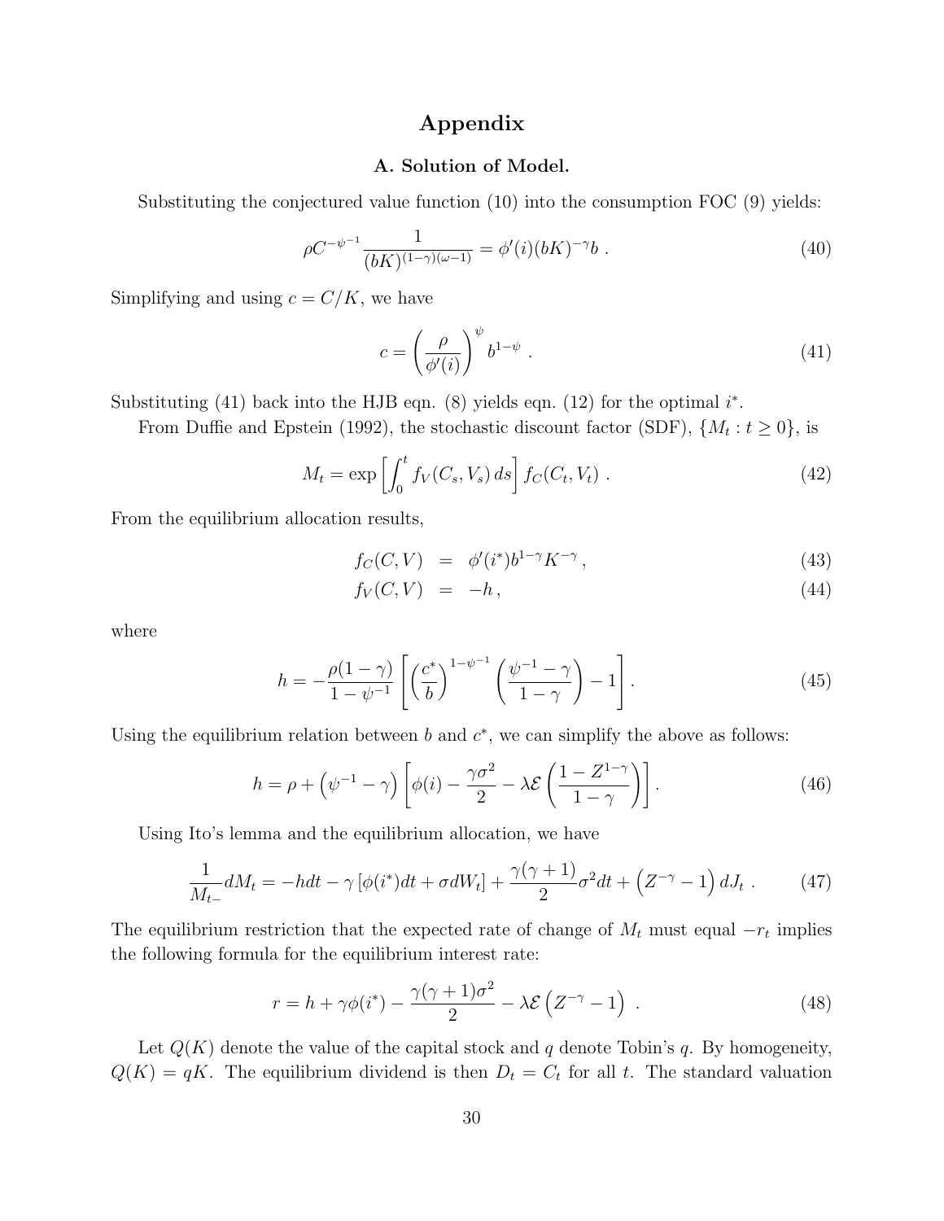# Appendix

## A. Solution of Model.

Substituting the conjectured value function (10) into the consumption FOC (9) yields:

$$\rho C^{-\psi^{-1}} \frac{1}{(bK)^{(1-\gamma)(\omega-1)}} = \phi'(i)(bK)^{-\gamma} b \ . \tag{40}$$

Simplifying and using $c = C/K$, we have

$$c = \left(\frac{\rho}{\phi'(i)}\right)^{\psi} b^{1-\psi} \ . \tag{41}$$

Substituting (41) back into the HJB eqn. (8) yields eqn. (12) for the optimal $i^*$.

From Duffie and Epstein (1992), the stochastic discount factor (SDF), $\{M_t : t \geq 0\}$, is

$$M_t = \exp\left[\int_0^t f_V(C_s, V_s)\, ds\right] f_C(C_t, V_t) \ . \tag{42}$$

From the equilibrium allocation results,

$$f_C(C, V) = \phi'(i^*) b^{1-\gamma} K^{-\gamma} \,, \tag{43}$$

$$f_V(C, V) = -h \,, \tag{44}$$

where

$$h = -\frac{\rho(1-\gamma)}{1-\psi^{-1}} \left[\left(\frac{c^*}{b}\right)^{1-\psi^{-1}} \left(\frac{\psi^{-1}-\gamma}{1-\gamma}\right) - 1\right]. \tag{45}$$

Using the equilibrium relation between $b$ and $c^*$, we can simplify the above as follows:

$$h = \rho + \left(\psi^{-1} - \gamma\right)\left[\phi(i) - \frac{\gamma\sigma^2}{2} - \lambda\mathcal{E}\left(\frac{1-Z^{1-\gamma}}{1-\gamma}\right)\right]. \tag{46}$$

Using Ito's lemma and the equilibrium allocation, we have

$$\frac{1}{M_{t-}} dM_t = -h dt - \gamma\left[\phi(i^*) dt + \sigma dW_t\right] + \frac{\gamma(\gamma+1)}{2}\sigma^2 dt + \left(Z^{-\gamma} - 1\right) dJ_t \ . \tag{47}$$

The equilibrium restriction that the expected rate of change of $M_t$ must equal $-r_t$ implies the following formula for the equilibrium interest rate:

$$r = h + \gamma\phi(i^*) - \frac{\gamma(\gamma+1)\sigma^2}{2} - \lambda\mathcal{E}\left(Z^{-\gamma} - 1\right) \ . \tag{48}$$

Let $Q(K)$ denote the value of the capital stock and $q$ denote Tobin's $q$. By homogeneity, $Q(K) = qK$. The equilibrium dividend is then $D_t = C_t$ for all $t$. The standard valuation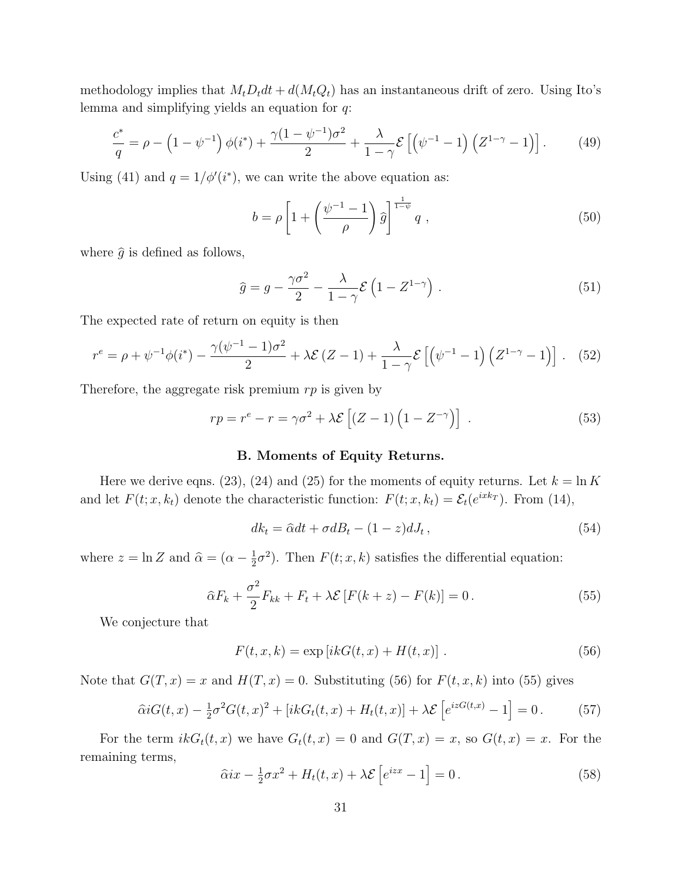methodology implies that $M_tD_tdt + d(M_tQ_t)$ has an instantaneous drift of zero. Using Ito's lemma and simplifying yields an equation for $q$:

$$\frac{c^*}{q} = \rho - \left(1 - \psi^{-1}\right)\phi(i^*) + \frac{\gamma(1-\psi^{-1})\sigma^2}{2} + \frac{\lambda}{1-\gamma}\mathcal{E}\left[\left(\psi^{-1} - 1\right)\left(Z^{1-\gamma} - 1\right)\right]. \tag{49}$$

Using (41) and $q = 1/\phi'(i^*)$, we can write the above equation as:

$$b = \rho\left[1 + \left(\frac{\psi^{-1} - 1}{\rho}\right)\widehat{g}\right]^{\frac{1}{1-\psi}} q\ , \tag{50}$$

where $\widehat{g}$ is defined as follows,

$$\widehat{g} = g - \frac{\gamma\sigma^2}{2} - \frac{\lambda}{1-\gamma}\mathcal{E}\left(1 - Z^{1-\gamma}\right)\ . \tag{51}$$

The expected rate of return on equity is then

$$r^e = \rho + \psi^{-1}\phi(i^*) - \frac{\gamma(\psi^{-1} - 1)\sigma^2}{2} + \lambda\mathcal{E}\left(Z - 1\right) + \frac{\lambda}{1-\gamma}\mathcal{E}\left[\left(\psi^{-1} - 1\right)\left(Z^{1-\gamma} - 1\right)\right]\ . \tag{52}$$

Therefore, the aggregate risk premium $rp$ is given by

$$rp = r^e - r = \gamma\sigma^2 + \lambda\mathcal{E}\left[\left(Z - 1\right)\left(1 - Z^{-\gamma}\right)\right]\ . \tag{53}$$

## B. Moments of Equity Returns.

Here we derive eqns. (23), (24) and (25) for the moments of equity returns. Let $k = \ln K$ and let $F(t; x, k_t)$ denote the characteristic function: $F(t; x, k_t) = \mathcal{E}_t(e^{ixk_T})$. From (14),

$$dk_t = \widehat{\alpha}dt + \sigma dB_t - (1 - z)dJ_t\,, \tag{54}$$

where $z = \ln Z$ and $\widehat{\alpha} = (\alpha - \frac{1}{2}\sigma^2)$. Then $F(t; x, k)$ satisfies the differential equation:

$$\widehat{\alpha}F_k + \frac{\sigma^2}{2}F_{kk} + F_t + \lambda\mathcal{E}\left[F(k + z) - F(k)\right] = 0\,. \tag{55}$$

We conjecture that

$$F(t, x, k) = \exp\left[ikG(t, x) + H(t, x)\right]\ . \tag{56}$$

Note that $G(T, x) = x$ and $H(T, x) = 0$. Substituting (56) for $F(t, x, k)$ into (55) gives

$$\widehat{\alpha}iG(t, x) - \tfrac{1}{2}\sigma^2 G(t, x)^2 + \left[ikG_t(t, x) + H_t(t, x)\right] + \lambda\mathcal{E}\left[e^{izG(t,x)} - 1\right] = 0\,. \tag{57}$$

For the term $ikG_t(t, x)$ we have $G_t(t, x) = 0$ and $G(T, x) = x$, so $G(t, x) = x$. For the remaining terms,

$$\widehat{\alpha}ix - \tfrac{1}{2}\sigma x^2 + H_t(t, x) + \lambda\mathcal{E}\left[e^{izx} - 1\right] = 0\,. \tag{58}$$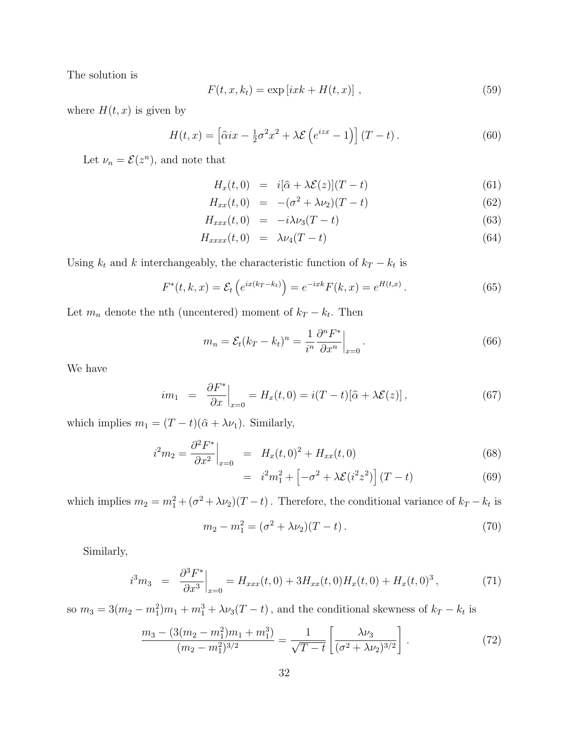The solution is

$$F(t, x, k_t) = \exp\left[ixk + H(t, x)\right] , \tag{59}$$

where $H(t, x)$ is given by

$$H(t, x) = \left[\widehat{\alpha} ix - \tfrac{1}{2}\sigma^2 x^2 + \lambda \mathcal{E}\left(e^{izx} - 1\right)\right] (T - t) . \tag{60}$$

Let $\nu_n = \mathcal{E}(z^n)$, and note that

$$H_x(t, 0) = i[\widehat{\alpha} + \lambda \mathcal{E}(z)](T - t) \tag{61}$$

$$H_{xx}(t, 0) = -(\sigma^2 + \lambda \nu_2)(T - t) \tag{62}$$

$$H_{xxx}(t, 0) = -i\lambda \nu_3 (T - t) \tag{63}$$

$$H_{xxxx}(t, 0) = \lambda \nu_4 (T - t) \tag{64}$$

Using $k_t$ and $k$ interchangeably, the characteristic function of $k_T - k_t$ is

$$F^*(t, k, x) = \mathcal{E}_t\left(e^{ix(k_T - k_t)}\right) = e^{-ixk} F(k, x) = e^{H(t,x)} . \tag{65}$$

Let $m_n$ denote the nth (uncentered) moment of $k_T - k_t$. Then

$$m_n = \mathcal{E}_t (k_T - k_t)^n = \frac{1}{i^n} \frac{\partial^n F^*}{\partial x^n}\bigg|_{x=0} . \tag{66}$$

We have

$$i m_1 = \frac{\partial F^*}{\partial x}\bigg|_{x=0} = H_x(t, 0) = i(T - t)[\widehat{\alpha} + \lambda \mathcal{E}(z)] , \tag{67}$$

which implies $m_1 = (T - t)(\widehat{\alpha} + \lambda \nu_1)$. Similarly,

$$i^2 m_2 = \frac{\partial^2 F^*}{\partial x^2}\bigg|_{x=0} = H_x(t, 0)^2 + H_{xx}(t, 0) \tag{68}$$

$$= i^2 m_1^2 + \left[-\sigma^2 + \lambda \mathcal{E}(i^2 z^2)\right] (T - t) \tag{69}$$

which implies $m_2 = m_1^2 + (\sigma^2 + \lambda \nu_2)(T - t)$ . Therefore, the conditional variance of $k_T - k_t$ is

$$m_2 - m_1^2 = (\sigma^2 + \lambda \nu_2)(T - t) . \tag{70}$$

Similarly,

$$i^3 m_3 = \frac{\partial^3 F^*}{\partial x^3}\bigg|_{x=0} = H_{xxx}(t, 0) + 3H_{xx}(t, 0)H_x(t, 0) + H_x(t, 0)^3 , \tag{71}$$

so $m_3 = 3(m_2 - m_1^2)m_1 + m_1^3 + \lambda \nu_3 (T - t)$ , and the conditional skewness of $k_T - k_t$ is

$$\frac{m_3 - (3(m_2 - m_1^2)m_1 + m_1^3)}{(m_2 - m_1^2)^{3/2}} = \frac{1}{\sqrt{T - t}} \left[\frac{\lambda \nu_3}{(\sigma^2 + \lambda \nu_2)^{3/2}}\right] . \tag{72}$$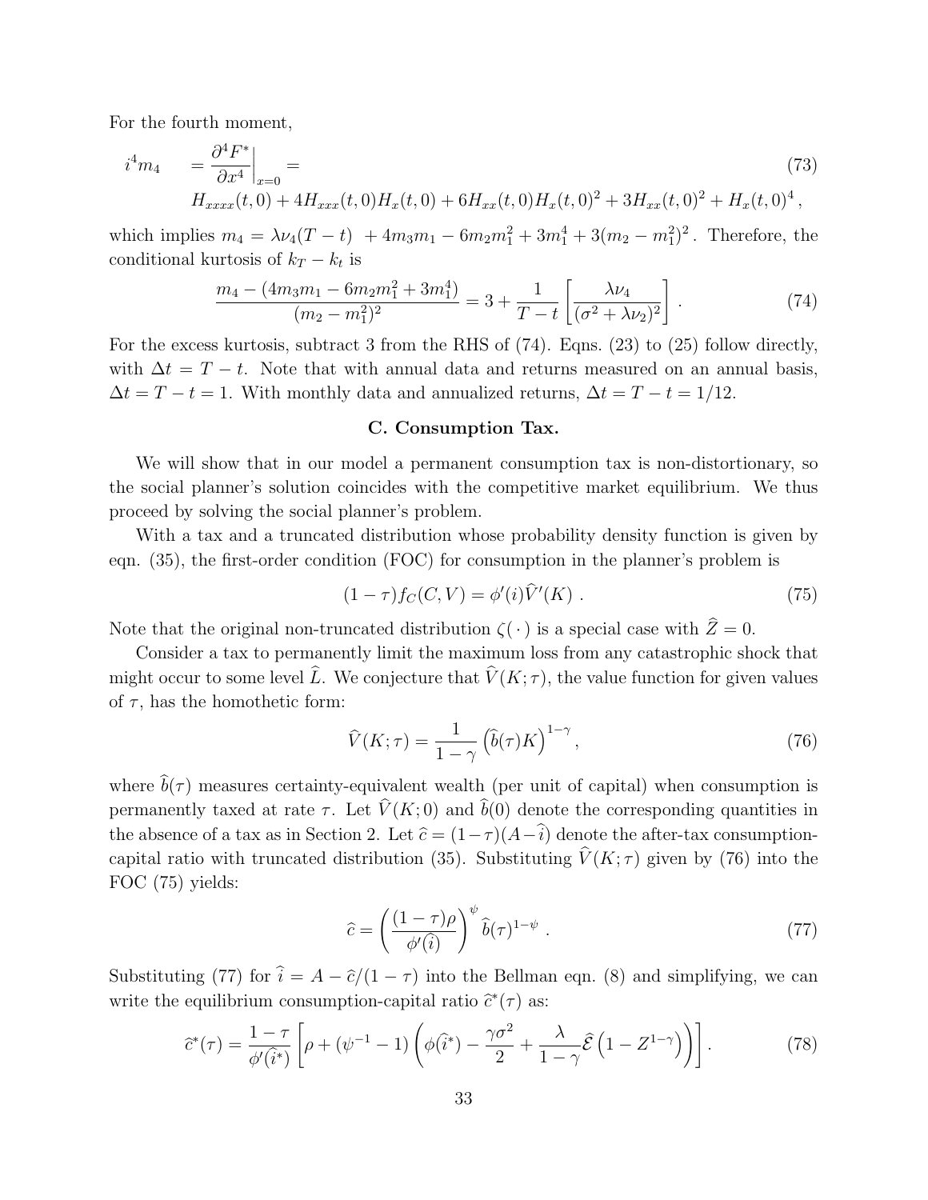For the fourth moment,

$$i^4 m_4 \quad = \frac{\partial^4 F^*}{\partial x^4}\Big|_{x=0} = \tag{73}$$

$$H_{xxxx}(t,0) + 4H_{xxx}(t,0)H_x(t,0) + 6H_{xx}(t,0)H_x(t,0)^2 + 3H_{xx}(t,0)^2 + H_x(t,0)^4 \,,$$

which implies $m_4 = \lambda \nu_4 (T-t) \ + 4m_3 m_1 - 6m_2 m_1^2 + 3m_1^4 + 3(m_2 - m_1^2)^2$. Therefore, the conditional kurtosis of $k_T - k_t$ is

$$\frac{m_4 - (4m_3 m_1 - 6m_2 m_1^2 + 3m_1^4)}{(m_2 - m_1^2)^2} = 3 + \frac{1}{T-t}\left[\frac{\lambda \nu_4}{(\sigma^2 + \lambda \nu_2)^2}\right] . \tag{74}$$

For the excess kurtosis, subtract 3 from the RHS of (74). Eqns. (23) to (25) follow directly, with $\Delta t = T - t$. Note that with annual data and returns measured on an annual basis, $\Delta t = T - t = 1$. With monthly data and annualized returns, $\Delta t = T - t = 1/12$.

## C. Consumption Tax.

We will show that in our model a permanent consumption tax is non-distortionary, so the social planner's solution coincides with the competitive market equilibrium. We thus proceed by solving the social planner's problem.

With a tax and a truncated distribution whose probability density function is given by eqn. (35), the first-order condition (FOC) for consumption in the planner's problem is

$$(1-\tau) f_C(C, V) = \phi'(i) \widehat{V}'(K) \ . \tag{75}$$

Note that the original non-truncated distribution $\zeta(\,\cdot\,)$ is a special case with $\widehat{Z} = 0$.

Consider a tax to permanently limit the maximum loss from any catastrophic shock that might occur to some level $\widehat{L}$. We conjecture that $\widehat{V}(K;\tau)$, the value function for given values of $\tau$, has the homothetic form:

$$\widehat{V}(K;\tau) = \frac{1}{1-\gamma}\left(\widehat{b}(\tau)K\right)^{1-\gamma} , \tag{76}$$

where $\widehat{b}(\tau)$ measures certainty-equivalent wealth (per unit of capital) when consumption is permanently taxed at rate $\tau$. Let $\widehat{V}(K;0)$ and $\widehat{b}(0)$ denote the corresponding quantities in the absence of a tax as in Section 2. Let $\widehat{c} = (1-\tau)(A - \widehat{i})$ denote the after-tax consumption-capital ratio with truncated distribution (35). Substituting $\widehat{V}(K;\tau)$ given by (76) into the FOC (75) yields:

$$\widehat{c} = \left(\frac{(1-\tau)\rho}{\phi'(\widehat{i})}\right)^{\psi} \widehat{b}(\tau)^{1-\psi} \ . \tag{77}$$

Substituting (77) for $\widehat{i} = A - \widehat{c}/(1-\tau)$ into the Bellman eqn. (8) and simplifying, we can write the equilibrium consumption-capital ratio $\widehat{c}^*(\tau)$ as:

$$\widehat{c}^*(\tau) = \frac{1-\tau}{\phi'(\widehat{i}^*)}\left[\rho + (\psi^{-1} - 1)\left(\phi(\widehat{i}^*) - \frac{\gamma\sigma^2}{2} + \frac{\lambda}{1-\gamma}\widehat{\mathcal{E}}\left(1 - Z^{1-\gamma}\right)\right)\right] . \tag{78}$$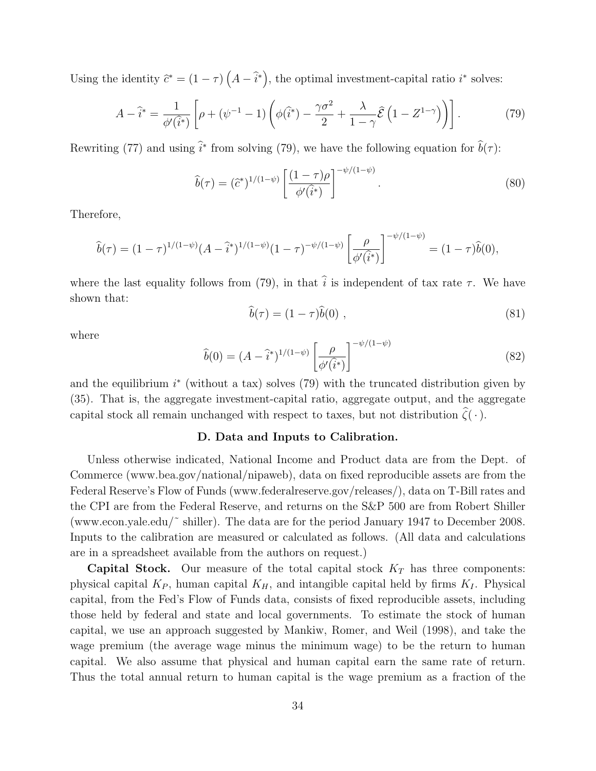Using the identity $\widehat{c}^* = (1-\tau)\left(A - \widehat{i}^*\right)$, the optimal investment-capital ratio $i^*$ solves:

$$A - \widehat{i}^* = \frac{1}{\phi'(\widehat{i}^*)}\left[\rho + (\psi^{-1} - 1)\left(\phi(\widehat{i}^*) - \frac{\gamma\sigma^2}{2} + \frac{\lambda}{1-\gamma}\widehat{\mathcal{E}}\left(1 - Z^{1-\gamma}\right)\right)\right]. \tag{79}$$

Rewriting (77) and using $\widehat{i}^*$ from solving (79), we have the following equation for $\widehat{b}(\tau)$:

$$\widehat{b}(\tau) = (\widehat{c}^*)^{1/(1-\psi)}\left[\frac{(1-\tau)\rho}{\phi'(\widehat{i}^*)}\right]^{-\psi/(1-\psi)}. \tag{80}$$

Therefore,

$$\widehat{b}(\tau) = (1-\tau)^{1/(1-\psi)}(A - \widehat{i}^*)^{1/(1-\psi)}(1-\tau)^{-\psi/(1-\psi)}\left[\frac{\rho}{\phi'(\widehat{i}^*)}\right]^{-\psi/(1-\psi)} = (1-\tau)\widehat{b}(0),$$

where the last equality follows from (79), in that $\widehat{i}$ is independent of tax rate $\tau$. We have shown that:

$$\widehat{b}(\tau) = (1-\tau)\widehat{b}(0)\ , \tag{81}$$

where

$$\widehat{b}(0) = (A - \widehat{i}^*)^{1/(1-\psi)}\left[\frac{\rho}{\phi'(\widehat{i}^*)}\right]^{-\psi/(1-\psi)} \tag{82}$$

and the equilibrium $i^*$ (without a tax) solves (79) with the truncated distribution given by (35). That is, the aggregate investment-capital ratio, aggregate output, and the aggregate capital stock all remain unchanged with respect to taxes, but not distribution $\widehat{\zeta}(\,\cdot\,)$.

### D. Data and Inputs to Calibration.

Unless otherwise indicated, National Income and Product data are from the Dept. of Commerce (www.bea.gov/national/nipaweb), data on fixed reproducible assets are from the Federal Reserve's Flow of Funds (www.federalreserve.gov/releases/), data on T-Bill rates and the CPI are from the Federal Reserve, and returns on the S&P 500 are from Robert Shiller (www.econ.yale.edu/˜ shiller). The data are for the period January 1947 to December 2008. Inputs to the calibration are measured or calculated as follows. (All data and calculations are in a spreadsheet available from the authors on request.)

**Capital Stock.** Our measure of the total capital stock $K_T$ has three components: physical capital $K_P$, human capital $K_H$, and intangible capital held by firms $K_I$. Physical capital, from the Fed's Flow of Funds data, consists of fixed reproducible assets, including those held by federal and state and local governments. To estimate the stock of human capital, we use an approach suggested by Mankiw, Romer, and Weil (1998), and take the wage premium (the average wage minus the minimum wage) to be the return to human capital. We also assume that physical and human capital earn the same rate of return. Thus the total annual return to human capital is the wage premium as a fraction of the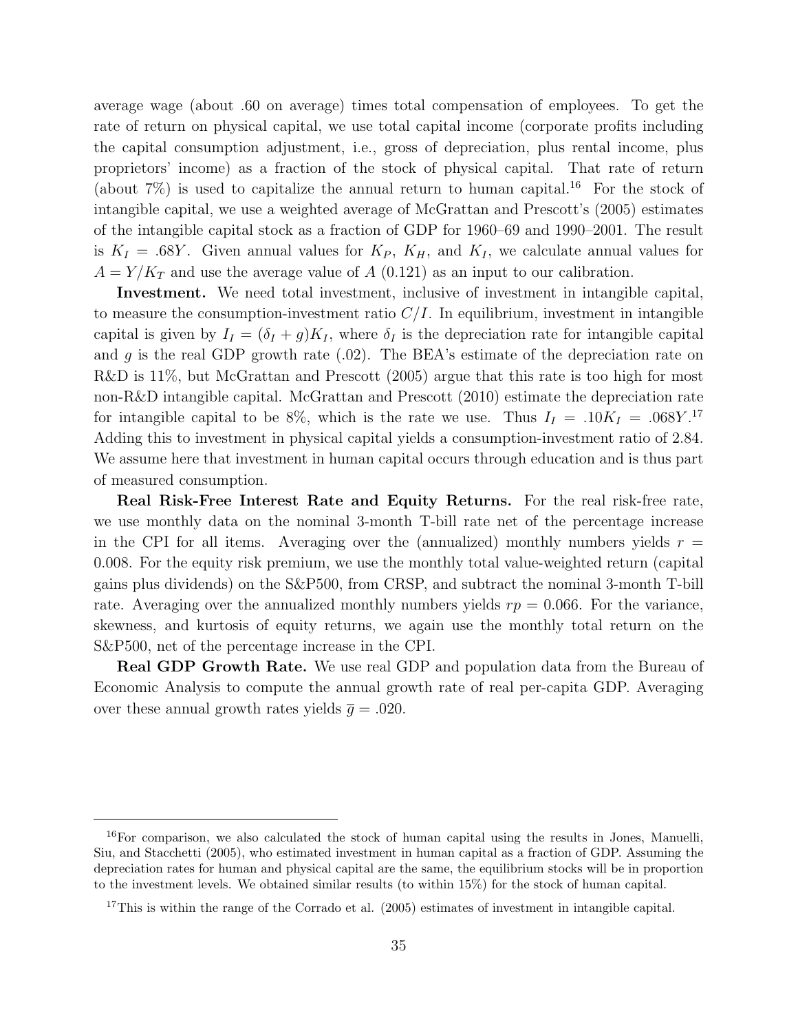average wage (about .60 on average) times total compensation of employees. To get the rate of return on physical capital, we use total capital income (corporate profits including the capital consumption adjustment, i.e., gross of depreciation, plus rental income, plus proprietors' income) as a fraction of the stock of physical capital. That rate of return (about 7%) is used to capitalize the annual return to human capital.[16] For the stock of intangible capital, we use a weighted average of McGrattan and Prescott's (2005) estimates of the intangible capital stock as a fraction of GDP for 1960–69 and 1990–2001. The result is $K_I = .68Y$. Given annual values for $K_P$, $K_H$, and $K_I$, we calculate annual values for $A = Y/K_T$ and use the average value of $A$ (0.121) as an input to our calibration.

**Investment.** We need total investment, inclusive of investment in intangible capital, to measure the consumption-investment ratio $C/I$. In equilibrium, investment in intangible capital is given by $I_I = (\delta_I + g)K_I$, where $\delta_I$ is the depreciation rate for intangible capital and $g$ is the real GDP growth rate (.02). The BEA's estimate of the depreciation rate on R&D is 11%, but McGrattan and Prescott (2005) argue that this rate is too high for most non-R&D intangible capital. McGrattan and Prescott (2010) estimate the depreciation rate for intangible capital to be 8%, which is the rate we use. Thus $I_I = .10K_I = .068Y$.[17] Adding this to investment in physical capital yields a consumption-investment ratio of 2.84. We assume here that investment in human capital occurs through education and is thus part of measured consumption.

**Real Risk-Free Interest Rate and Equity Returns.** For the real risk-free rate, we use monthly data on the nominal 3-month T-bill rate net of the percentage increase in the CPI for all items. Averaging over the (annualized) monthly numbers yields $r = 0.008$. For the equity risk premium, we use the monthly total value-weighted return (capital gains plus dividends) on the S&P500, from CRSP, and subtract the nominal 3-month T-bill rate. Averaging over the annualized monthly numbers yields $rp = 0.066$. For the variance, skewness, and kurtosis of equity returns, we again use the monthly total return on the S&P500, net of the percentage increase in the CPI.

**Real GDP Growth Rate.** We use real GDP and population data from the Bureau of Economic Analysis to compute the annual growth rate of real per-capita GDP. Averaging over these annual growth rates yields $\overline{g} = .020$.

---

[16] For comparison, we also calculated the stock of human capital using the results in Jones, Manuelli, Siu, and Stacchetti (2005), who estimated investment in human capital as a fraction of GDP. Assuming the depreciation rates for human and physical capital are the same, the equilibrium stocks will be in proportion to the investment levels. We obtained similar results (to within 15%) for the stock of human capital.

[17] This is within the range of the Corrado et al. (2005) estimates of investment in intangible capital.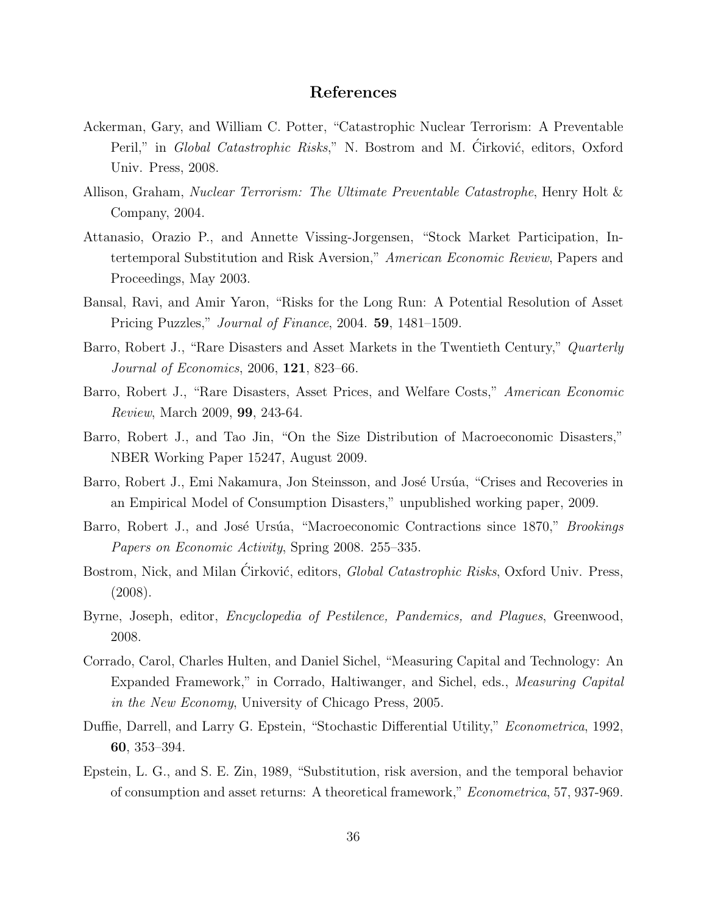## References

Ackerman, Gary, and William C. Potter, "Catastrophic Nuclear Terrorism: A Preventable Peril," in *Global Catastrophic Risks*," N. Bostrom and M. Ćirković, editors, Oxford Univ. Press, 2008.

Allison, Graham, *Nuclear Terrorism: The Ultimate Preventable Catastrophe*, Henry Holt & Company, 2004.

Attanasio, Orazio P., and Annette Vissing-Jorgensen, "Stock Market Participation, Intertemporal Substitution and Risk Aversion," *American Economic Review*, Papers and Proceedings, May 2003.

Bansal, Ravi, and Amir Yaron, "Risks for the Long Run: A Potential Resolution of Asset Pricing Puzzles," *Journal of Finance*, 2004. **59**, 1481–1509.

Barro, Robert J., "Rare Disasters and Asset Markets in the Twentieth Century," *Quarterly Journal of Economics*, 2006, **121**, 823–66.

Barro, Robert J., "Rare Disasters, Asset Prices, and Welfare Costs," *American Economic Review*, March 2009, **99**, 243-64.

Barro, Robert J., and Tao Jin, "On the Size Distribution of Macroeconomic Disasters," NBER Working Paper 15247, August 2009.

Barro, Robert J., Emi Nakamura, Jon Steinsson, and José Ursúa, "Crises and Recoveries in an Empirical Model of Consumption Disasters," unpublished working paper, 2009.

Barro, Robert J., and José Ursúa, "Macroeconomic Contractions since 1870," *Brookings Papers on Economic Activity*, Spring 2008. 255–335.

Bostrom, Nick, and Milan Ćirković, editors, *Global Catastrophic Risks*, Oxford Univ. Press, (2008).

Byrne, Joseph, editor, *Encyclopedia of Pestilence, Pandemics, and Plagues*, Greenwood, 2008.

Corrado, Carol, Charles Hulten, and Daniel Sichel, "Measuring Capital and Technology: An Expanded Framework," in Corrado, Haltiwanger, and Sichel, eds., *Measuring Capital in the New Economy*, University of Chicago Press, 2005.

Duffie, Darrell, and Larry G. Epstein, "Stochastic Differential Utility," *Econometrica*, 1992, **60**, 353–394.

Epstein, L. G., and S. E. Zin, 1989, "Substitution, risk aversion, and the temporal behavior of consumption and asset returns: A theoretical framework," *Econometrica*, 57, 937-969.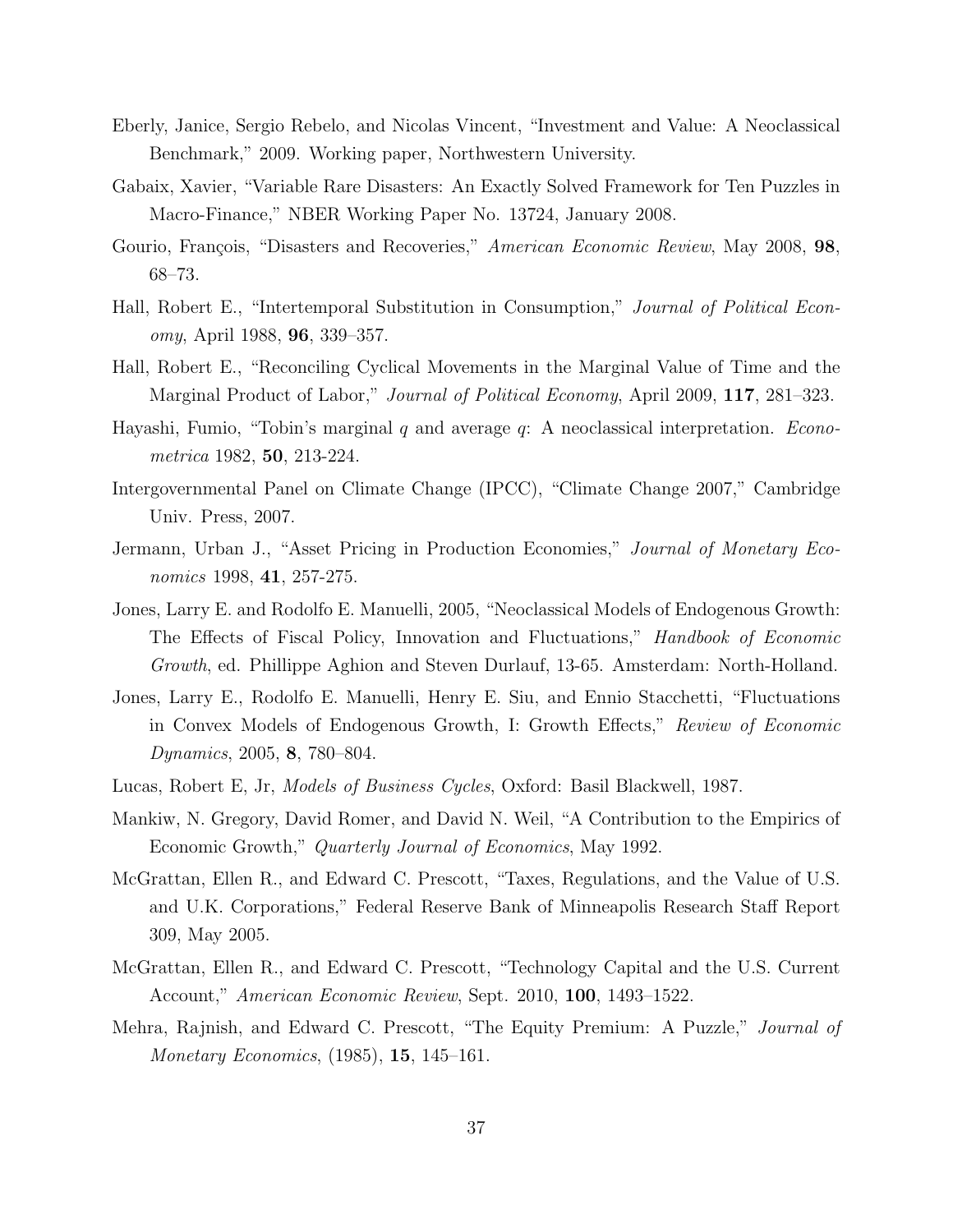Eberly, Janice, Sergio Rebelo, and Nicolas Vincent, "Investment and Value: A Neoclassical Benchmark," 2009. Working paper, Northwestern University.

Gabaix, Xavier, "Variable Rare Disasters: An Exactly Solved Framework for Ten Puzzles in Macro-Finance," NBER Working Paper No. 13724, January 2008.

Gourio, François, "Disasters and Recoveries," *American Economic Review*, May 2008, **98**, 68–73.

Hall, Robert E., "Intertemporal Substitution in Consumption," *Journal of Political Economy*, April 1988, **96**, 339–357.

Hall, Robert E., "Reconciling Cyclical Movements in the Marginal Value of Time and the Marginal Product of Labor," *Journal of Political Economy*, April 2009, **117**, 281–323.

Hayashi, Fumio, "Tobin's marginal $q$ and average $q$: A neoclassical interpretation. *Econometrica* 1982, **50**, 213-224.

Intergovernmental Panel on Climate Change (IPCC), "Climate Change 2007," Cambridge Univ. Press, 2007.

Jermann, Urban J., "Asset Pricing in Production Economies," *Journal of Monetary Economics* 1998, **41**, 257-275.

Jones, Larry E. and Rodolfo E. Manuelli, 2005, "Neoclassical Models of Endogenous Growth: The Effects of Fiscal Policy, Innovation and Fluctuations," *Handbook of Economic Growth*, ed. Phillippe Aghion and Steven Durlauf, 13-65. Amsterdam: North-Holland.

Jones, Larry E., Rodolfo E. Manuelli, Henry E. Siu, and Ennio Stacchetti, "Fluctuations in Convex Models of Endogenous Growth, I: Growth Effects," *Review of Economic Dynamics*, 2005, **8**, 780–804.

Lucas, Robert E, Jr, *Models of Business Cycles*, Oxford: Basil Blackwell, 1987.

Mankiw, N. Gregory, David Romer, and David N. Weil, "A Contribution to the Empirics of Economic Growth," *Quarterly Journal of Economics*, May 1992.

McGrattan, Ellen R., and Edward C. Prescott, "Taxes, Regulations, and the Value of U.S. and U.K. Corporations," Federal Reserve Bank of Minneapolis Research Staff Report 309, May 2005.

McGrattan, Ellen R., and Edward C. Prescott, "Technology Capital and the U.S. Current Account," *American Economic Review*, Sept. 2010, **100**, 1493–1522.

Mehra, Rajnish, and Edward C. Prescott, "The Equity Premium: A Puzzle," *Journal of Monetary Economics*, (1985), **15**, 145–161.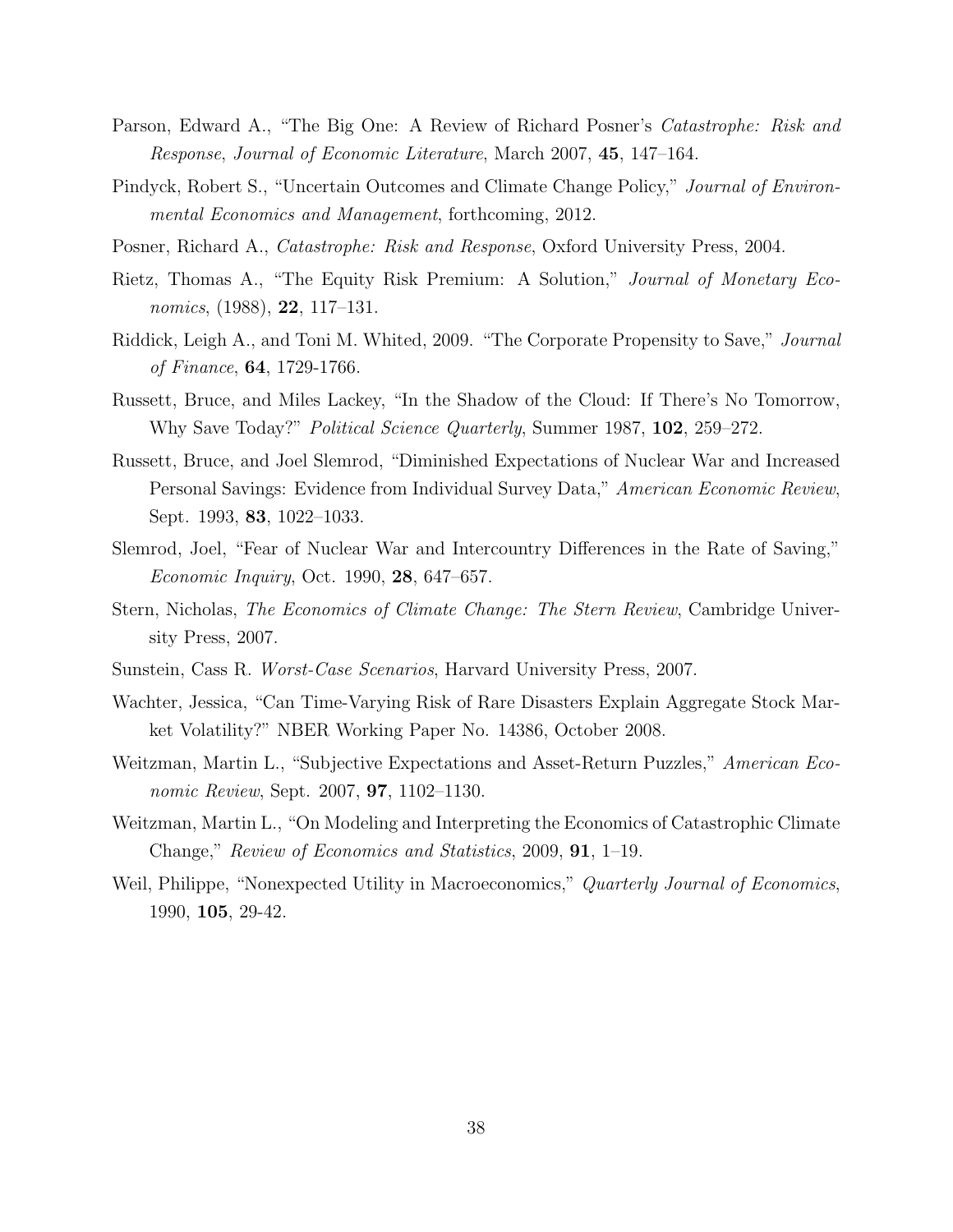Parson, Edward A., "The Big One: A Review of Richard Posner's *Catastrophe: Risk and Response*, *Journal of Economic Literature*, March 2007, **45**, 147–164.

Pindyck, Robert S., "Uncertain Outcomes and Climate Change Policy," *Journal of Environmental Economics and Management*, forthcoming, 2012.

Posner, Richard A., *Catastrophe: Risk and Response*, Oxford University Press, 2004.

Rietz, Thomas A., "The Equity Risk Premium: A Solution," *Journal of Monetary Economics*, (1988), **22**, 117–131.

Riddick, Leigh A., and Toni M. Whited, 2009. "The Corporate Propensity to Save," *Journal of Finance*, **64**, 1729-1766.

Russett, Bruce, and Miles Lackey, "In the Shadow of the Cloud: If There's No Tomorrow, Why Save Today?" *Political Science Quarterly*, Summer 1987, **102**, 259–272.

Russett, Bruce, and Joel Slemrod, "Diminished Expectations of Nuclear War and Increased Personal Savings: Evidence from Individual Survey Data," *American Economic Review*, Sept. 1993, **83**, 1022–1033.

Slemrod, Joel, "Fear of Nuclear War and Intercountry Differences in the Rate of Saving," *Economic Inquiry*, Oct. 1990, **28**, 647–657.

Stern, Nicholas, *The Economics of Climate Change: The Stern Review*, Cambridge University Press, 2007.

Sunstein, Cass R. *Worst-Case Scenarios*, Harvard University Press, 2007.

Wachter, Jessica, "Can Time-Varying Risk of Rare Disasters Explain Aggregate Stock Market Volatility?" NBER Working Paper No. 14386, October 2008.

Weitzman, Martin L., "Subjective Expectations and Asset-Return Puzzles," *American Economic Review*, Sept. 2007, **97**, 1102–1130.

Weitzman, Martin L., "On Modeling and Interpreting the Economics of Catastrophic Climate Change," *Review of Economics and Statistics*, 2009, **91**, 1–19.

Weil, Philippe, "Nonexpected Utility in Macroeconomics," *Quarterly Journal of Economics*, 1990, **105**, 29-42.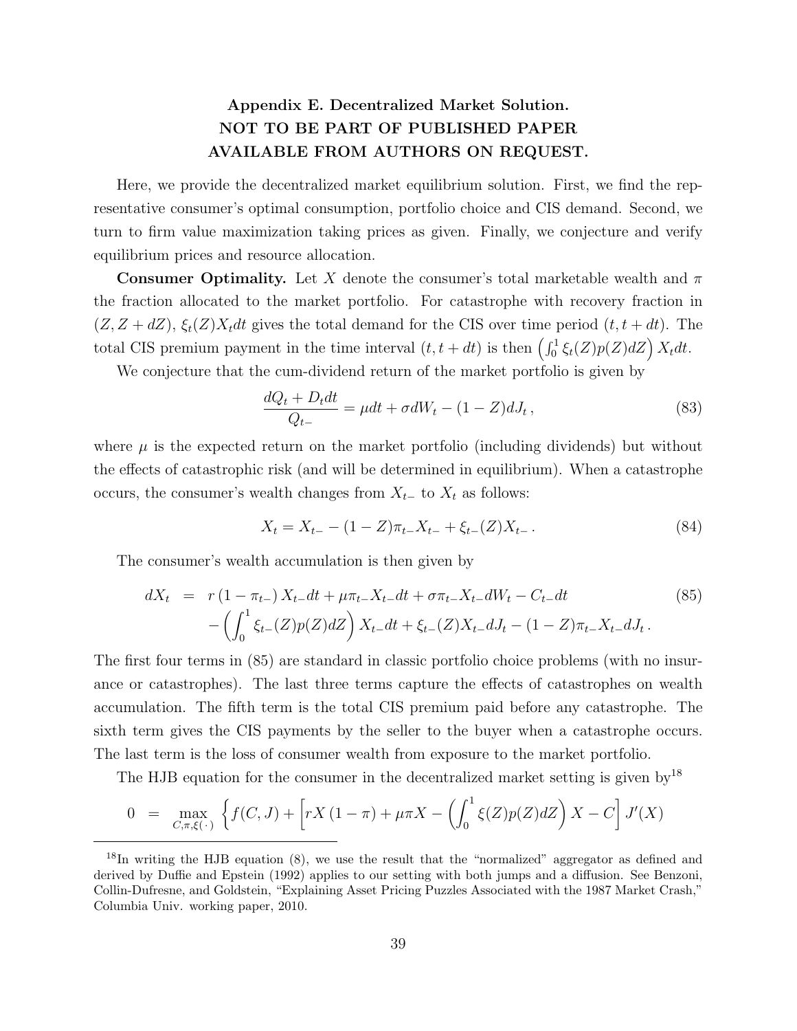## Appendix E. Decentralized Market Solution.
## NOT TO BE PART OF PUBLISHED PAPER
## AVAILABLE FROM AUTHORS ON REQUEST.

Here, we provide the decentralized market equilibrium solution. First, we find the representative consumer's optimal consumption, portfolio choice and CIS demand. Second, we turn to firm value maximization taking prices as given. Finally, we conjecture and verify equilibrium prices and resource allocation.

**Consumer Optimality.** Let $X$ denote the consumer's total marketable wealth and $\pi$ the fraction allocated to the market portfolio. For catastrophe with recovery fraction in $(Z, Z + dZ)$, $\xi_t(Z)X_t dt$ gives the total demand for the CIS over time period $(t, t + dt)$. The total CIS premium payment in the time interval $(t, t + dt)$ is then $\left(\int_0^1 \xi_t(Z)p(Z)dZ\right) X_t dt$.

We conjecture that the cum-dividend return of the market portfolio is given by

$$\frac{dQ_t + D_t dt}{Q_{t-}} = \mu dt + \sigma dW_t - (1 - Z)dJ_t \,, \tag{83}$$

where $\mu$ is the expected return on the market portfolio (including dividends) but without the effects of catastrophic risk (and will be determined in equilibrium). When a catastrophe occurs, the consumer's wealth changes from $X_{t-}$ to $X_t$ as follows:

$$X_t = X_{t-} - (1 - Z)\pi_{t-}X_{t-} + \xi_{t-}(Z)X_{t-} \,. \tag{84}$$

The consumer's wealth accumulation is then given by

$$\begin{aligned} dX_t &= r\left(1 - \pi_{t-}\right) X_{t-} dt + \mu \pi_{t-} X_{t-} dt + \sigma \pi_{t-} X_{t-} dW_t - C_{t-} dt \\ &\quad - \left(\int_0^1 \xi_{t-}(Z)p(Z)dZ\right) X_{t-} dt + \xi_{t-}(Z)X_{t-} dJ_t - (1 - Z)\pi_{t-} X_{t-} dJ_t \,. \end{aligned} \tag{85}$$

The first four terms in (85) are standard in classic portfolio choice problems (with no insurance or catastrophes). The last three terms capture the effects of catastrophes on wealth accumulation. The fifth term is the total CIS premium paid before any catastrophe. The sixth term gives the CIS payments by the seller to the buyer when a catastrophe occurs. The last term is the loss of consumer wealth from exposure to the market portfolio.

The HJB equation for the consumer in the decentralized market setting is given by[18]

$$0 = \max_{C, \pi, \xi(\cdot)} \left\{ f(C, J) + \left[ rX\left(1 - \pi\right) + \mu \pi X - \left(\int_0^1 \xi(Z)p(Z)dZ\right) X - C \right] J'(X) \right.$$

[18] In writing the HJB equation (8), we use the result that the "normalized" aggregator as defined and derived by Duffie and Epstein (1992) applies to our setting with both jumps and a diffusion. See Benzoni, Collin-Dufresne, and Goldstein, "Explaining Asset Pricing Puzzles Associated with the 1987 Market Crash," Columbia Univ. working paper, 2010.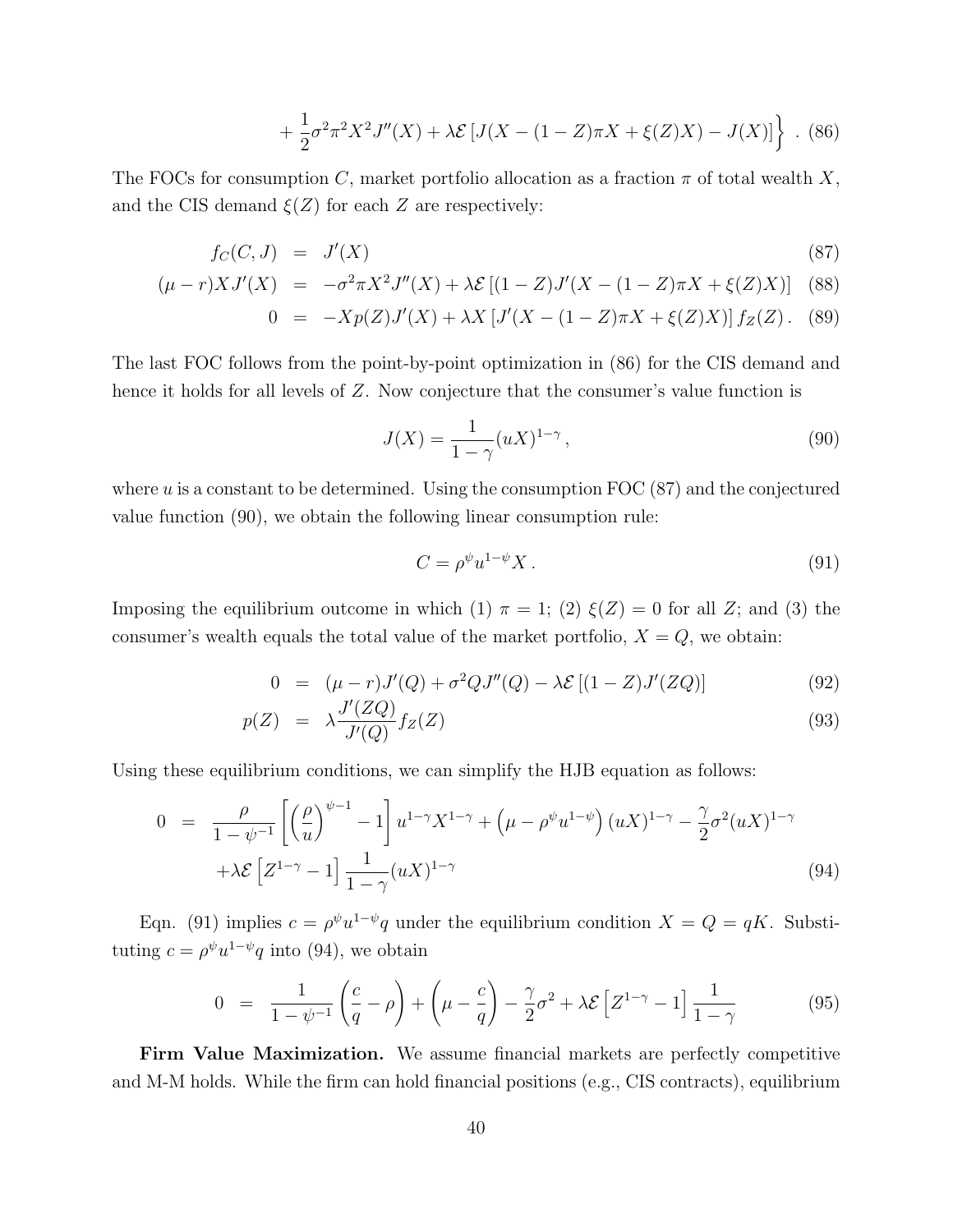$$
+ \frac{1}{2}\sigma^2\pi^2 X^2 J''(X) + \lambda \mathcal{E}\left[J(X - (1-Z)\pi X + \xi(Z)X) - J(X)\right]\Bigg\} \ . \tag{86}
$$

The FOCs for consumption $C$, market portfolio allocation as a fraction $\pi$ of total wealth $X$, and the CIS demand $\xi(Z)$ for each $Z$ are respectively:

$$
\begin{aligned}
f_C(C, J) &= J'(X) && (87)\\
(\mu - r)XJ'(X) &= -\sigma^2 \pi X^2 J''(X) + \lambda \mathcal{E}\left[(1-Z)J'(X - (1-Z)\pi X + \xi(Z)X)\right] && (88)\\
0 &= -Xp(Z)J'(X) + \lambda X\left[J'(X - (1-Z)\pi X + \xi(Z)X)\right] f_Z(Z)\,. && (89)
\end{aligned}
$$

The last FOC follows from the point-by-point optimization in (86) for the CIS demand and hence it holds for all levels of $Z$. Now conjecture that the consumer's value function is

$$
J(X) = \frac{1}{1-\gamma}(uX)^{1-\gamma}\,, \tag{90}
$$

where $u$ is a constant to be determined. Using the consumption FOC (87) and the conjectured value function (90), we obtain the following linear consumption rule:

$$
C = \rho^{\psi} u^{1-\psi} X\,. \tag{91}
$$

Imposing the equilibrium outcome in which (1) $\pi = 1$; (2) $\xi(Z) = 0$ for all $Z$; and (3) the consumer's wealth equals the total value of the market portfolio, $X = Q$, we obtain:

$$
\begin{aligned}
0 &= (\mu - r)J'(Q) + \sigma^2 Q J''(Q) - \lambda \mathcal{E}\left[(1-Z)J'(ZQ)\right] && (92)\\
p(Z) &= \lambda \frac{J'(ZQ)}{J'(Q)} f_Z(Z) && (93)
\end{aligned}
$$

Using these equilibrium conditions, we can simplify the HJB equation as follows:

$$
\begin{aligned}
0 &= \frac{\rho}{1-\psi^{-1}}\left[\left(\frac{\rho}{u}\right)^{\psi-1} - 1\right] u^{1-\gamma} X^{1-\gamma} + \left(\mu - \rho^{\psi} u^{1-\psi}\right)(uX)^{1-\gamma} - \frac{\gamma}{2}\sigma^2 (uX)^{1-\gamma}\\
&\quad + \lambda \mathcal{E}\left[Z^{1-\gamma} - 1\right]\frac{1}{1-\gamma}(uX)^{1-\gamma} && (94)
\end{aligned}
$$

Eqn. (91) implies $c = \rho^{\psi} u^{1-\psi} q$ under the equilibrium condition $X = Q = qK$. Substituting $c = \rho^{\psi} u^{1-\psi} q$ into (94), we obtain

$$
0 = \frac{1}{1-\psi^{-1}}\left(\frac{c}{q} - \rho\right) + \left(\mu - \frac{c}{q}\right) - \frac{\gamma}{2}\sigma^2 + \lambda \mathcal{E}\left[Z^{1-\gamma} - 1\right]\frac{1}{1-\gamma} \tag{95}
$$

**Firm Value Maximization.** We assume financial markets are perfectly competitive and M-M holds. While the firm can hold financial positions (e.g., CIS contracts), equilibrium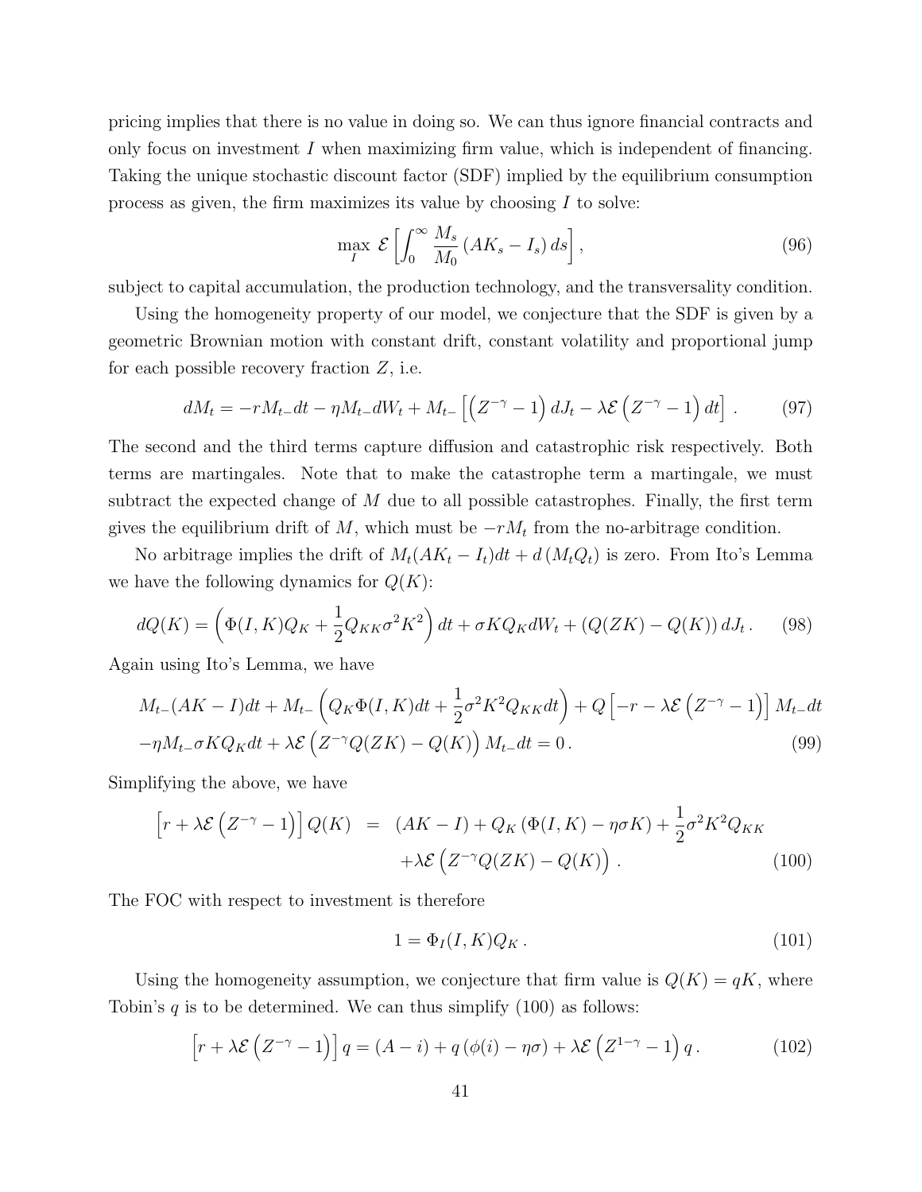pricing implies that there is no value in doing so. We can thus ignore financial contracts and only focus on investment $I$ when maximizing firm value, which is independent of financing. Taking the unique stochastic discount factor (SDF) implied by the equilibrium consumption process as given, the firm maximizes its value by choosing $I$ to solve:

$$\max_{I} \ \mathcal{E}\left[\int_0^\infty \frac{M_s}{M_0}\left(AK_s - I_s\right) ds\right], \tag{96}$$

subject to capital accumulation, the production technology, and the transversality condition.

Using the homogeneity property of our model, we conjecture that the SDF is given by a geometric Brownian motion with constant drift, constant volatility and proportional jump for each possible recovery fraction $Z$, i.e.

$$dM_t = -rM_{t-}dt - \eta M_{t-}dW_t + M_{t-}\left[\left(Z^{-\gamma}-1\right)dJ_t - \lambda\mathcal{E}\left(Z^{-\gamma}-1\right)dt\right]. \tag{97}$$

The second and the third terms capture diffusion and catastrophic risk respectively. Both terms are martingales. Note that to make the catastrophe term a martingale, we must subtract the expected change of $M$ due to all possible catastrophes. Finally, the first term gives the equilibrium drift of $M$, which must be $-rM_t$ from the no-arbitrage condition.

No arbitrage implies the drift of $M_t(AK_t - I_t)dt + d\left(M_tQ_t\right)$ is zero. From Ito's Lemma we have the following dynamics for $Q(K)$:

$$dQ(K) = \left(\Phi(I,K)Q_K + \frac{1}{2}Q_{KK}\sigma^2K^2\right)dt + \sigma KQ_K dW_t + \left(Q(ZK) - Q(K)\right)dJ_t\,. \tag{98}$$

Again using Ito's Lemma, we have

$$\begin{aligned}
&M_{t-}(AK - I)dt + M_{t-}\left(Q_K\Phi(I,K)dt + \frac{1}{2}\sigma^2K^2Q_{KK}dt\right) + Q\left[-r - \lambda\mathcal{E}\left(Z^{-\gamma}-1\right)\right]M_{t-}dt \\
&-\eta M_{t-}\sigma KQ_K dt + \lambda\mathcal{E}\left(Z^{-\gamma}Q(ZK) - Q(K)\right)M_{t-}dt = 0\,.
\end{aligned} \tag{99}$$

Simplifying the above, we have

$$\begin{aligned}
\left[r + \lambda\mathcal{E}\left(Z^{-\gamma}-1\right)\right]Q(K) \;&=\; (AK - I) + Q_K\left(\Phi(I,K) - \eta\sigma K\right) + \frac{1}{2}\sigma^2K^2Q_{KK} \\
&\quad + \lambda\mathcal{E}\left(Z^{-\gamma}Q(ZK) - Q(K)\right).
\end{aligned} \tag{100}$$

The FOC with respect to investment is therefore

$$1 = \Phi_I(I,K)Q_K\,. \tag{101}$$

Using the homogeneity assumption, we conjecture that firm value is $Q(K) = qK$, where Tobin's $q$ is to be determined. We can thus simplify (100) as follows:

$$\left[r + \lambda\mathcal{E}\left(Z^{-\gamma}-1\right)\right]q = (A - i) + q\left(\phi(i) - \eta\sigma\right) + \lambda\mathcal{E}\left(Z^{1-\gamma}-1\right)q\,. \tag{102}$$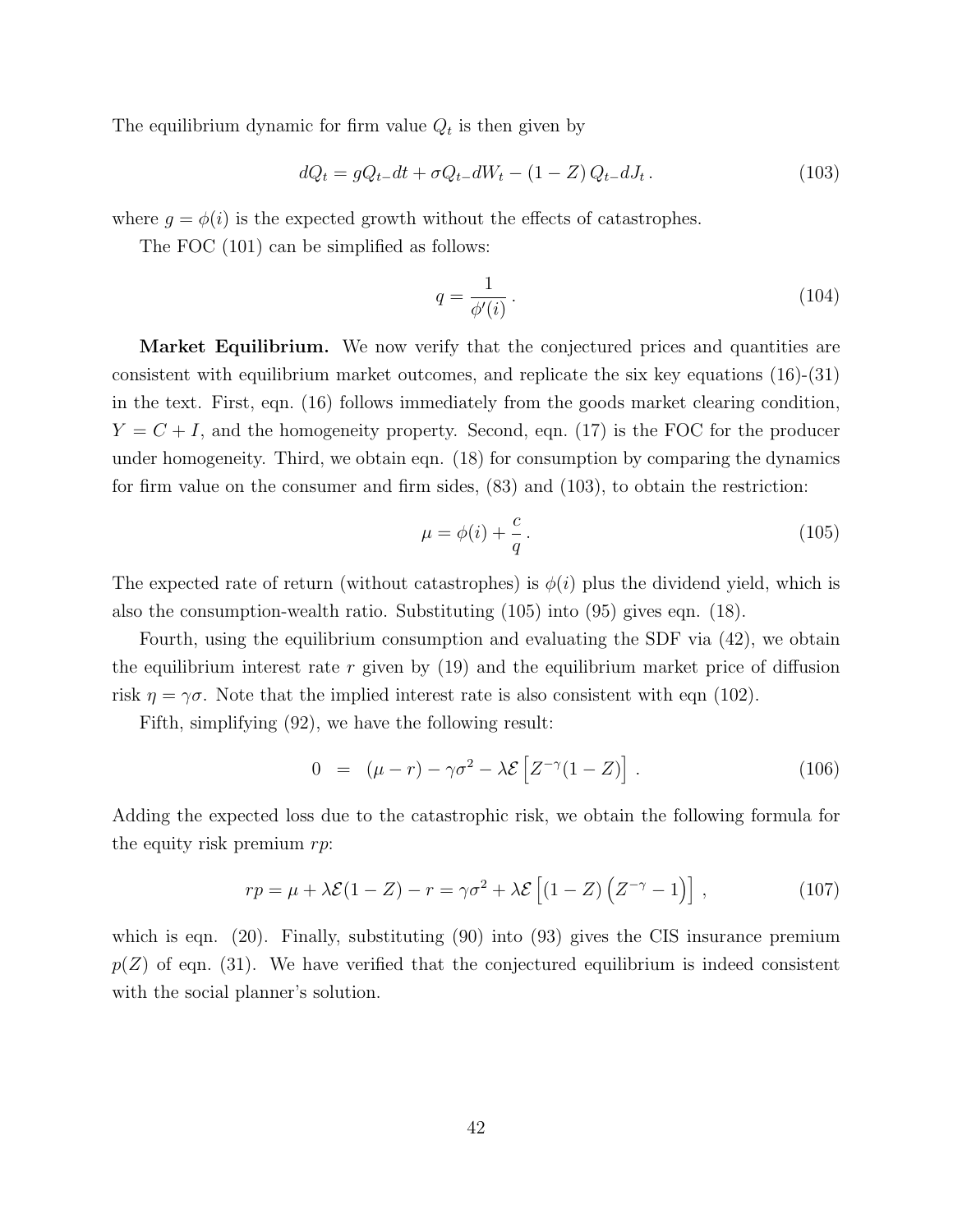The equilibrium dynamic for firm value $Q_t$ is then given by

$$dQ_t = gQ_{t-}dt + \sigma Q_{t-}dW_t - (1-Z)\,Q_{t-}dJ_t\,. \tag{103}$$

where $g = \phi(i)$ is the expected growth without the effects of catastrophes.

The FOC (101) can be simplified as follows:

$$q = \frac{1}{\phi'(i)}\,. \tag{104}$$

**Market Equilibrium.** We now verify that the conjectured prices and quantities are consistent with equilibrium market outcomes, and replicate the six key equations (16)-(31) in the text. First, eqn. (16) follows immediately from the goods market clearing condition, $Y = C + I$, and the homogeneity property. Second, eqn. (17) is the FOC for the producer under homogeneity. Third, we obtain eqn. (18) for consumption by comparing the dynamics for firm value on the consumer and firm sides, (83) and (103), to obtain the restriction:

$$\mu = \phi(i) + \frac{c}{q}\,. \tag{105}$$

The expected rate of return (without catastrophes) is $\phi(i)$ plus the dividend yield, which is also the consumption-wealth ratio. Substituting (105) into (95) gives eqn. (18).

Fourth, using the equilibrium consumption and evaluating the SDF via (42), we obtain the equilibrium interest rate $r$ given by (19) and the equilibrium market price of diffusion risk $\eta = \gamma\sigma$. Note that the implied interest rate is also consistent with eqn (102).

Fifth, simplifying (92), we have the following result:

$$0 \;\;=\;\; (\mu - r) - \gamma\sigma^2 - \lambda\mathcal{E}\left[Z^{-\gamma}(1-Z)\right]\,. \tag{106}$$

Adding the expected loss due to the catastrophic risk, we obtain the following formula for the equity risk premium $rp$:

$$rp = \mu + \lambda\mathcal{E}(1-Z) - r = \gamma\sigma^2 + \lambda\mathcal{E}\left[(1-Z)\left(Z^{-\gamma} - 1\right)\right]\,, \tag{107}$$

which is eqn. (20). Finally, substituting (90) into (93) gives the CIS insurance premium $p(Z)$ of eqn. (31). We have verified that the conjectured equilibrium is indeed consistent with the social planner's solution.